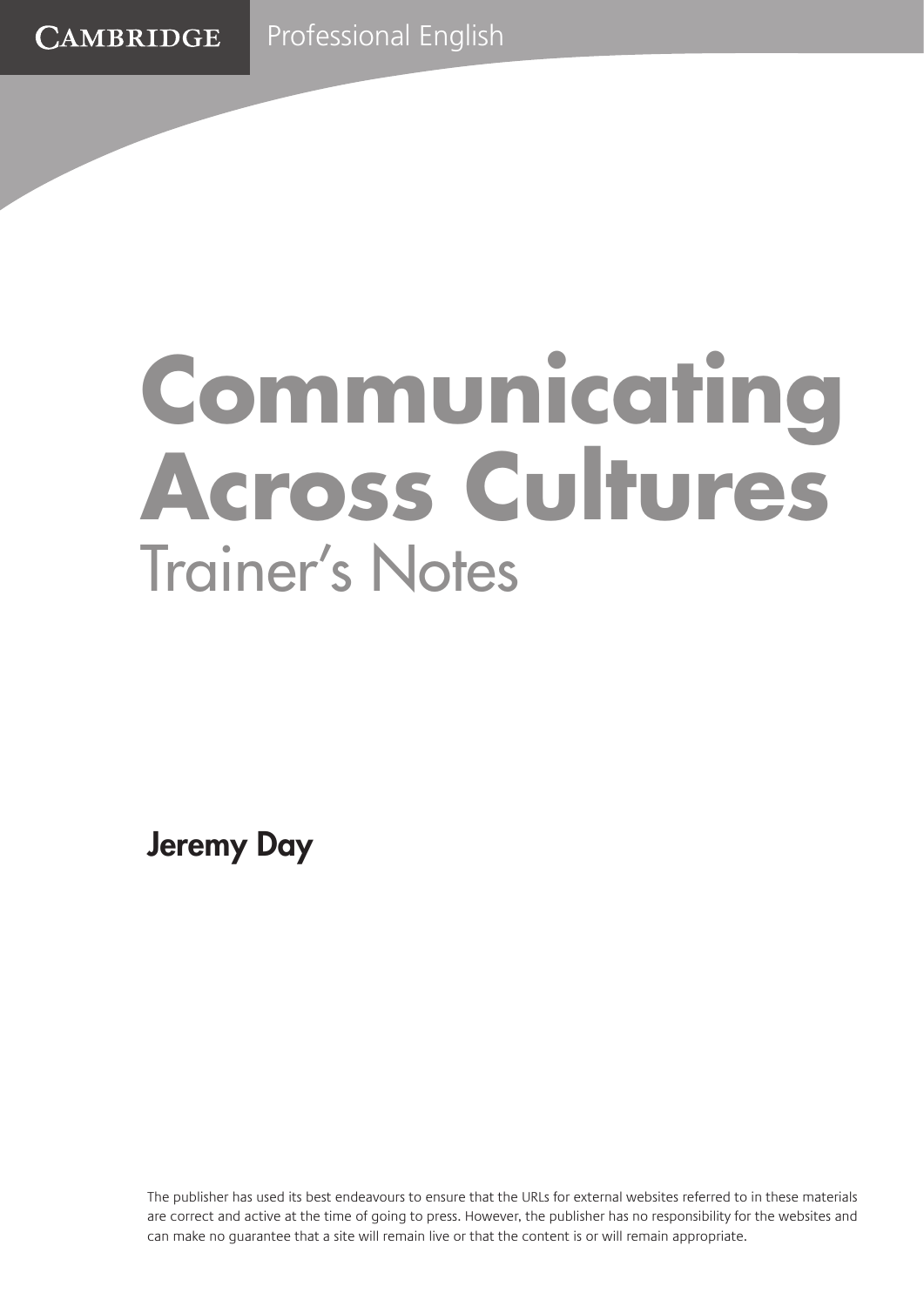CAMBRIDGE Professional English

# Communicating Across Cultures

## Trainer's Notes

**Jeremy Day**

The publisher has used its best endeavours to ensure that the URLs for external websites referred to in these materials are correct and active at the time of going to press. However, the publisher has no responsibility for the websites and can make no guarantee that a site will remain live or that the content is or will remain appropriate.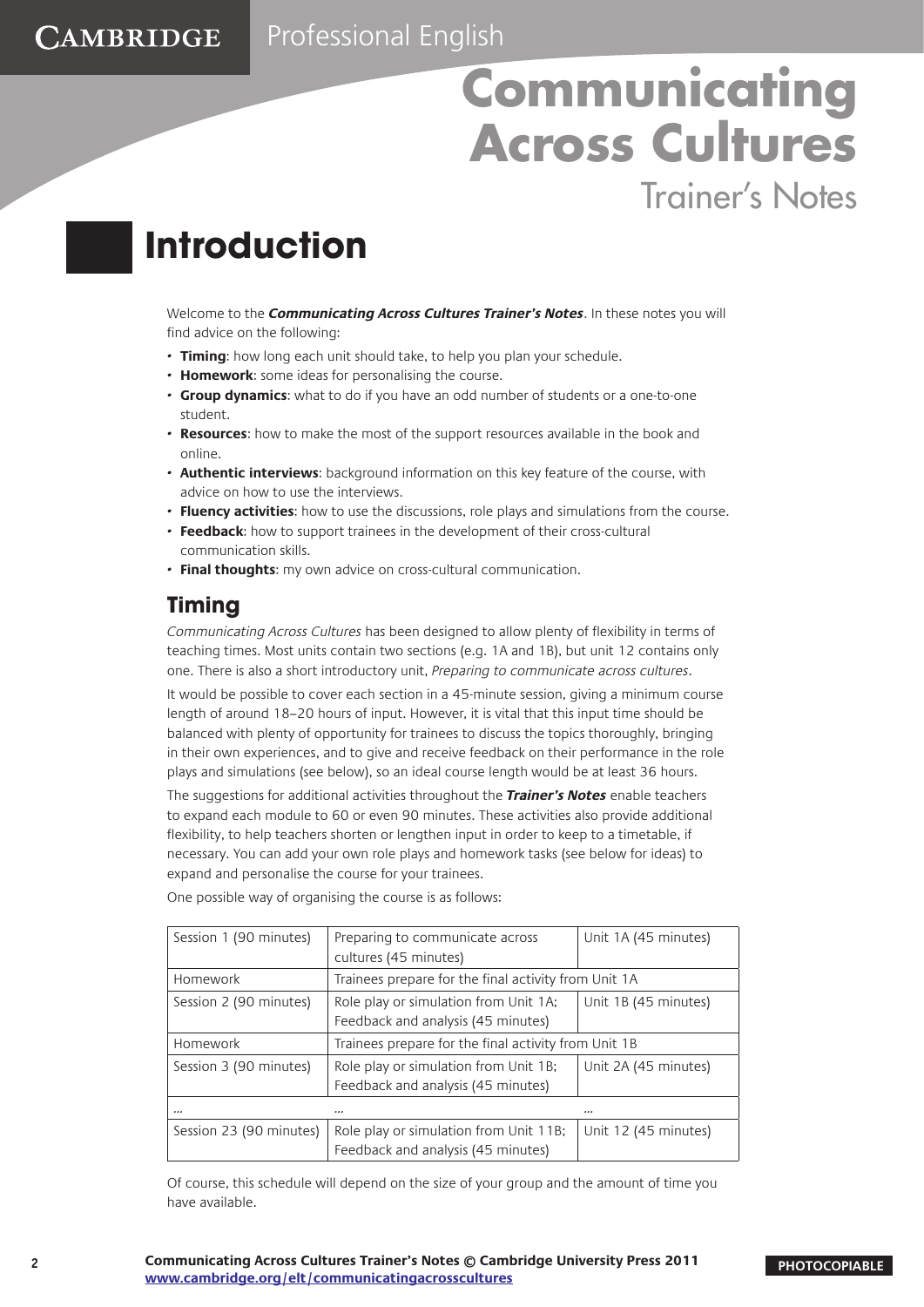# Communicating Across Cultures

## Trainer's Notes

# Introduction

Welcome to the ***Communicating Across Cultures Trainer's Notes***. In these notes you will find advice on the following:

- **Timing**: how long each unit should take, to help you plan your schedule.
- **Homework**: some ideas for personalising the course.
- **Group dynamics**: what to do if you have an odd number of students or a one-to-one student.
- **Resources**: how to make the most of the support resources available in the book and online.
- **Authentic interviews**: background information on this key feature of the course, with advice on how to use the interviews.
- **Fluency activities**: how to use the discussions, role plays and simulations from the course.
- **Feedback**: how to support trainees in the development of their cross-cultural communication skills.
- **Final thoughts**: my own advice on cross-cultural communication.

## Timing

*Communicating Across Cultures* has been designed to allow plenty of flexibility in terms of teaching times. Most units contain two sections (e.g. 1A and 1B), but unit 12 contains only one. There is also a short introductory unit, *Preparing to communicate across cultures*.

It would be possible to cover each section in a 45-minute session, giving a minimum course length of around 18–20 hours of input. However, it is vital that this input time should be balanced with plenty of opportunity for trainees to discuss the topics thoroughly, bringing in their own experiences, and to give and receive feedback on their performance in the role plays and simulations (see below), so an ideal course length would be at least 36 hours.

The suggestions for additional activities throughout the ***Trainer's Notes*** enable teachers to expand each module to 60 or even 90 minutes. These activities also provide additional flexibility, to help teachers shorten or lengthen input in order to keep to a timetable, if necessary. You can add your own role plays and homework tasks (see below for ideas) to expand and personalise the course for your trainees.

One possible way of organising the course is as follows:

| | | |
|---|---|---|
| Session 1 (90 minutes) | Preparing to communicate across cultures (45 minutes) | Unit 1A (45 minutes) |
| Homework | Trainees prepare for the final activity from Unit 1A | |
| Session 2 (90 minutes) | Role play or simulation from Unit 1A; Feedback and analysis (45 minutes) | Unit 1B (45 minutes) |
| Homework | Trainees prepare for the final activity from Unit 1B | |
| Session 3 (90 minutes) | Role play or simulation from Unit 1B; Feedback and analysis (45 minutes) | Unit 2A (45 minutes) |
| ... | ... | ... |
| Session 23 (90 minutes) | Role play or simulation from Unit 11B; Feedback and analysis (45 minutes) | Unit 12 (45 minutes) |

Of course, this schedule will depend on the size of your group and the amount of time you have available.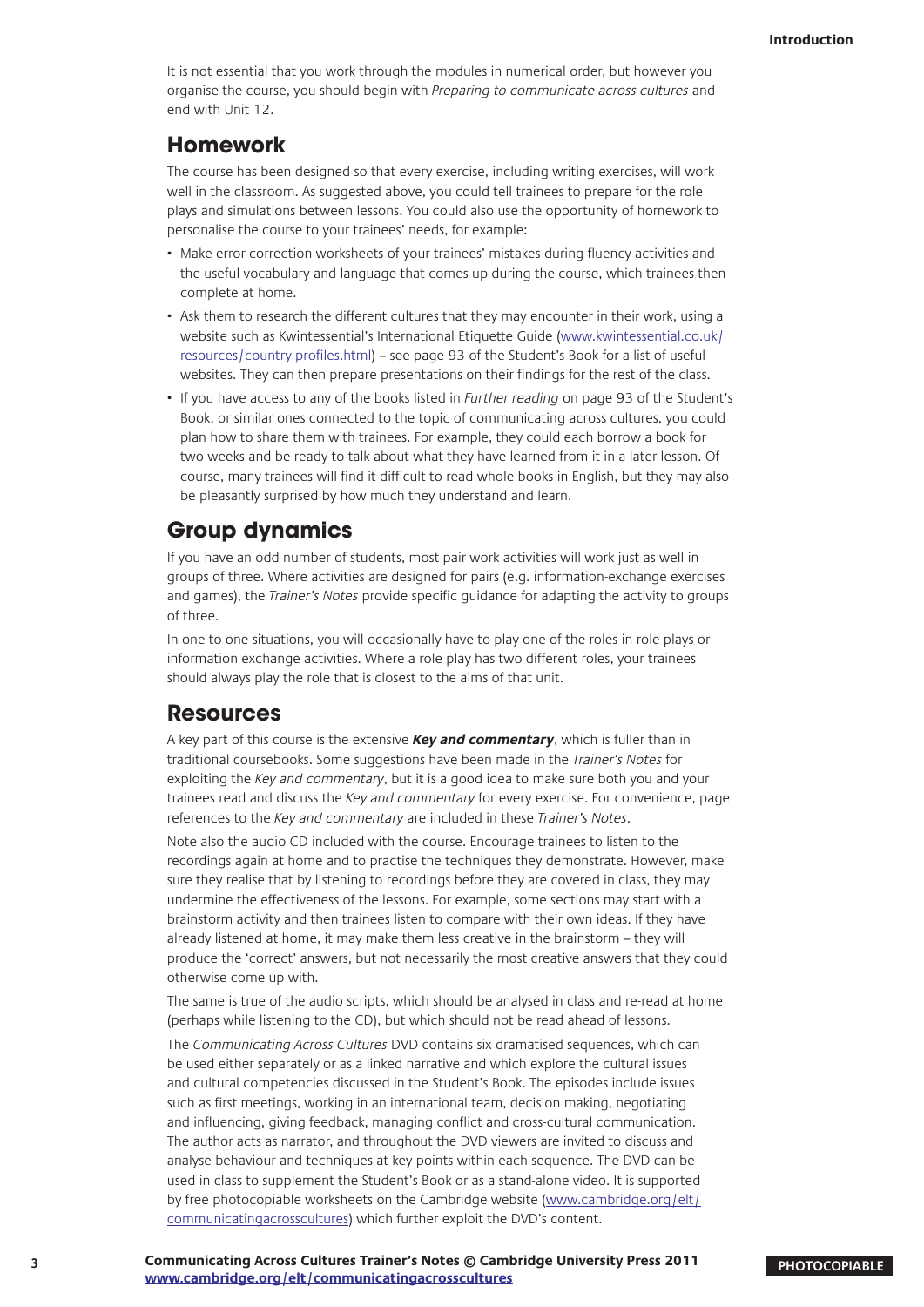It is not essential that you work through the modules in numerical order, but however you organise the course, you should begin with *Preparing to communicate across cultures* and end with Unit 12.

## Homework

The course has been designed so that every exercise, including writing exercises, will work well in the classroom. As suggested above, you could tell trainees to prepare for the role plays and simulations between lessons. You could also use the opportunity of homework to personalise the course to your trainees' needs, for example:

- Make error-correction worksheets of your trainees' mistakes during fluency activities and the useful vocabulary and language that comes up during the course, which trainees then complete at home.
- Ask them to research the different cultures that they may encounter in their work, using a website such as Kwintessential's International Etiquette Guide (www.kwintessential.co.uk/resources/country-profiles.html) – see page 93 of the Student's Book for a list of useful websites. They can then prepare presentations on their findings for the rest of the class.
- If you have access to any of the books listed in *Further reading* on page 93 of the Student's Book, or similar ones connected to the topic of communicating across cultures, you could plan how to share them with trainees. For example, they could each borrow a book for two weeks and be ready to talk about what they have learned from it in a later lesson. Of course, many trainees will find it difficult to read whole books in English, but they may also be pleasantly surprised by how much they understand and learn.

## Group dynamics

If you have an odd number of students, most pair work activities will work just as well in groups of three. Where activities are designed for pairs (e.g. information-exchange exercises and games), the *Trainer's Notes* provide specific guidance for adapting the activity to groups of three.

In one-to-one situations, you will occasionally have to play one of the roles in role plays or information exchange activities. Where a role play has two different roles, your trainees should always play the role that is closest to the aims of that unit.

## Resources

A key part of this course is the extensive ***Key and commentary***, which is fuller than in traditional coursebooks. Some suggestions have been made in the *Trainer's Notes* for exploiting the *Key and commentary*, but it is a good idea to make sure both you and your trainees read and discuss the *Key and commentary* for every exercise. For convenience, page references to the *Key and commentary* are included in these *Trainer's Notes*.

Note also the audio CD included with the course. Encourage trainees to listen to the recordings again at home and to practise the techniques they demonstrate. However, make sure they realise that by listening to recordings before they are covered in class, they may undermine the effectiveness of the lessons. For example, some sections may start with a brainstorm activity and then trainees listen to compare with their own ideas. If they have already listened at home, it may make them less creative in the brainstorm – they will produce the 'correct' answers, but not necessarily the most creative answers that they could otherwise come up with.

The same is true of the audio scripts, which should be analysed in class and re-read at home (perhaps while listening to the CD), but which should not be read ahead of lessons.

The *Communicating Across Cultures* DVD contains six dramatised sequences, which can be used either separately or as a linked narrative and which explore the cultural issues and cultural competencies discussed in the Student's Book. The episodes include issues such as first meetings, working in an international team, decision making, negotiating and influencing, giving feedback, managing conflict and cross-cultural communication. The author acts as narrator, and throughout the DVD viewers are invited to discuss and analyse behaviour and techniques at key points within each sequence. The DVD can be used in class to supplement the Student's Book or as a stand-alone video. It is supported by free photocopiable worksheets on the Cambridge website (www.cambridge.org/elt/communicatingacrosscultures) which further exploit the DVD's content.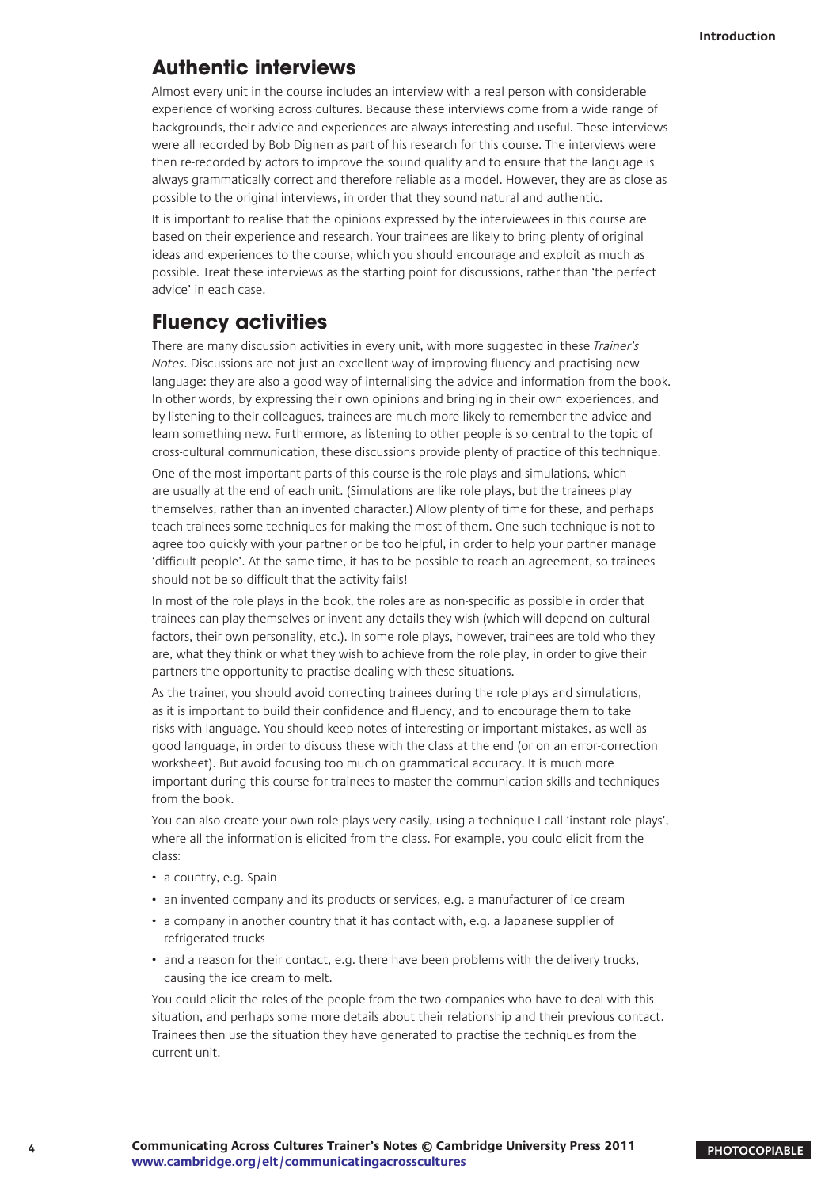## Authentic interviews

Almost every unit in the course includes an interview with a real person with considerable experience of working across cultures. Because these interviews come from a wide range of backgrounds, their advice and experiences are always interesting and useful. These interviews were all recorded by Bob Dignen as part of his research for this course. The interviews were then re-recorded by actors to improve the sound quality and to ensure that the language is always grammatically correct and therefore reliable as a model. However, they are as close as possible to the original interviews, in order that they sound natural and authentic.

It is important to realise that the opinions expressed by the interviewees in this course are based on their experience and research. Your trainees are likely to bring plenty of original ideas and experiences to the course, which you should encourage and exploit as much as possible. Treat these interviews as the starting point for discussions, rather than 'the perfect advice' in each case.

## Fluency activities

There are many discussion activities in every unit, with more suggested in these *Trainer's Notes*. Discussions are not just an excellent way of improving fluency and practising new language; they are also a good way of internalising the advice and information from the book. In other words, by expressing their own opinions and bringing in their own experiences, and by listening to their colleagues, trainees are much more likely to remember the advice and learn something new. Furthermore, as listening to other people is so central to the topic of cross-cultural communication, these discussions provide plenty of practice of this technique.

One of the most important parts of this course is the role plays and simulations, which are usually at the end of each unit. (Simulations are like role plays, but the trainees play themselves, rather than an invented character.) Allow plenty of time for these, and perhaps teach trainees some techniques for making the most of them. One such technique is not to agree too quickly with your partner or be too helpful, in order to help your partner manage 'difficult people'. At the same time, it has to be possible to reach an agreement, so trainees should not be so difficult that the activity fails!

In most of the role plays in the book, the roles are as non-specific as possible in order that trainees can play themselves or invent any details they wish (which will depend on cultural factors, their own personality, etc.). In some role plays, however, trainees are told who they are, what they think or what they wish to achieve from the role play, in order to give their partners the opportunity to practise dealing with these situations.

As the trainer, you should avoid correcting trainees during the role plays and simulations, as it is important to build their confidence and fluency, and to encourage them to take risks with language. You should keep notes of interesting or important mistakes, as well as good language, in order to discuss these with the class at the end (or on an error-correction worksheet). But avoid focusing too much on grammatical accuracy. It is much more important during this course for trainees to master the communication skills and techniques from the book.

You can also create your own role plays very easily, using a technique I call 'instant role plays', where all the information is elicited from the class. For example, you could elicit from the class:

- a country, e.g. Spain
- an invented company and its products or services, e.g. a manufacturer of ice cream
- a company in another country that it has contact with, e.g. a Japanese supplier of refrigerated trucks
- and a reason for their contact, e.g. there have been problems with the delivery trucks, causing the ice cream to melt.

You could elicit the roles of the people from the two companies who have to deal with this situation, and perhaps some more details about their relationship and their previous contact. Trainees then use the situation they have generated to practise the techniques from the current unit.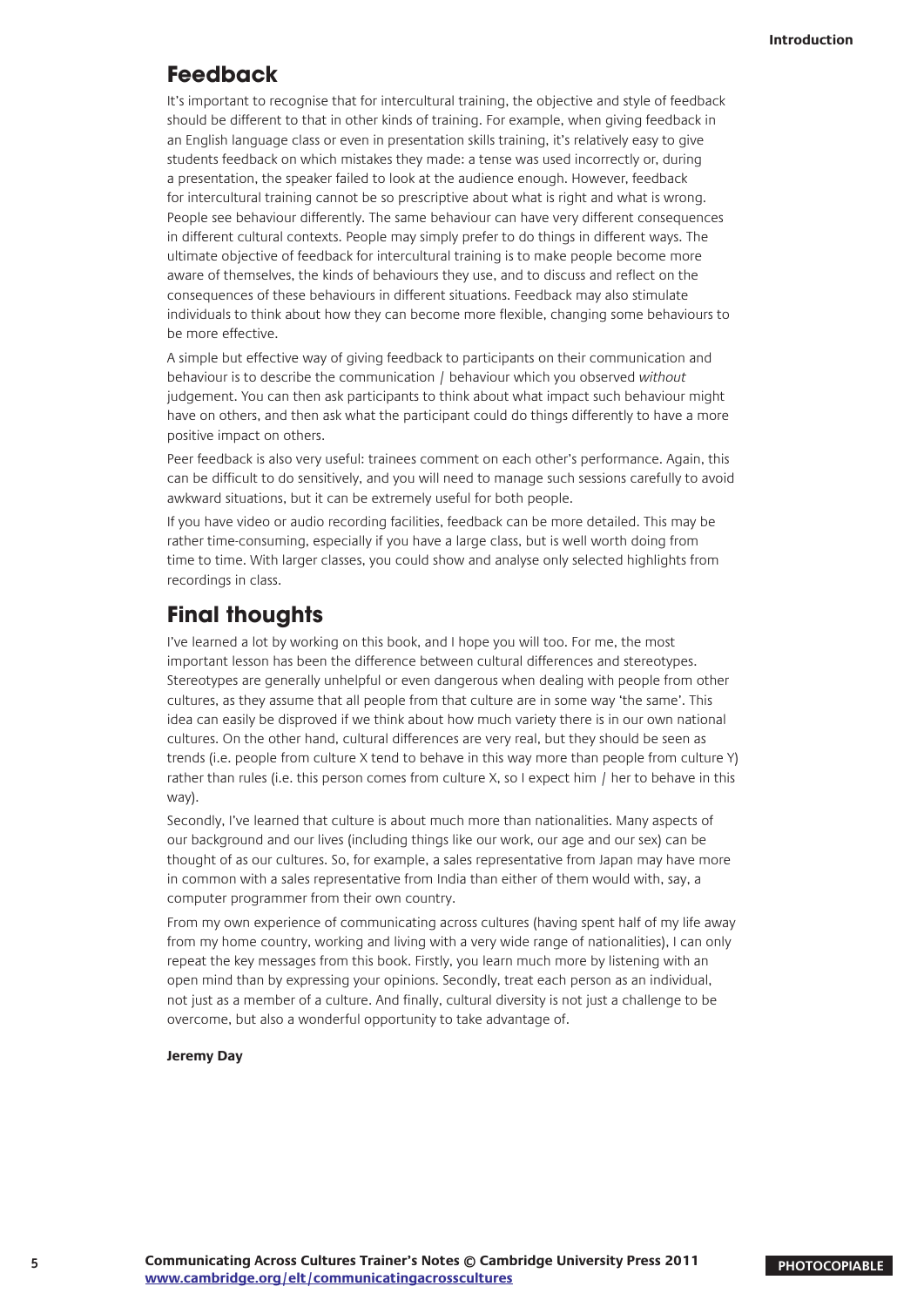## Feedback

It's important to recognise that for intercultural training, the objective and style of feedback should be different to that in other kinds of training. For example, when giving feedback in an English language class or even in presentation skills training, it's relatively easy to give students feedback on which mistakes they made: a tense was used incorrectly or, during a presentation, the speaker failed to look at the audience enough. However, feedback for intercultural training cannot be so prescriptive about what is right and what is wrong. People see behaviour differently. The same behaviour can have very different consequences in different cultural contexts. People may simply prefer to do things in different ways. The ultimate objective of feedback for intercultural training is to make people become more aware of themselves, the kinds of behaviours they use, and to discuss and reflect on the consequences of these behaviours in different situations. Feedback may also stimulate individuals to think about how they can become more flexible, changing some behaviours to be more effective.

A simple but effective way of giving feedback to participants on their communication and behaviour is to describe the communication / behaviour which you observed *without* judgement. You can then ask participants to think about what impact such behaviour might have on others, and then ask what the participant could do things differently to have a more positive impact on others.

Peer feedback is also very useful: trainees comment on each other's performance. Again, this can be difficult to do sensitively, and you will need to manage such sessions carefully to avoid awkward situations, but it can be extremely useful for both people.

If you have video or audio recording facilities, feedback can be more detailed. This may be rather time-consuming, especially if you have a large class, but is well worth doing from time to time. With larger classes, you could show and analyse only selected highlights from recordings in class.

## Final thoughts

I've learned a lot by working on this book, and I hope you will too. For me, the most important lesson has been the difference between cultural differences and stereotypes. Stereotypes are generally unhelpful or even dangerous when dealing with people from other cultures, as they assume that all people from that culture are in some way 'the same'. This idea can easily be disproved if we think about how much variety there is in our own national cultures. On the other hand, cultural differences are very real, but they should be seen as trends (i.e. people from culture X tend to behave in this way more than people from culture Y) rather than rules (i.e. this person comes from culture X, so I expect him / her to behave in this way).

Secondly, I've learned that culture is about much more than nationalities. Many aspects of our background and our lives (including things like our work, our age and our sex) can be thought of as our cultures. So, for example, a sales representative from Japan may have more in common with a sales representative from India than either of them would with, say, a computer programmer from their own country.

From my own experience of communicating across cultures (having spent half of my life away from my home country, working and living with a very wide range of nationalities), I can only repeat the key messages from this book. Firstly, you learn much more by listening with an open mind than by expressing your opinions. Secondly, treat each person as an individual, not just as a member of a culture. And finally, cultural diversity is not just a challenge to be overcome, but also a wonderful opportunity to take advantage of.

**Jeremy Day**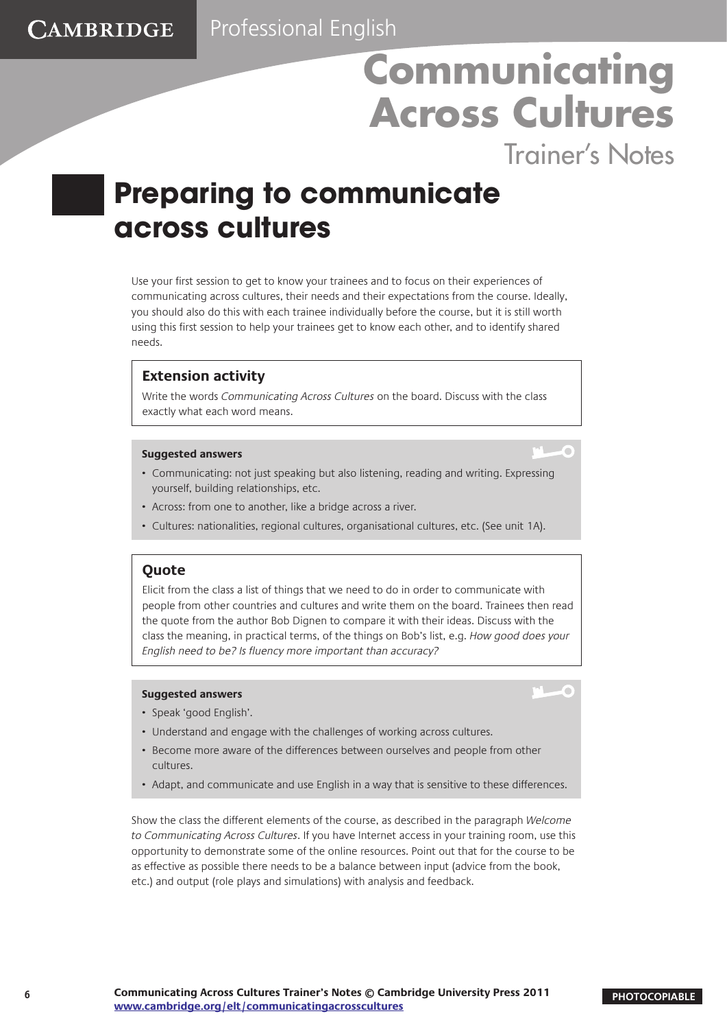# Preparing to communicate across cultures

Use your first session to get to know your trainees and to focus on their experiences of communicating across cultures, their needs and their expectations from the course. Ideally, you should also do this with each trainee individually before the course, but it is still worth using this first session to help your trainees get to know each other, and to identify shared needs.

### Extension activity

Write the words *Communicating Across Cultures* on the board. Discuss with the class exactly what each word means.

**Suggested answers**

- Communicating: not just speaking but also listening, reading and writing. Expressing yourself, building relationships, etc.
- Across: from one to another, like a bridge across a river.
- Cultures: nationalities, regional cultures, organisational cultures, etc. (See unit 1A).

### Quote

Elicit from the class a list of things that we need to do in order to communicate with people from other countries and cultures and write them on the board. Trainees then read the quote from the author Bob Dignen to compare it with their ideas. Discuss with the class the meaning, in practical terms, of the things on Bob's list, e.g. *How good does your English need to be? Is fluency more important than accuracy?*

**Suggested answers**

- Speak 'good English'.
- Understand and engage with the challenges of working across cultures.
- Become more aware of the differences between ourselves and people from other cultures.
- Adapt, and communicate and use English in a way that is sensitive to these differences.

Show the class the different elements of the course, as described in the paragraph *Welcome to Communicating Across Cultures*. If you have Internet access in your training room, use this opportunity to demonstrate some of the online resources. Point out that for the course to be as effective as possible there needs to be a balance between input (advice from the book, etc.) and output (role plays and simulations) with analysis and feedback.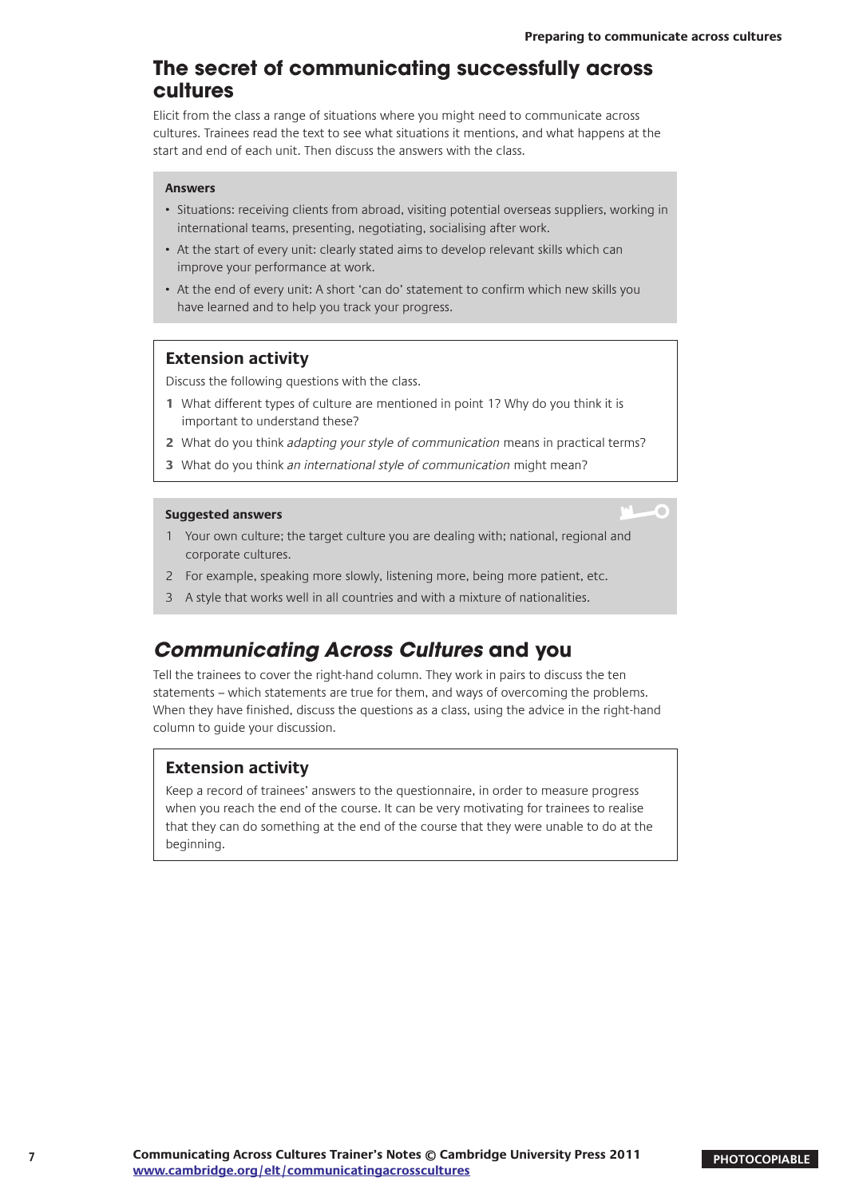## The secret of communicating successfully across cultures

Elicit from the class a range of situations where you might need to communicate across cultures. Trainees read the text to see what situations it mentions, and what happens at the start and end of each unit. Then discuss the answers with the class.

**Answers**

- Situations: receiving clients from abroad, visiting potential overseas suppliers, working in international teams, presenting, negotiating, socialising after work.
- At the start of every unit: clearly stated aims to develop relevant skills which can improve your performance at work.
- At the end of every unit: A short 'can do' statement to confirm which new skills you have learned and to help you track your progress.

### Extension activity

Discuss the following questions with the class.

1. What different types of culture are mentioned in point 1? Why do you think it is important to understand these?
2. What do you think *adapting your style of communication* means in practical terms?
3. What do you think *an international style of communication* might mean?

**Suggested answers**

1. Your own culture; the target culture you are dealing with; national, regional and corporate cultures.
2. For example, speaking more slowly, listening more, being more patient, etc.
3. A style that works well in all countries and with a mixture of nationalities.

## *Communicating Across Cultures* and you

Tell the trainees to cover the right-hand column. They work in pairs to discuss the ten statements – which statements are true for them, and ways of overcoming the problems. When they have finished, discuss the questions as a class, using the advice in the right-hand column to guide your discussion.

### Extension activity

Keep a record of trainees' answers to the questionnaire, in order to measure progress when you reach the end of the course. It can be very motivating for trainees to realise that they can do something at the end of the course that they were unable to do at the beginning.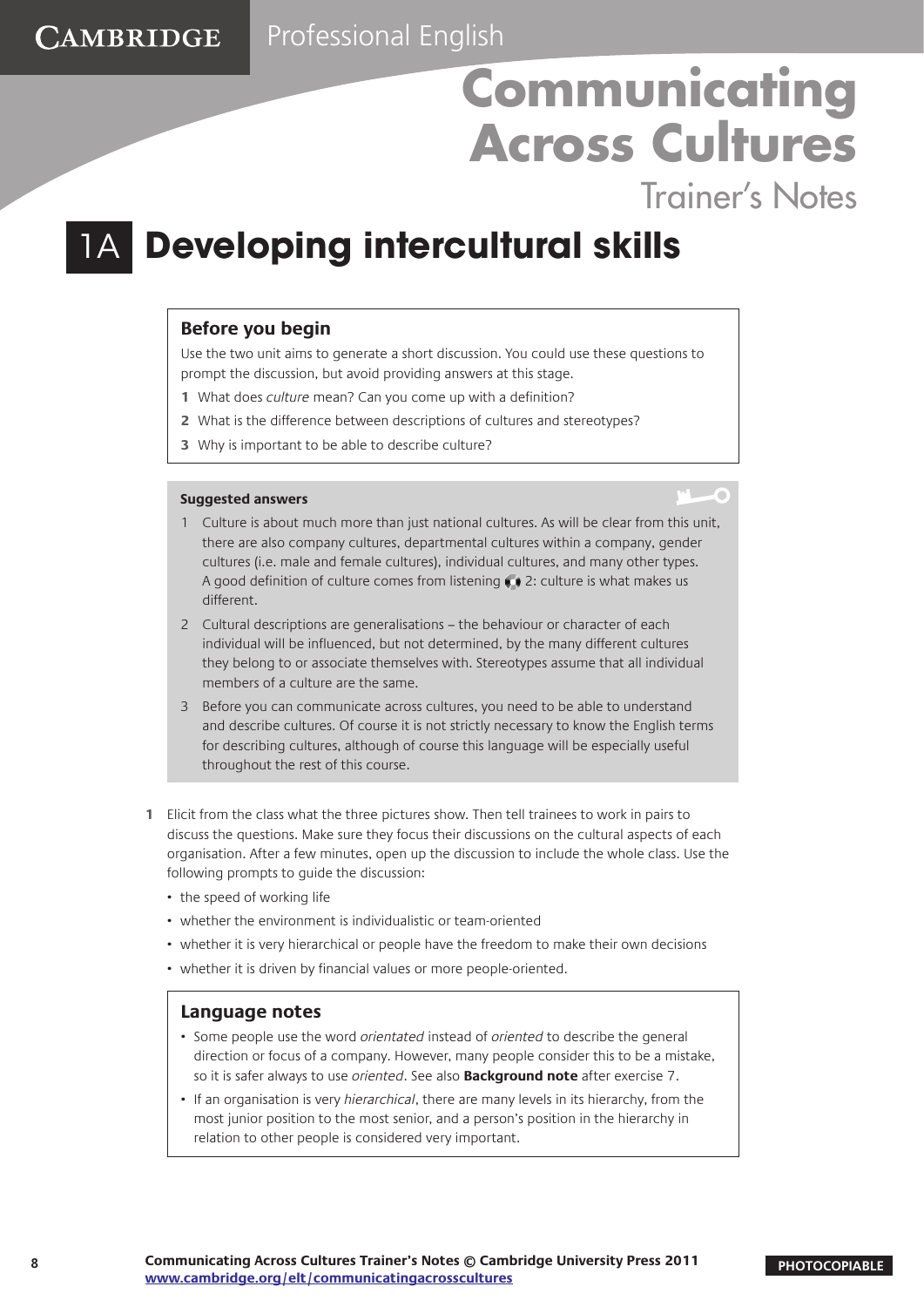# 1A Developing intercultural skills

## Before you begin

Use the two unit aims to generate a short discussion. You could use these questions to prompt the discussion, but avoid providing answers at this stage.

**1** What does *culture* mean? Can you come up with a definition?

**2** What is the difference between descriptions of cultures and stereotypes?

**3** Why is important to be able to describe culture?

**Suggested answers**

1. Culture is about much more than just national cultures. As will be clear from this unit, there are also company cultures, departmental cultures within a company, gender cultures (i.e. male and female cultures), individual cultures, and many other types. A good definition of culture comes from listening 2: culture is what makes us different.
2. Cultural descriptions are generalisations – the behaviour or character of each individual will be influenced, but not determined, by the many different cultures they belong to or associate themselves with. Stereotypes assume that all individual members of a culture are the same.
3. Before you can communicate across cultures, you need to be able to understand and describe cultures. Of course it is not strictly necessary to know the English terms for describing cultures, although of course this language will be especially useful throughout the rest of this course.

**1** Elicit from the class what the three pictures show. Then tell trainees to work in pairs to discuss the questions. Make sure they focus their discussions on the cultural aspects of each organisation. After a few minutes, open up the discussion to include the whole class. Use the following prompts to guide the discussion:

- the speed of working life
- whether the environment is individualistic or team-oriented
- whether it is very hierarchical or people have the freedom to make their own decisions
- whether it is driven by financial values or more people-oriented.

## Language notes

- Some people use the word *orientated* instead of *oriented* to describe the general direction or focus of a company. However, many people consider this to be a mistake, so it is safer always to use *oriented*. See also **Background note** after exercise 7.
- If an organisation is very *hierarchical*, there are many levels in its hierarchy, from the most junior position to the most senior, and a person's position in the hierarchy in relation to other people is considered very important.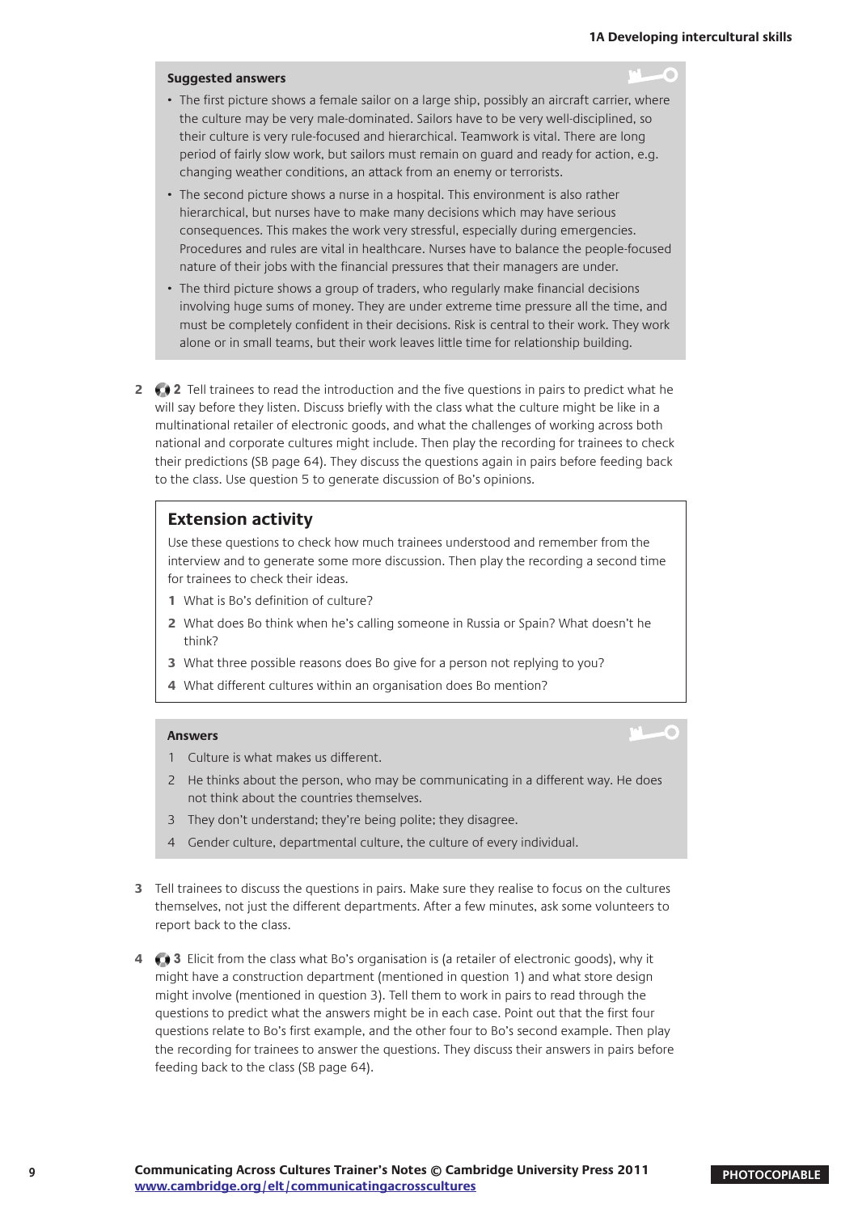**Suggested answers**

- The first picture shows a female sailor on a large ship, possibly an aircraft carrier, where the culture may be very male-dominated. Sailors have to be very well-disciplined, so their culture is very rule-focused and hierarchical. Teamwork is vital. There are long period of fairly slow work, but sailors must remain on guard and ready for action, e.g. changing weather conditions, an attack from an enemy or terrorists.
- The second picture shows a nurse in a hospital. This environment is also rather hierarchical, but nurses have to make many decisions which may have serious consequences. This makes the work very stressful, especially during emergencies. Procedures and rules are vital in healthcare. Nurses have to balance the people-focused nature of their jobs with the financial pressures that their managers are under.
- The third picture shows a group of traders, who regularly make financial decisions involving huge sums of money. They are under extreme time pressure all the time, and must be completely confident in their decisions. Risk is central to their work. They work alone or in small teams, but their work leaves little time for relationship building.

2 **2** Tell trainees to read the introduction and the five questions in pairs to predict what he will say before they listen. Discuss briefly with the class what the culture might be like in a multinational retailer of electronic goods, and what the challenges of working across both national and corporate cultures might include. Then play the recording for trainees to check their predictions (SB page 64). They discuss the questions again in pairs before feeding back to the class. Use question 5 to generate discussion of Bo's opinions.

## Extension activity

Use these questions to check how much trainees understood and remember from the interview and to generate some more discussion. Then play the recording a second time for trainees to check their ideas.

1. What is Bo's definition of culture?
2. What does Bo think when he's calling someone in Russia or Spain? What doesn't he think?
3. What three possible reasons does Bo give for a person not replying to you?
4. What different cultures within an organisation does Bo mention?

**Answers**

1. Culture is what makes us different.
2. He thinks about the person, who may be communicating in a different way. He does not think about the countries themselves.
3. They don't understand; they're being polite; they disagree.
4. Gender culture, departmental culture, the culture of every individual.

3 Tell trainees to discuss the questions in pairs. Make sure they realise to focus on the cultures themselves, not just the different departments. After a few minutes, ask some volunteers to report back to the class.

4 **3** Elicit from the class what Bo's organisation is (a retailer of electronic goods), why it might have a construction department (mentioned in question 1) and what store design might involve (mentioned in question 3). Tell them to work in pairs to read through the questions to predict what the answers might be in each case. Point out that the first four questions relate to Bo's first example, and the other four to Bo's second example. Then play the recording for trainees to answer the questions. They discuss their answers in pairs before feeding back to the class (SB page 64).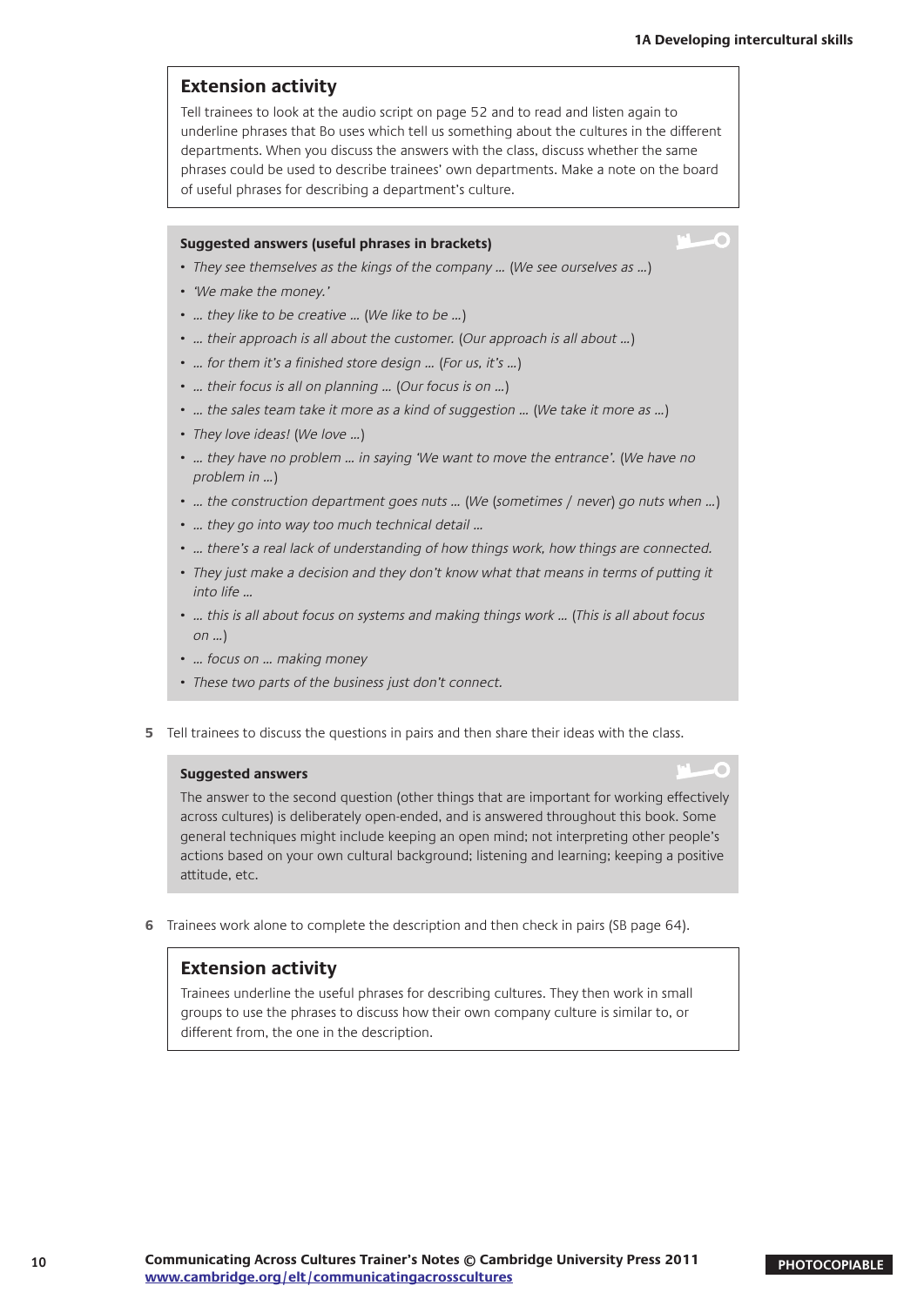## Extension activity

Tell trainees to look at the audio script on page 52 and to read and listen again to underline phrases that Bo uses which tell us something about the cultures in the different departments. When you discuss the answers with the class, discuss whether the same phrases could be used to describe trainees' own departments. Make a note on the board of useful phrases for describing a department's culture.

**Suggested answers (useful phrases in brackets)**

- *They see themselves as the kings of the company …* (*We see ourselves as …*)
- *'We make the money.'*
- *… they like to be creative …* (*We like to be …*)
- *… their approach is all about the customer.* (*Our approach is all about …*)
- *… for them it's a finished store design …* (*For us, it's …*)
- *… their focus is all on planning …* (*Our focus is on …*)
- *… the sales team take it more as a kind of suggestion …* (*We take it more as …*)
- *They love ideas!* (*We love …*)
- *… they have no problem … in saying 'We want to move the entrance'.* (*We have no problem in …*)
- *… the construction department goes nuts …* (*We* (*sometimes / never*) *go nuts when …*)
- *… they go into way too much technical detail …*
- *… there's a real lack of understanding of how things work, how things are connected.*
- *They just make a decision and they don't know what that means in terms of putting it into life …*
- *… this is all about focus on systems and making things work …* (*This is all about focus on …*)
- *… focus on … making money*
- *These two parts of the business just don't connect.*

**5** Tell trainees to discuss the questions in pairs and then share their ideas with the class.

**Suggested answers**

The answer to the second question (other things that are important for working effectively across cultures) is deliberately open-ended, and is answered throughout this book. Some general techniques might include keeping an open mind; not interpreting other people's actions based on your own cultural background; listening and learning; keeping a positive attitude, etc.

**6** Trainees work alone to complete the description and then check in pairs (SB page 64).

## Extension activity

Trainees underline the useful phrases for describing cultures. They then work in small groups to use the phrases to discuss how their own company culture is similar to, or different from, the one in the description.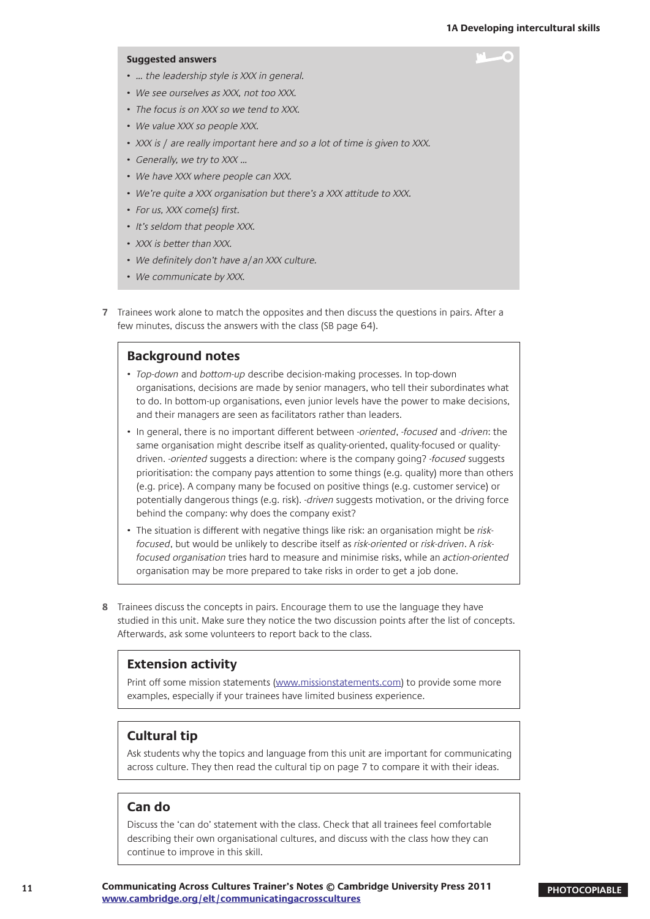**Suggested answers**

- *… the leadership style is XXX in general.*
- *We see ourselves as XXX, not too XXX.*
- *The focus is on XXX so we tend to XXX.*
- *We value XXX so people XXX.*
- *XXX is / are really important here and so a lot of time is given to XXX.*
- *Generally, we try to XXX …*
- *We have XXX where people can XXX.*
- *We're quite a XXX organisation but there's a XXX attitude to XXX.*
- *For us, XXX come(s) first.*
- *It's seldom that people XXX.*
- *XXX is better than XXX.*
- *We definitely don't have a/an XXX culture.*
- *We communicate by XXX.*

**7** Trainees work alone to match the opposites and then discuss the questions in pairs. After a few minutes, discuss the answers with the class (SB page 64).

## Background notes

- *Top-down* and *bottom-up* describe decision-making processes. In top-down organisations, decisions are made by senior managers, who tell their subordinates what to do. In bottom-up organisations, even junior levels have the power to make decisions, and their managers are seen as facilitators rather than leaders.
- In general, there is no important different between *-oriented*, *-focused* and *-driven*: the same organisation might describe itself as quality-oriented, quality-focused or quality-driven. *-oriented* suggests a direction: where is the company going? *-focused* suggests prioritisation: the company pays attention to some things (e.g. quality) more than others (e.g. price). A company many be focused on positive things (e.g. customer service) or potentially dangerous things (e.g. risk). *-driven* suggests motivation, or the driving force behind the company: why does the company exist?
- The situation is different with negative things like risk: an organisation might be *risk-focused*, but would be unlikely to describe itself as *risk-oriented* or *risk-driven*. A *risk-focused organisation* tries hard to measure and minimise risks, while an *action-oriented* organisation may be more prepared to take risks in order to get a job done.

**8** Trainees discuss the concepts in pairs. Encourage them to use the language they have studied in this unit. Make sure they notice the two discussion points after the list of concepts. Afterwards, ask some volunteers to report back to the class.

## Extension activity

Print off some mission statements (www.missionstatements.com) to provide some more examples, especially if your trainees have limited business experience.

## Cultural tip

Ask students why the topics and language from this unit are important for communicating across culture. They then read the cultural tip on page 7 to compare it with their ideas.

## Can do

Discuss the 'can do' statement with the class. Check that all trainees feel comfortable describing their own organisational cultures, and discuss with the class how they can continue to improve in this skill.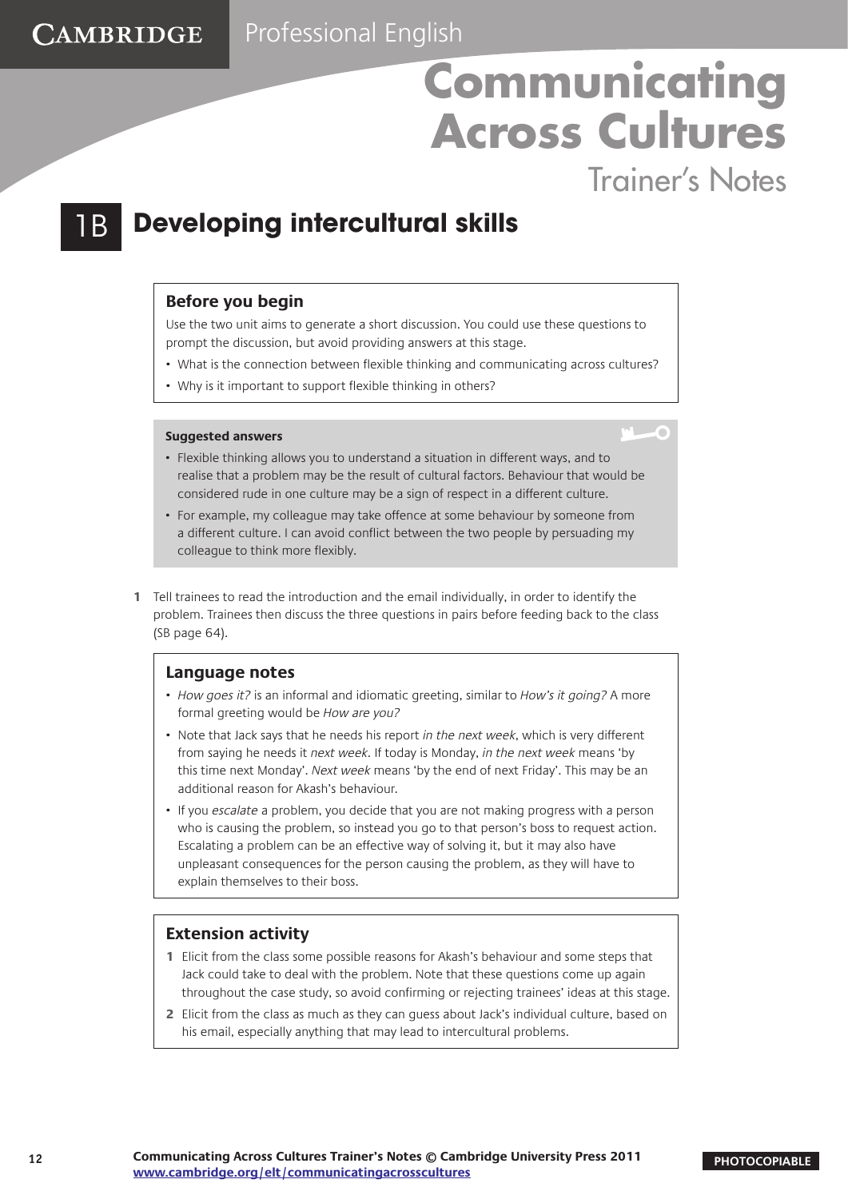# 1B Developing intercultural skills

## Before you begin

Use the two unit aims to generate a short discussion. You could use these questions to prompt the discussion, but avoid providing answers at this stage.

- What is the connection between flexible thinking and communicating across cultures?
- Why is it important to support flexible thinking in others?

**Suggested answers**

- Flexible thinking allows you to understand a situation in different ways, and to realise that a problem may be the result of cultural factors. Behaviour that would be considered rude in one culture may be a sign of respect in a different culture.
- For example, my colleague may take offence at some behaviour by someone from a different culture. I can avoid conflict between the two people by persuading my colleague to think more flexibly.

**1** Tell trainees to read the introduction and the email individually, in order to identify the problem. Trainees then discuss the three questions in pairs before feeding back to the class (SB page 64).

## Language notes

- *How goes it?* is an informal and idiomatic greeting, similar to *How's it going?* A more formal greeting would be *How are you?*
- Note that Jack says that he needs his report *in the next week*, which is very different from saying he needs it *next week*. If today is Monday, *in the next week* means 'by this time next Monday'. *Next week* means 'by the end of next Friday'. This may be an additional reason for Akash's behaviour.
- If you *escalate* a problem, you decide that you are not making progress with a person who is causing the problem, so instead you go to that person's boss to request action. Escalating a problem can be an effective way of solving it, but it may also have unpleasant consequences for the person causing the problem, as they will have to explain themselves to their boss.

## Extension activity

**1** Elicit from the class some possible reasons for Akash's behaviour and some steps that Jack could take to deal with the problem. Note that these questions come up again throughout the case study, so avoid confirming or rejecting trainees' ideas at this stage.

**2** Elicit from the class as much as they can guess about Jack's individual culture, based on his email, especially anything that may lead to intercultural problems.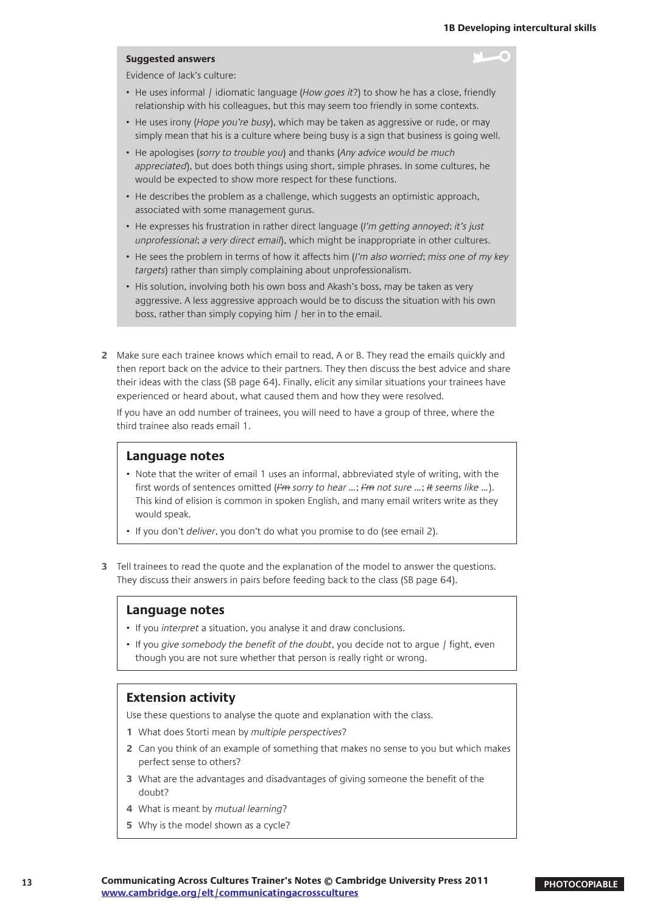**Suggested answers**

Evidence of Jack's culture:

- He uses informal / idiomatic language (*How goes it*?) to show he has a close, friendly relationship with his colleagues, but this may seem too friendly in some contexts.
- He uses irony (*Hope you're busy*), which may be taken as aggressive or rude, or may simply mean that his is a culture where being busy is a sign that business is going well.
- He apologises (*sorry to trouble you*) and thanks (*Any advice would be much appreciated*), but does both things using short, simple phrases. In some cultures, he would be expected to show more respect for these functions.
- He describes the problem as a challenge, which suggests an optimistic approach, associated with some management gurus.
- He expresses his frustration in rather direct language (*I'm getting annoyed*; *it's just unprofessional*; *a very direct email*), which might be inappropriate in other cultures.
- He sees the problem in terms of how it affects him (*I'm also worried*; *miss one of my key targets*) rather than simply complaining about unprofessionalism.
- His solution, involving both his own boss and Akash's boss, may be taken as very aggressive. A less aggressive approach would be to discuss the situation with his own boss, rather than simply copying him / her in to the email.

**2** Make sure each trainee knows which email to read, A or B. They read the emails quickly and then report back on the advice to their partners. They then discuss the best advice and share their ideas with the class (SB page 64). Finally, elicit any similar situations your trainees have experienced or heard about, what caused them and how they were resolved.

If you have an odd number of trainees, you will need to have a group of three, where the third trainee also reads email 1.

## Language notes

- Note that the writer of email 1 uses an informal, abbreviated style of writing, with the first words of sentences omitted (~~*I'm*~~ *sorry to hear* …; ~~*I'm*~~ *not sure* …; ~~*It*~~ *seems like* …). This kind of elision is common in spoken English, and many email writers write as they would speak.
- If you don't *deliver*, you don't do what you promise to do (see email 2).

**3** Tell trainees to read the quote and the explanation of the model to answer the questions. They discuss their answers in pairs before feeding back to the class (SB page 64).

## Language notes

- If you *interpret* a situation, you analyse it and draw conclusions.
- If you *give somebody the benefit of the doubt*, you decide not to argue / fight, even though you are not sure whether that person is really right or wrong.

## Extension activity

Use these questions to analyse the quote and explanation with the class.

1. What does Storti mean by *multiple perspectives*?
2. Can you think of an example of something that makes no sense to you but which makes perfect sense to others?
3. What are the advantages and disadvantages of giving someone the benefit of the doubt?
4. What is meant by *mutual learning*?
5. Why is the model shown as a cycle?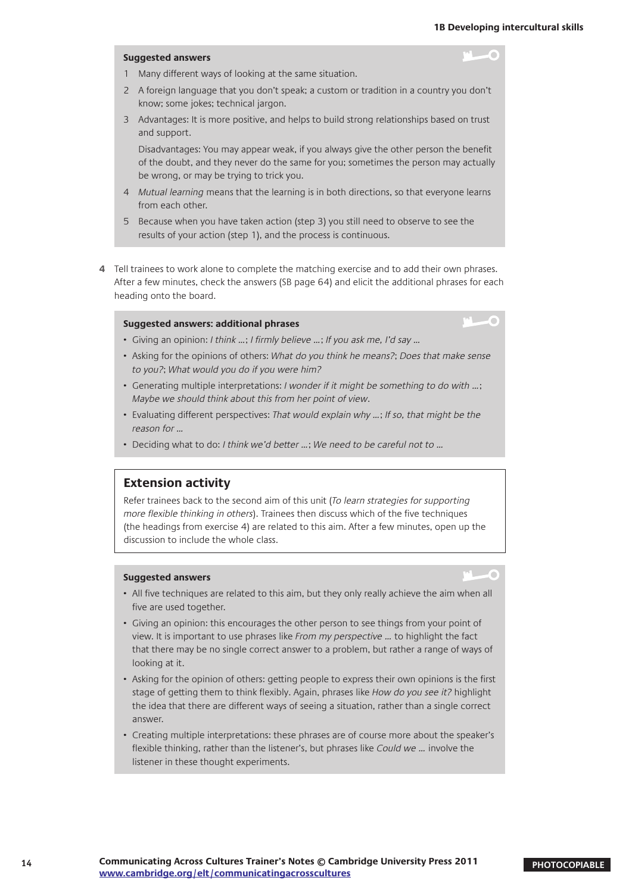#### Suggested answers

1 Many different ways of looking at the same situation.
2 A foreign language that you don't speak; a custom or tradition in a country you don't know; some jokes; technical jargon.
3 Advantages: It is more positive, and helps to build strong relationships based on trust and support.

   Disadvantages: You may appear weak, if you always give the other person the benefit of the doubt, and they never do the same for you; sometimes the person may actually be wrong, or may be trying to trick you.
4 *Mutual learning* means that the learning is in both directions, so that everyone learns from each other.
5 Because when you have taken action (step 3) you still need to observe to see the results of your action (step 1), and the process is continuous.

**4** Tell trainees to work alone to complete the matching exercise and to add their own phrases. After a few minutes, check the answers (SB page 64) and elicit the additional phrases for each heading onto the board.

#### Suggested answers: additional phrases

- Giving an opinion: *I think …*; *I firmly believe …*; *If you ask me, I'd say …*
- Asking for the opinions of others: *What do you think he means?*; *Does that make sense to you?*; *What would you do if you were him?*
- Generating multiple interpretations: *I wonder if it might be something to do with …*; *Maybe we should think about this from her point of view*.
- Evaluating different perspectives: *That would explain why …*; *If so, that might be the reason for …*
- Deciding what to do: *I think we'd better …*; *We need to be careful not to …*

## Extension activity

Refer trainees back to the second aim of this unit (*To learn strategies for supporting more flexible thinking in others*). Trainees then discuss which of the five techniques (the headings from exercise 4) are related to this aim. After a few minutes, open up the discussion to include the whole class.

#### Suggested answers

- All five techniques are related to this aim, but they only really achieve the aim when all five are used together.
- Giving an opinion: this encourages the other person to see things from your point of view. It is important to use phrases like *From my perspective …* to highlight the fact that there may be no single correct answer to a problem, but rather a range of ways of looking at it.
- Asking for the opinion of others: getting people to express their own opinions is the first stage of getting them to think flexibly. Again, phrases like *How do you see it?* highlight the idea that there are different ways of seeing a situation, rather than a single correct answer.
- Creating multiple interpretations: these phrases are of course more about the speaker's flexible thinking, rather than the listener's, but phrases like *Could we …* involve the listener in these thought experiments.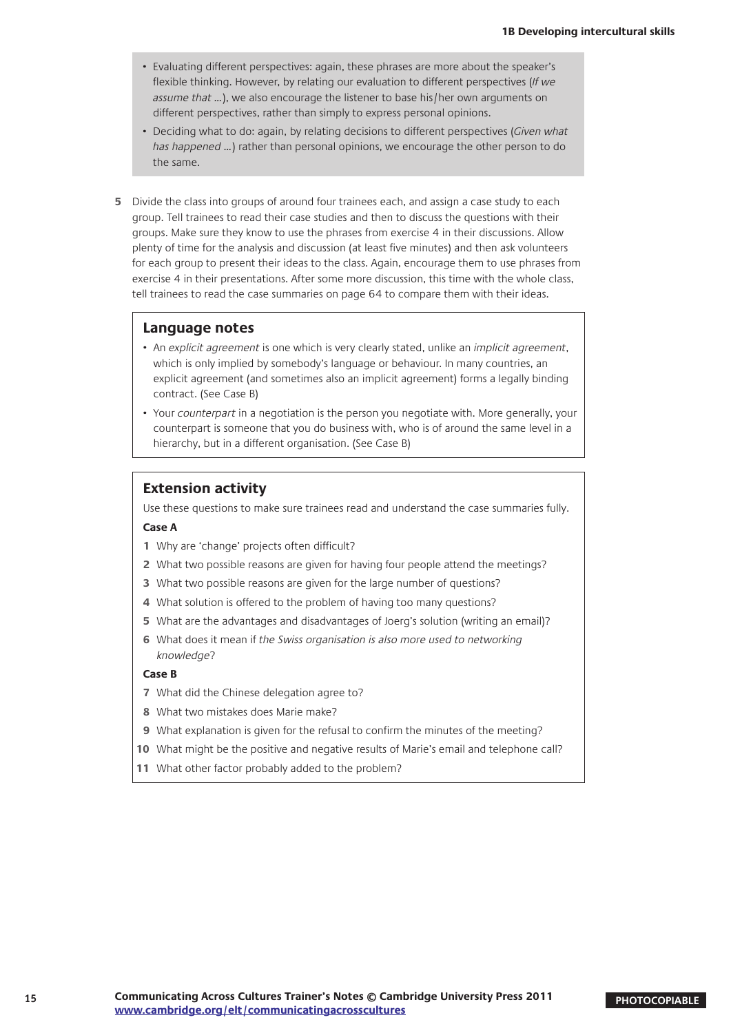- Evaluating different perspectives: again, these phrases are more about the speaker's flexible thinking. However, by relating our evaluation to different perspectives (*If we assume that ...*), we also encourage the listener to base his/her own arguments on different perspectives, rather than simply to express personal opinions.
- Deciding what to do: again, by relating decisions to different perspectives (*Given what has happened ...*) rather than personal opinions, we encourage the other person to do the same.

**5** Divide the class into groups of around four trainees each, and assign a case study to each group. Tell trainees to read their case studies and then to discuss the questions with their groups. Make sure they know to use the phrases from exercise 4 in their discussions. Allow plenty of time for the analysis and discussion (at least five minutes) and then ask volunteers for each group to present their ideas to the class. Again, encourage them to use phrases from exercise 4 in their presentations. After some more discussion, this time with the whole class, tell trainees to read the case summaries on page 64 to compare them with their ideas.

## Language notes

- An *explicit agreement* is one which is very clearly stated, unlike an *implicit agreement*, which is only implied by somebody's language or behaviour. In many countries, an explicit agreement (and sometimes also an implicit agreement) forms a legally binding contract. (See Case B)
- Your *counterpart* in a negotiation is the person you negotiate with. More generally, your counterpart is someone that you do business with, who is of around the same level in a hierarchy, but in a different organisation. (See Case B)

## Extension activity

Use these questions to make sure trainees read and understand the case summaries fully.

**Case A**

1. Why are 'change' projects often difficult?
2. What two possible reasons are given for having four people attend the meetings?
3. What two possible reasons are given for the large number of questions?
4. What solution is offered to the problem of having too many questions?
5. What are the advantages and disadvantages of Joerg's solution (writing an email)?
6. What does it mean if *the Swiss organisation is also more used to networking knowledge*?

**Case B**

7. What did the Chinese delegation agree to?
8. What two mistakes does Marie make?
9. What explanation is given for the refusal to confirm the minutes of the meeting?
10. What might be the positive and negative results of Marie's email and telephone call?
11. What other factor probably added to the problem?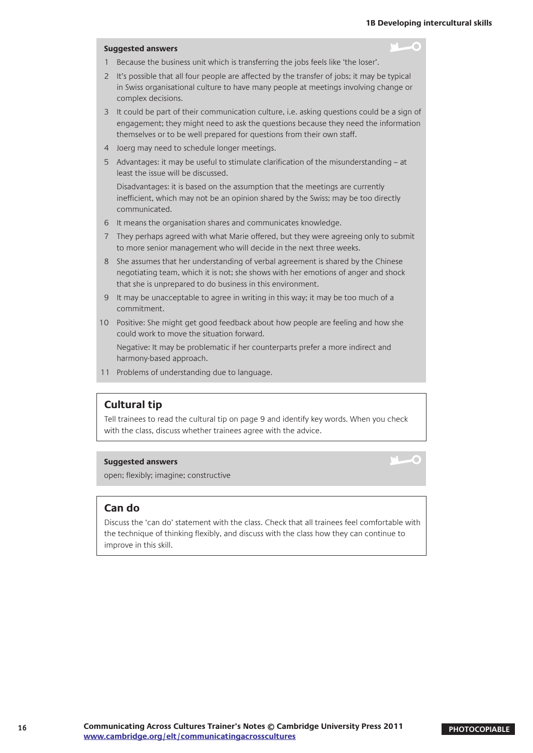**Suggested answers**

1. Because the business unit which is transferring the jobs feels like 'the loser'.
2. It's possible that all four people are affected by the transfer of jobs; it may be typical in Swiss organisational culture to have many people at meetings involving change or complex decisions.
3. It could be part of their communication culture, i.e. asking questions could be a sign of engagement; they might need to ask the questions because they need the information themselves or to be well prepared for questions from their own staff.
4. Joerg may need to schedule longer meetings.
5. Advantages: it may be useful to stimulate clarification of the misunderstanding – at least the issue will be discussed.

   Disadvantages: it is based on the assumption that the meetings are currently inefficient, which may not be an opinion shared by the Swiss; may be too directly communicated.
6. It means the organisation shares and communicates knowledge.
7. They perhaps agreed with what Marie offered, but they were agreeing only to submit to more senior management who will decide in the next three weeks.
8. She assumes that her understanding of verbal agreement is shared by the Chinese negotiating team, which it is not; she shows with her emotions of anger and shock that she is unprepared to do business in this environment.
9. It may be unacceptable to agree in writing in this way; it may be too much of a commitment.
10. Positive: She might get good feedback about how people are feeling and how she could work to move the situation forward.

    Negative: It may be problematic if her counterparts prefer a more indirect and harmony-based approach.
11. Problems of understanding due to language.

## Cultural tip

Tell trainees to read the cultural tip on page 9 and identify key words. When you check with the class, discuss whether trainees agree with the advice.

**Suggested answers**

open; flexibly; imagine; constructive

## Can do

Discuss the 'can do' statement with the class. Check that all trainees feel comfortable with the technique of thinking flexibly, and discuss with the class how they can continue to improve in this skill.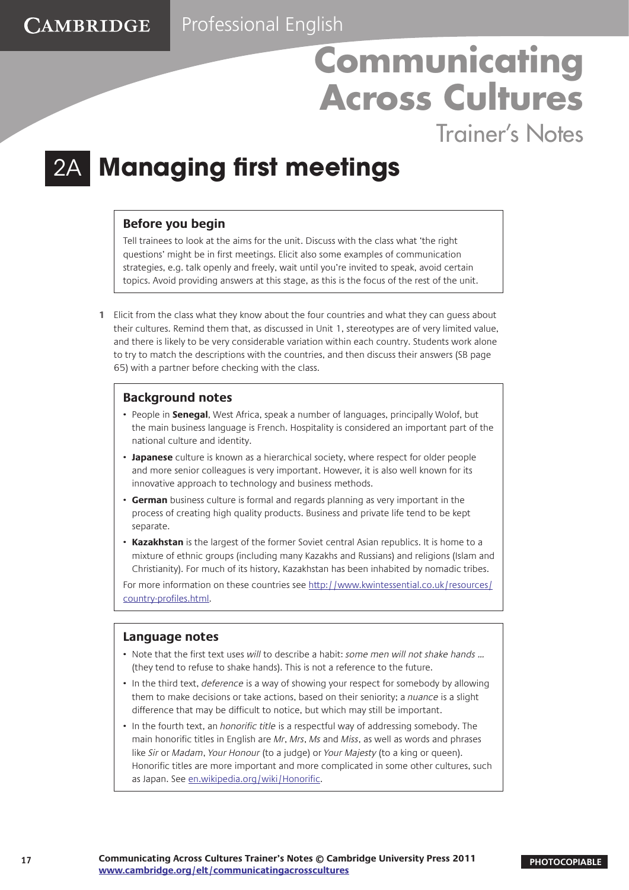# 2A Managing first meetings

### Before you begin

Tell trainees to look at the aims for the unit. Discuss with the class what 'the right questions' might be in first meetings. Elicit also some examples of communication strategies, e.g. talk openly and freely, wait until you're invited to speak, avoid certain topics. Avoid providing answers at this stage, as this is the focus of the rest of the unit.

**1** Elicit from the class what they know about the four countries and what they can guess about their cultures. Remind them that, as discussed in Unit 1, stereotypes are of very limited value, and there is likely to be very considerable variation within each country. Students work alone to try to match the descriptions with the countries, and then discuss their answers (SB page 65) with a partner before checking with the class.

### Background notes

- People in **Senegal**, West Africa, speak a number of languages, principally Wolof, but the main business language is French. Hospitality is considered an important part of the national culture and identity.
- **Japanese** culture is known as a hierarchical society, where respect for older people and more senior colleagues is very important. However, it is also well known for its innovative approach to technology and business methods.
- **German** business culture is formal and regards planning as very important in the process of creating high quality products. Business and private life tend to be kept separate.
- **Kazakhstan** is the largest of the former Soviet central Asian republics. It is home to a mixture of ethnic groups (including many Kazakhs and Russians) and religions (Islam and Christianity). For much of its history, Kazakhstan has been inhabited by nomadic tribes.

For more information on these countries see http://www.kwintessential.co.uk/resources/country-profiles.html.

### Language notes

- Note that the first text uses *will* to describe a habit: *some men will not shake hands ...* (they tend to refuse to shake hands). This is not a reference to the future.
- In the third text, *deference* is a way of showing your respect for somebody by allowing them to make decisions or take actions, based on their seniority; a *nuance* is a slight difference that may be difficult to notice, but which may still be important.
- In the fourth text, an *honorific title* is a respectful way of addressing somebody. The main honorific titles in English are *Mr*, *Mrs*, *Ms* and *Miss*, as well as words and phrases like *Sir* or *Madam*, *Your Honour* (to a judge) or *Your Majesty* (to a king or queen). Honorific titles are more important and more complicated in some other cultures, such as Japan. See en.wikipedia.org/wiki/Honorific.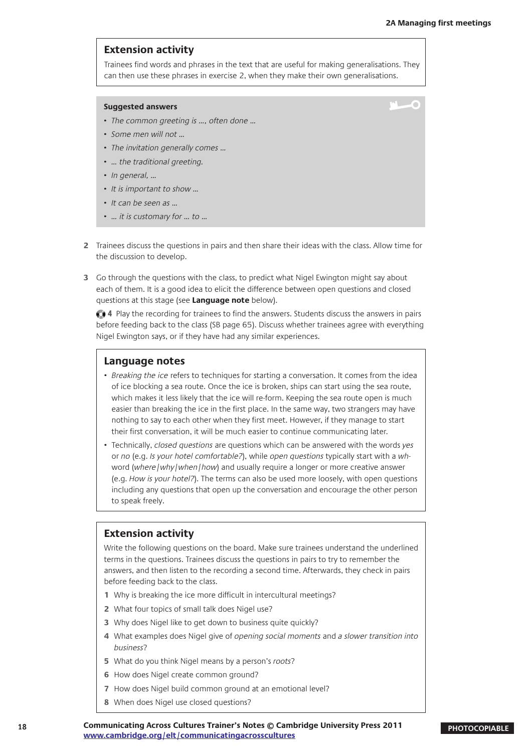### Extension activity

Trainees find words and phrases in the text that are useful for making generalisations. They can then use these phrases in exercise 2, when they make their own generalisations.

**Suggested answers**

- *The common greeting is ..., often done ...*
- *Some men will not ...*
- *The invitation generally comes ...*
- *... the traditional greeting.*
- *In general, ...*
- *It is important to show ...*
- *It can be seen as ...*
- *... it is customary for ... to ...*

**2** Trainees discuss the questions in pairs and then share their ideas with the class. Allow time for the discussion to develop.

**3** Go through the questions with the class, to predict what Nigel Ewington might say about each of them. It is a good idea to elicit the difference between open questions and closed questions at this stage (see **Language note** below).

**4** Play the recording for trainees to find the answers. Students discuss the answers in pairs before feeding back to the class (SB page 65). Discuss whether trainees agree with everything Nigel Ewington says, or if they have had any similar experiences.

### Language notes

- *Breaking the ice* refers to techniques for starting a conversation. It comes from the idea of ice blocking a sea route. Once the ice is broken, ships can start using the sea route, which makes it less likely that the ice will re-form. Keeping the sea route open is much easier than breaking the ice in the first place. In the same way, two strangers may have nothing to say to each other when they first meet. However, if they manage to start their first conversation, it will be much easier to continue communicating later.
- Technically, *closed questions* are questions which can be answered with the words *yes* or *no* (e.g. *Is your hotel comfortable?*), while *open questions* typically start with a *wh-* word (*where/why/when/how*) and usually require a longer or more creative answer (e.g. *How is your hotel?*). The terms can also be used more loosely, with open questions including any questions that open up the conversation and encourage the other person to speak freely.

### Extension activity

Write the following questions on the board. Make sure trainees understand the underlined terms in the questions. Trainees discuss the questions in pairs to try to remember the answers, and then listen to the recording a second time. Afterwards, they check in pairs before feeding back to the class.

1. Why is breaking the ice more difficult in intercultural meetings?
2. What four topics of small talk does Nigel use?
3. Why does Nigel like to get down to business quite quickly?
4. What examples does Nigel give of *opening social moments* and *a slower transition into business*?
5. What do you think Nigel means by a person's *roots*?
6. How does Nigel create common ground?
7. How does Nigel build common ground at an emotional level?
8. When does Nigel use closed questions?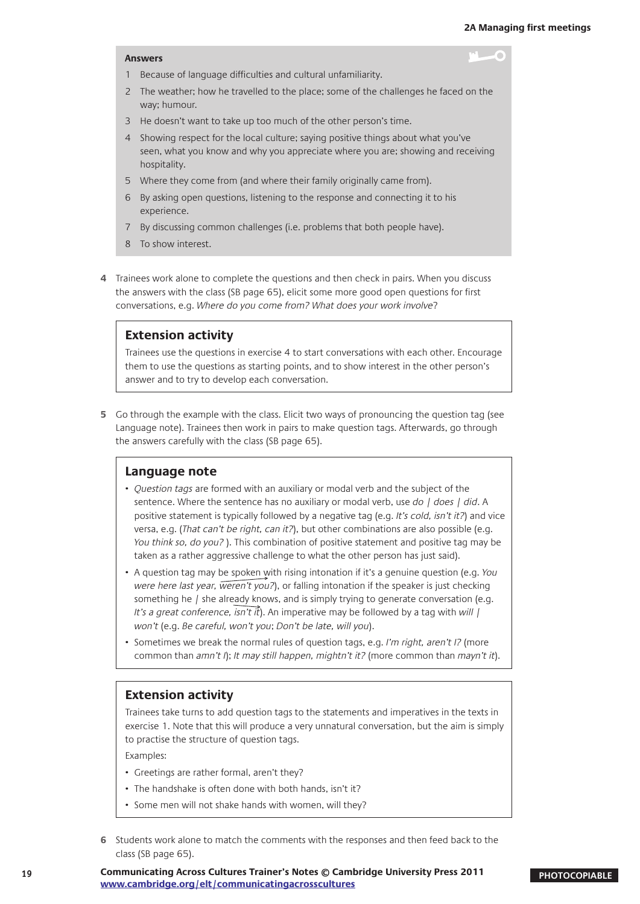**Answers**

1 Because of language difficulties and cultural unfamiliarity.
2 The weather; how he travelled to the place; some of the challenges he faced on the way; humour.
3 He doesn't want to take up too much of the other person's time.
4 Showing respect for the local culture; saying positive things about what you've seen, what you know and why you appreciate where you are; showing and receiving hospitality.
5 Where they come from (and where their family originally came from).
6 By asking open questions, listening to the response and connecting it to his experience.
7 By discussing common challenges (i.e. problems that both people have).
8 To show interest.

**4** Trainees work alone to complete the questions and then check in pairs. When you discuss the answers with the class (SB page 65), elicit some more good open questions for first conversations, e.g. *Where do you come from? What does your work involve*?

## Extension activity

Trainees use the questions in exercise 4 to start conversations with each other. Encourage them to use the questions as starting points, and to show interest in the other person's answer and to try to develop each conversation.

**5** Go through the example with the class. Elicit two ways of pronouncing the question tag (see Language note). Trainees then work in pairs to make question tags. Afterwards, go through the answers carefully with the class (SB page 65).

## Language note

- *Question tags* are formed with an auxiliary or modal verb and the subject of the sentence. Where the sentence has no auxiliary or modal verb, use *do* / *does* / *did*. A positive statement is typically followed by a negative tag (e.g. *It's cold, isn't it?*) and vice versa, e.g. (*That can't be right, can it?*), but other combinations are also possible (e.g. *You think so, do you?* ). This combination of positive statement and positive tag may be taken as a rather aggressive challenge to what the other person has just said).
- A question tag may be spoken with rising intonation if it's a genuine question (e.g. *You were here last year, weren't you?*), or falling intonation if the speaker is just checking something he / she already knows, and is simply trying to generate conversation (e.g. *It's a great conference, isn't it*). An imperative may be followed by a tag with *will* / *won't* (e.g. *Be careful, won't you*; *Don't be late, will you*).
- Sometimes we break the normal rules of question tags, e.g. *I'm right, aren't I?* (more common than *amn't I*); *It may still happen, mightn't it?* (more common than *mayn't it*).

## Extension activity

Trainees take turns to add question tags to the statements and imperatives in the texts in exercise 1. Note that this will produce a very unnatural conversation, but the aim is simply to practise the structure of question tags.

Examples:

- Greetings are rather formal, aren't they?
- The handshake is often done with both hands, isn't it?
- Some men will not shake hands with women, will they?

**6** Students work alone to match the comments with the responses and then feed back to the class (SB page 65).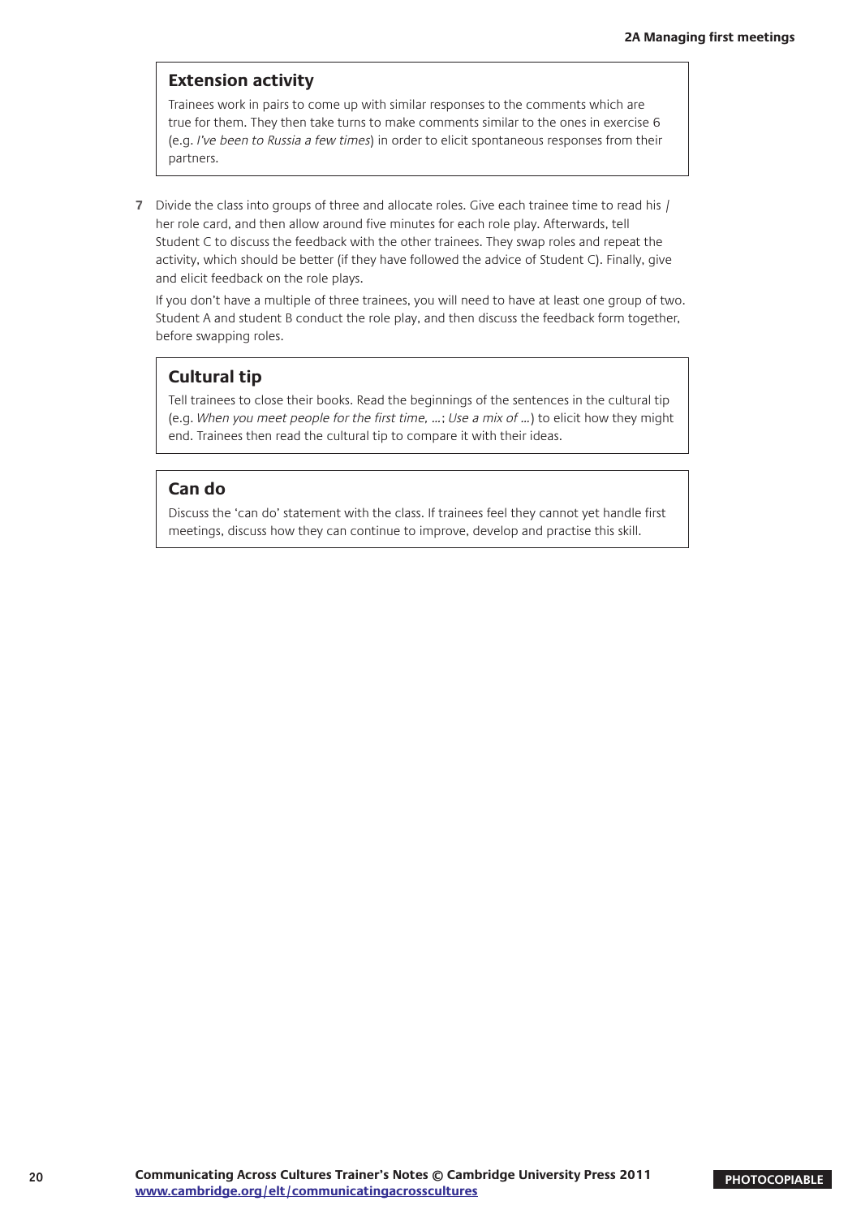## Extension activity

Trainees work in pairs to come up with similar responses to the comments which are true for them. They then take turns to make comments similar to the ones in exercise 6 (e.g. *I've been to Russia a few times*) in order to elicit spontaneous responses from their partners.

**7** Divide the class into groups of three and allocate roles. Give each trainee time to read his / her role card, and then allow around five minutes for each role play. Afterwards, tell Student C to discuss the feedback with the other trainees. They swap roles and repeat the activity, which should be better (if they have followed the advice of Student C). Finally, give and elicit feedback on the role plays.

If you don't have a multiple of three trainees, you will need to have at least one group of two. Student A and student B conduct the role play, and then discuss the feedback form together, before swapping roles.

## Cultural tip

Tell trainees to close their books. Read the beginnings of the sentences in the cultural tip (e.g. *When you meet people for the first time, …*; *Use a mix of …*) to elicit how they might end. Trainees then read the cultural tip to compare it with their ideas.

## Can do

Discuss the 'can do' statement with the class. If trainees feel they cannot yet handle first meetings, discuss how they can continue to improve, develop and practise this skill.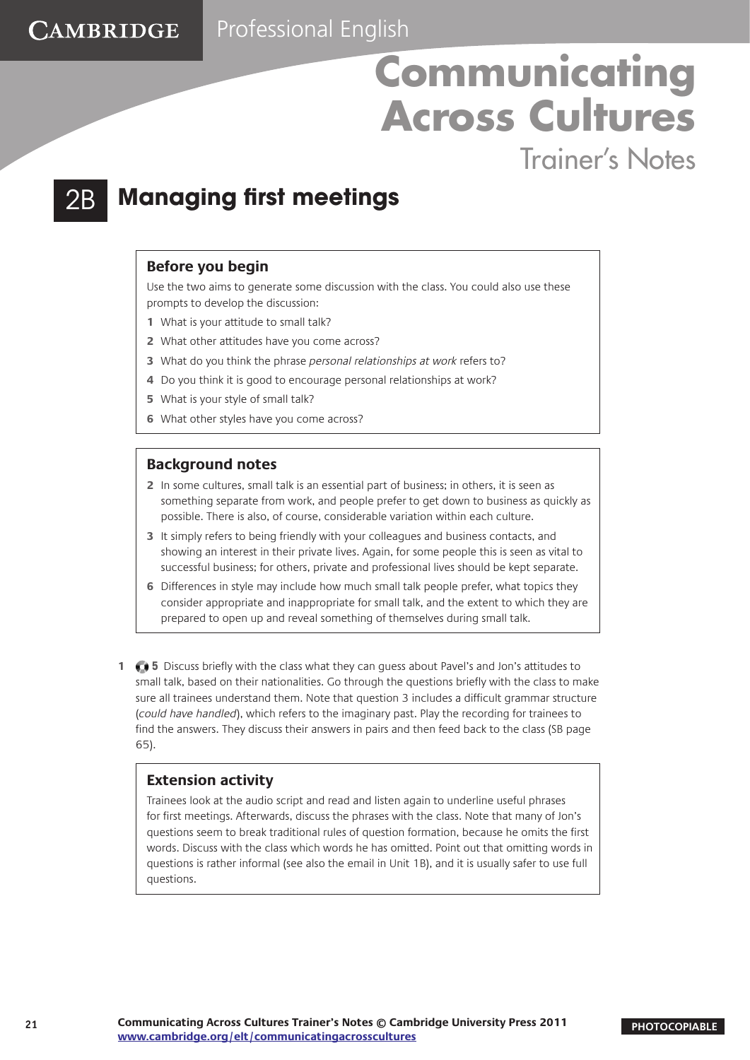# 2B Managing first meetings

### Before you begin

Use the two aims to generate some discussion with the class. You could also use these prompts to develop the discussion:

1. What is your attitude to small talk?
2. What other attitudes have you come across?
3. What do you think the phrase *personal relationships at work* refers to?
4. Do you think it is good to encourage personal relationships at work?
5. What is your style of small talk?
6. What other styles have you come across?

### Background notes

**2** In some cultures, small talk is an essential part of business; in others, it is seen as something separate from work, and people prefer to get down to business as quickly as possible. There is also, of course, considerable variation within each culture.

**3** It simply refers to being friendly with your colleagues and business contacts, and showing an interest in their private lives. Again, for some people this is seen as vital to successful business; for others, private and professional lives should be kept separate.

**6** Differences in style may include how much small talk people prefer, what topics they consider appropriate and inappropriate for small talk, and the extent to which they are prepared to open up and reveal something of themselves during small talk.

**1** **5** Discuss briefly with the class what they can guess about Pavel's and Jon's attitudes to small talk, based on their nationalities. Go through the questions briefly with the class to make sure all trainees understand them. Note that question 3 includes a difficult grammar structure (*could have handled*), which refers to the imaginary past. Play the recording for trainees to find the answers. They discuss their answers in pairs and then feed back to the class (SB page 65).

### Extension activity

Trainees look at the audio script and read and listen again to underline useful phrases for first meetings. Afterwards, discuss the phrases with the class. Note that many of Jon's questions seem to break traditional rules of question formation, because he omits the first words. Discuss with the class which words he has omitted. Point out that omitting words in questions is rather informal (see also the email in Unit 1B), and it is usually safer to use full questions.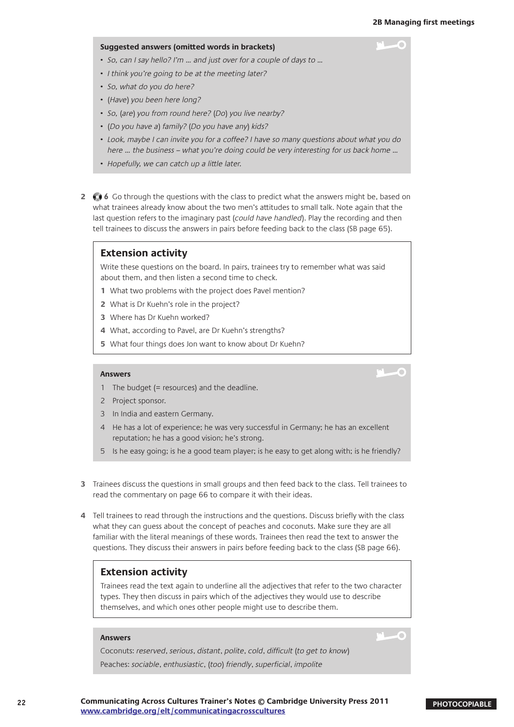**Suggested answers (omitted words in brackets)**

- *So, can I say hello? I'm ... and just over for a couple of days to ...*
- *I think you're going to be at the meeting later?*
- *So, what do you do here?*
- (*Have*) *you been here long?*
- *So,* (*are*) *you from round here?* (*Do*) *you live nearby?*
- (*Do you have a*) *family?* (*Do you have any*) *kids?*
- *Look, maybe I can invite you for a coffee? I have so many questions about what you do here ... the business – what you're doing could be very interesting for us back home ...*
- *Hopefully, we can catch up a little later.*

**2** **6** Go through the questions with the class to predict what the answers might be, based on what trainees already know about the two men's attitudes to small talk. Note again that the last question refers to the imaginary past (*could have handled*). Play the recording and then tell trainees to discuss the answers in pairs before feeding back to the class (SB page 65).

## Extension activity

Write these questions on the board. In pairs, trainees try to remember what was said about them, and then listen a second time to check.

1. What two problems with the project does Pavel mention?
2. What is Dr Kuehn's role in the project?
3. Where has Dr Kuehn worked?
4. What, according to Pavel, are Dr Kuehn's strengths?
5. What four things does Jon want to know about Dr Kuehn?

**Answers**

1. The budget (= resources) and the deadline.
2. Project sponsor.
3. In India and eastern Germany.
4. He has a lot of experience; he was very successful in Germany; he has an excellent reputation; he has a good vision; he's strong.
5. Is he easy going; is he a good team player; is he easy to get along with; is he friendly?

**3** Trainees discuss the questions in small groups and then feed back to the class. Tell trainees to read the commentary on page 66 to compare it with their ideas.

**4** Tell trainees to read through the instructions and the questions. Discuss briefly with the class what they can guess about the concept of peaches and coconuts. Make sure they are all familiar with the literal meanings of these words. Trainees then read the text to answer the questions. They discuss their answers in pairs before feeding back to the class (SB page 66).

## Extension activity

Trainees read the text again to underline all the adjectives that refer to the two character types. They then discuss in pairs which of the adjectives they would use to describe themselves, and which ones other people might use to describe them.

**Answers**

Coconuts: *reserved*, *serious*, *distant*, *polite*, *cold*, *difficult* (*to get to know*)

Peaches: *sociable*, *enthusiastic*, (*too*) *friendly*, *superficial*, *impolite*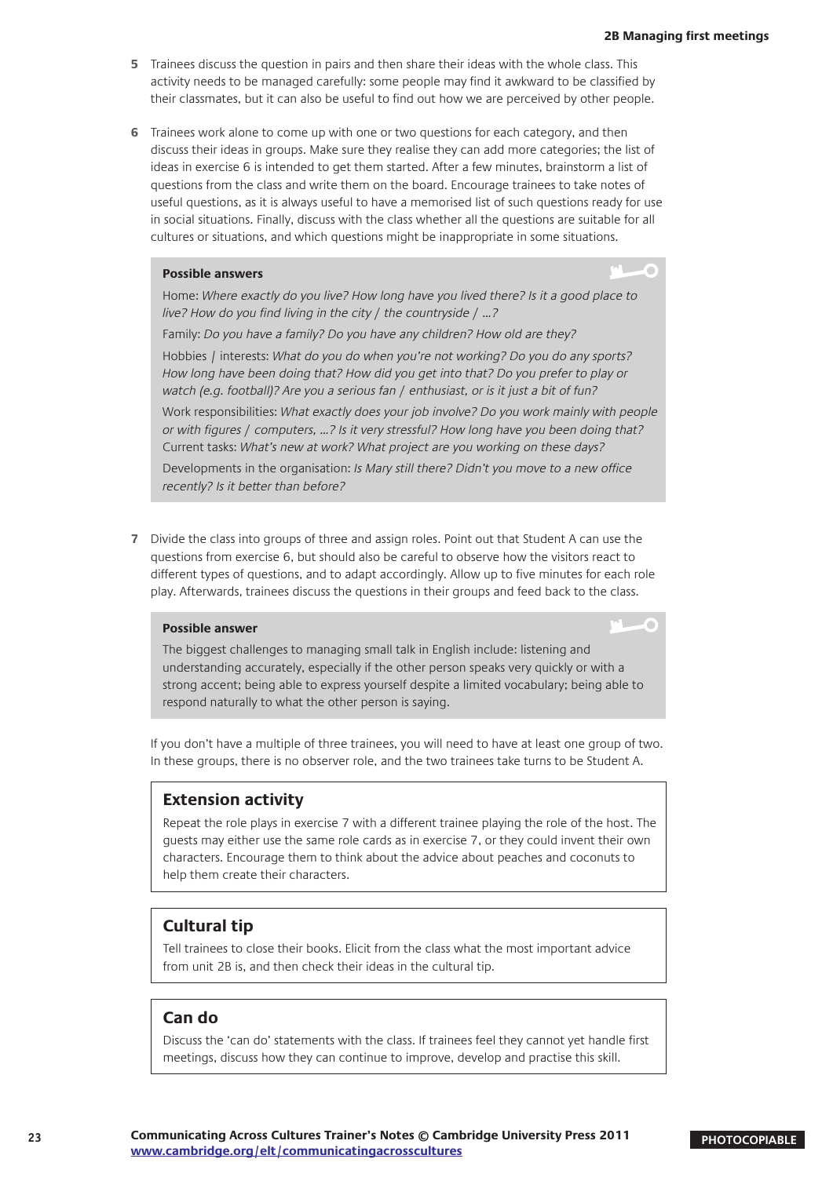5 Trainees discuss the question in pairs and then share their ideas with the whole class. This activity needs to be managed carefully: some people may find it awkward to be classified by their classmates, but it can also be useful to find out how we are perceived by other people.

6 Trainees work alone to come up with one or two questions for each category, and then discuss their ideas in groups. Make sure they realise they can add more categories; the list of ideas in exercise 6 is intended to get them started. After a few minutes, brainstorm a list of questions from the class and write them on the board. Encourage trainees to take notes of useful questions, as it is always useful to have a memorised list of such questions ready for use in social situations. Finally, discuss with the class whether all the questions are suitable for all cultures or situations, and which questions might be inappropriate in some situations.

**Possible answers**

Home: *Where exactly do you live? How long have you lived there? Is it a good place to live? How do you find living in the city / the countryside / ...?*

Family: *Do you have a family? Do you have any children? How old are they?*

Hobbies / interests: *What do you do when you're not working? Do you do any sports? How long have been doing that? How did you get into that? Do you prefer to play or watch (e.g. football)? Are you a serious fan / enthusiast, or is it just a bit of fun?*

Work responsibilities: *What exactly does your job involve? Do you work mainly with people or with figures / computers, ...? Is it very stressful? How long have you been doing that?*
Current tasks: *What's new at work? What project are you working on these days?*

Developments in the organisation: *Is Mary still there? Didn't you move to a new office recently? Is it better than before?*

7 Divide the class into groups of three and assign roles. Point out that Student A can use the questions from exercise 6, but should also be careful to observe how the visitors react to different types of questions, and to adapt accordingly. Allow up to five minutes for each role play. Afterwards, trainees discuss the questions in their groups and feed back to the class.

**Possible answer**

The biggest challenges to managing small talk in English include: listening and understanding accurately, especially if the other person speaks very quickly or with a strong accent; being able to express yourself despite a limited vocabulary; being able to respond naturally to what the other person is saying.

If you don't have a multiple of three trainees, you will need to have at least one group of two. In these groups, there is no observer role, and the two trainees take turns to be Student A.

## Extension activity

Repeat the role plays in exercise 7 with a different trainee playing the role of the host. The guests may either use the same role cards as in exercise 7, or they could invent their own characters. Encourage them to think about the advice about peaches and coconuts to help them create their characters.

## Cultural tip

Tell trainees to close their books. Elicit from the class what the most important advice from unit 2B is, and then check their ideas in the cultural tip.

## Can do

Discuss the 'can do' statements with the class. If trainees feel they cannot yet handle first meetings, discuss how they can continue to improve, develop and practise this skill.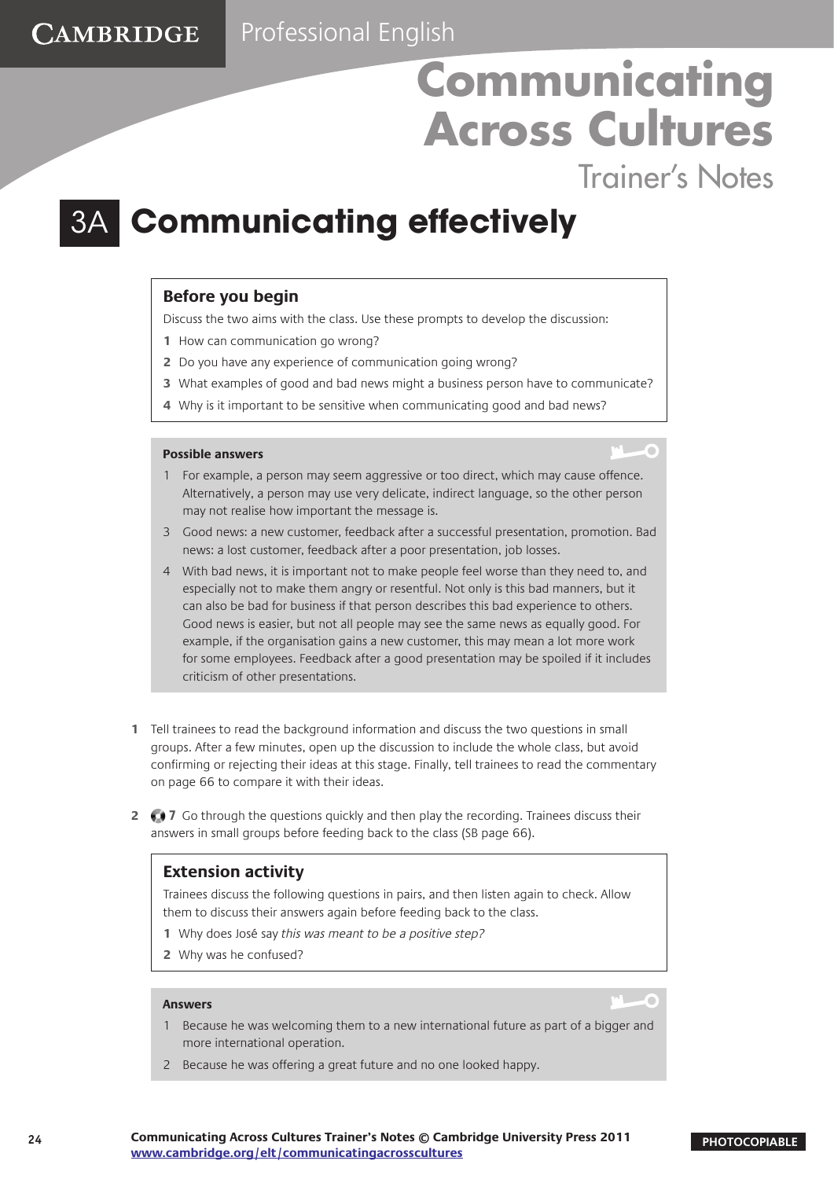# 3A Communicating effectively

## Before you begin

Discuss the two aims with the class. Use these prompts to develop the discussion:

1. How can communication go wrong?
2. Do you have any experience of communication going wrong?
3. What examples of good and bad news might a business person have to communicate?
4. Why is it important to be sensitive when communicating good and bad news?

**Possible answers**

1. For example, a person may seem aggressive or too direct, which may cause offence. Alternatively, a person may use very delicate, indirect language, so the other person may not realise how important the message is.
3. Good news: a new customer, feedback after a successful presentation, promotion. Bad news: a lost customer, feedback after a poor presentation, job losses.
4. With bad news, it is important not to make people feel worse than they need to, and especially not to make them angry or resentful. Not only is this bad manners, but it can also be bad for business if that person describes this bad experience to others. Good news is easier, but not all people may see the same news as equally good. For example, if the organisation gains a new customer, this may mean a lot more work for some employees. Feedback after a good presentation may be spoiled if it includes criticism of other presentations.

**1** Tell trainees to read the background information and discuss the two questions in small groups. After a few minutes, open up the discussion to include the whole class, but avoid confirming or rejecting their ideas at this stage. Finally, tell trainees to read the commentary on page 66 to compare it with their ideas.

**2** **7** Go through the questions quickly and then play the recording. Trainees discuss their answers in small groups before feeding back to the class (SB page 66).

## Extension activity

Trainees discuss the following questions in pairs, and then listen again to check. Allow them to discuss their answers again before feeding back to the class.

1. Why does José say *this was meant to be a positive step?*
2. Why was he confused?

**Answers**

1. Because he was welcoming them to a new international future as part of a bigger and more international operation.
2. Because he was offering a great future and no one looked happy.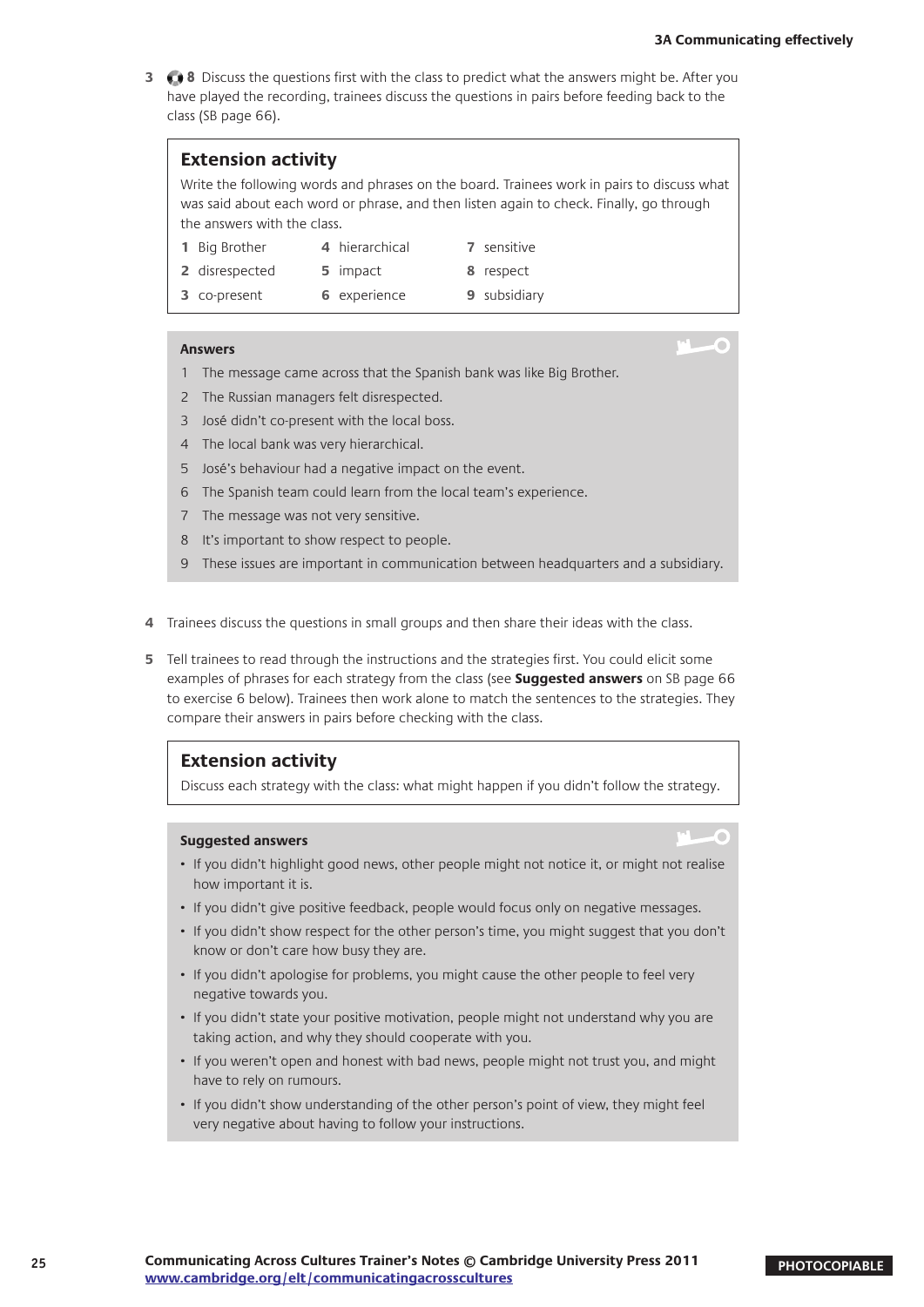3 8 Discuss the questions first with the class to predict what the answers might be. After you have played the recording, trainees discuss the questions in pairs before feeding back to the class (SB page 66).

## Extension activity

Write the following words and phrases on the board. Trainees work in pairs to discuss what was said about each word or phrase, and then listen again to check. Finally, go through the answers with the class.

| | | |
|---|---|---|
| **1** Big Brother | **4** hierarchical | **7** sensitive |
| **2** disrespected | **5** impact | **8** respect |
| **3** co-present | **6** experience | **9** subsidiary |

**Answers**

1. The message came across that the Spanish bank was like Big Brother.
2. The Russian managers felt disrespected.
3. José didn't co-present with the local boss.
4. The local bank was very hierarchical.
5. José's behaviour had a negative impact on the event.
6. The Spanish team could learn from the local team's experience.
7. The message was not very sensitive.
8. It's important to show respect to people.
9. These issues are important in communication between headquarters and a subsidiary.

4 Trainees discuss the questions in small groups and then share their ideas with the class.

5 Tell trainees to read through the instructions and the strategies first. You could elicit some examples of phrases for each strategy from the class (see **Suggested answers** on SB page 66 to exercise 6 below). Trainees then work alone to match the sentences to the strategies. They compare their answers in pairs before checking with the class.

## Extension activity

Discuss each strategy with the class: what might happen if you didn't follow the strategy.

**Suggested answers**

- If you didn't highlight good news, other people might not notice it, or might not realise how important it is.
- If you didn't give positive feedback, people would focus only on negative messages.
- If you didn't show respect for the other person's time, you might suggest that you don't know or don't care how busy they are.
- If you didn't apologise for problems, you might cause the other people to feel very negative towards you.
- If you didn't state your positive motivation, people might not understand why you are taking action, and why they should cooperate with you.
- If you weren't open and honest with bad news, people might not trust you, and might have to rely on rumours.
- If you didn't show understanding of the other person's point of view, they might feel very negative about having to follow your instructions.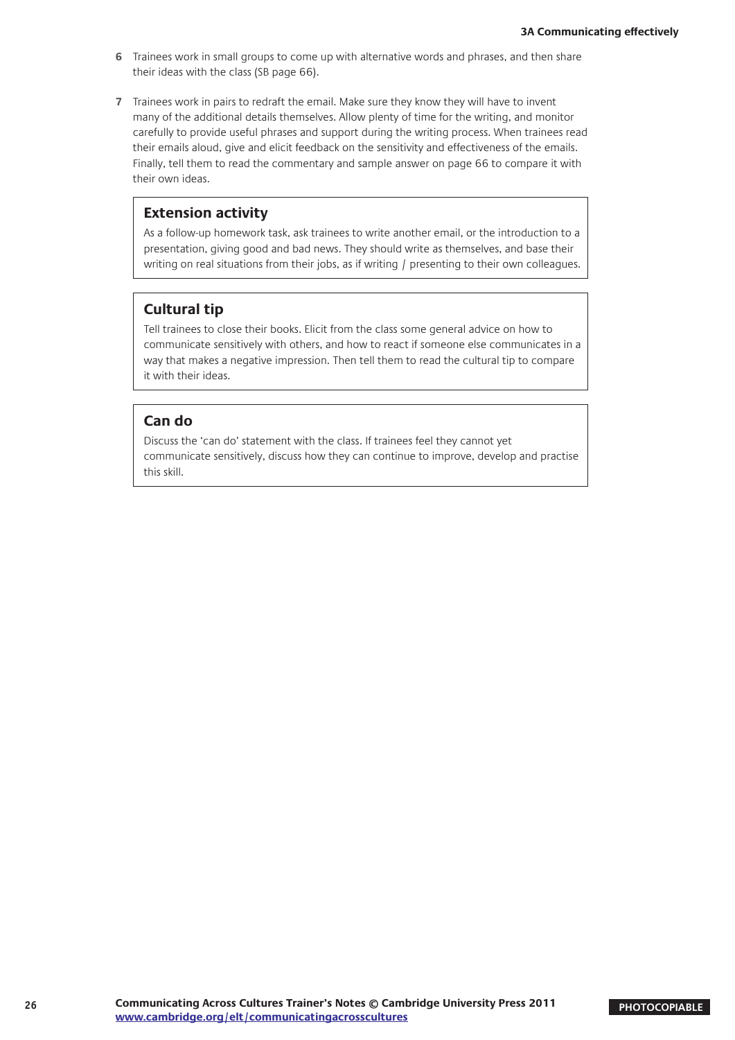6 Trainees work in small groups to come up with alternative words and phrases, and then share their ideas with the class (SB page 66).

7 Trainees work in pairs to redraft the email. Make sure they know they will have to invent many of the additional details themselves. Allow plenty of time for the writing, and monitor carefully to provide useful phrases and support during the writing process. When trainees read their emails aloud, give and elicit feedback on the sensitivity and effectiveness of the emails. Finally, tell them to read the commentary and sample answer on page 66 to compare it with their own ideas.

## Extension activity

As a follow-up homework task, ask trainees to write another email, or the introduction to a presentation, giving good and bad news. They should write as themselves, and base their writing on real situations from their jobs, as if writing / presenting to their own colleagues.

## Cultural tip

Tell trainees to close their books. Elicit from the class some general advice on how to communicate sensitively with others, and how to react if someone else communicates in a way that makes a negative impression. Then tell them to read the cultural tip to compare it with their ideas.

## Can do

Discuss the 'can do' statement with the class. If trainees feel they cannot yet communicate sensitively, discuss how they can continue to improve, develop and practise this skill.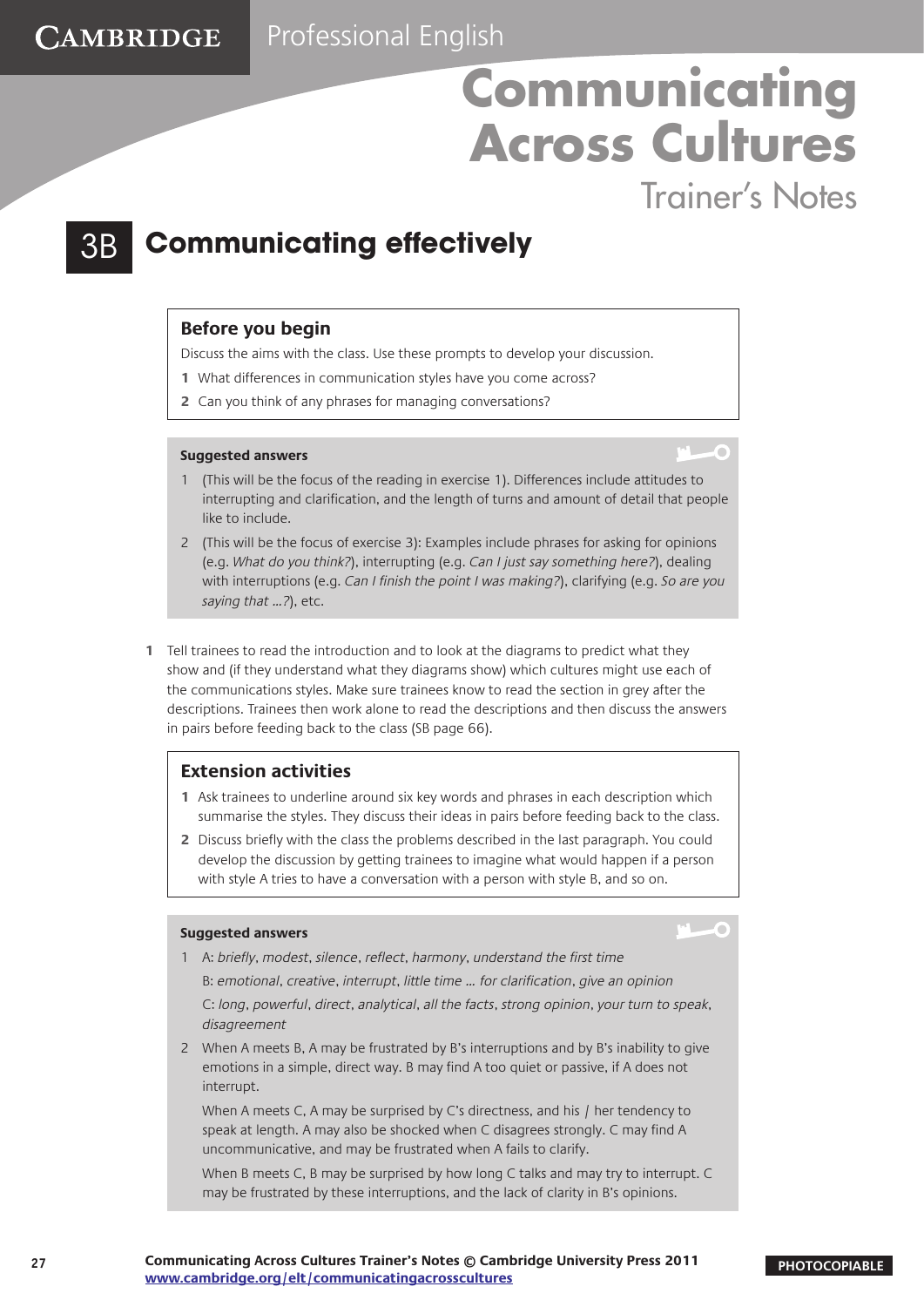# 3B Communicating effectively

## Before you begin

Discuss the aims with the class. Use these prompts to develop your discussion.

**1** What differences in communication styles have you come across?

**2** Can you think of any phrases for managing conversations?

**Suggested answers**

1 (This will be the focus of the reading in exercise 1). Differences include attitudes to interrupting and clarification, and the length of turns and amount of detail that people like to include.

2 (This will be the focus of exercise 3): Examples include phrases for asking for opinions (e.g. *What do you think?*), interrupting (e.g. *Can I just say something here?*), dealing with interruptions (e.g. *Can I finish the point I was making?*), clarifying (e.g. *So are you saying that …?*), etc.

**1** Tell trainees to read the introduction and to look at the diagrams to predict what they show and (if they understand what they diagrams show) which cultures might use each of the communications styles. Make sure trainees know to read the section in grey after the descriptions. Trainees then work alone to read the descriptions and then discuss the answers in pairs before feeding back to the class (SB page 66).

## Extension activities

**1** Ask trainees to underline around six key words and phrases in each description which summarise the styles. They discuss their ideas in pairs before feeding back to the class.

**2** Discuss briefly with the class the problems described in the last paragraph. You could develop the discussion by getting trainees to imagine what would happen if a person with style A tries to have a conversation with a person with style B, and so on.

**Suggested answers**

1 A: *briefly*, *modest*, *silence*, *reflect*, *harmony*, *understand the first time*

B: *emotional*, *creative*, *interrupt*, *little time … for clarification*, *give an opinion*

C: *long*, *powerful*, *direct*, *analytical*, *all the facts*, *strong opinion*, *your turn to speak*, *disagreement*

2 When A meets B, A may be frustrated by B's interruptions and by B's inability to give emotions in a simple, direct way. B may find A too quiet or passive, if A does not interrupt.

When A meets C, A may be surprised by C's directness, and his / her tendency to speak at length. A may also be shocked when C disagrees strongly. C may find A uncommunicative, and may be frustrated when A fails to clarify.

When B meets C, B may be surprised by how long C talks and may try to interrupt. C may be frustrated by these interruptions, and the lack of clarity in B's opinions.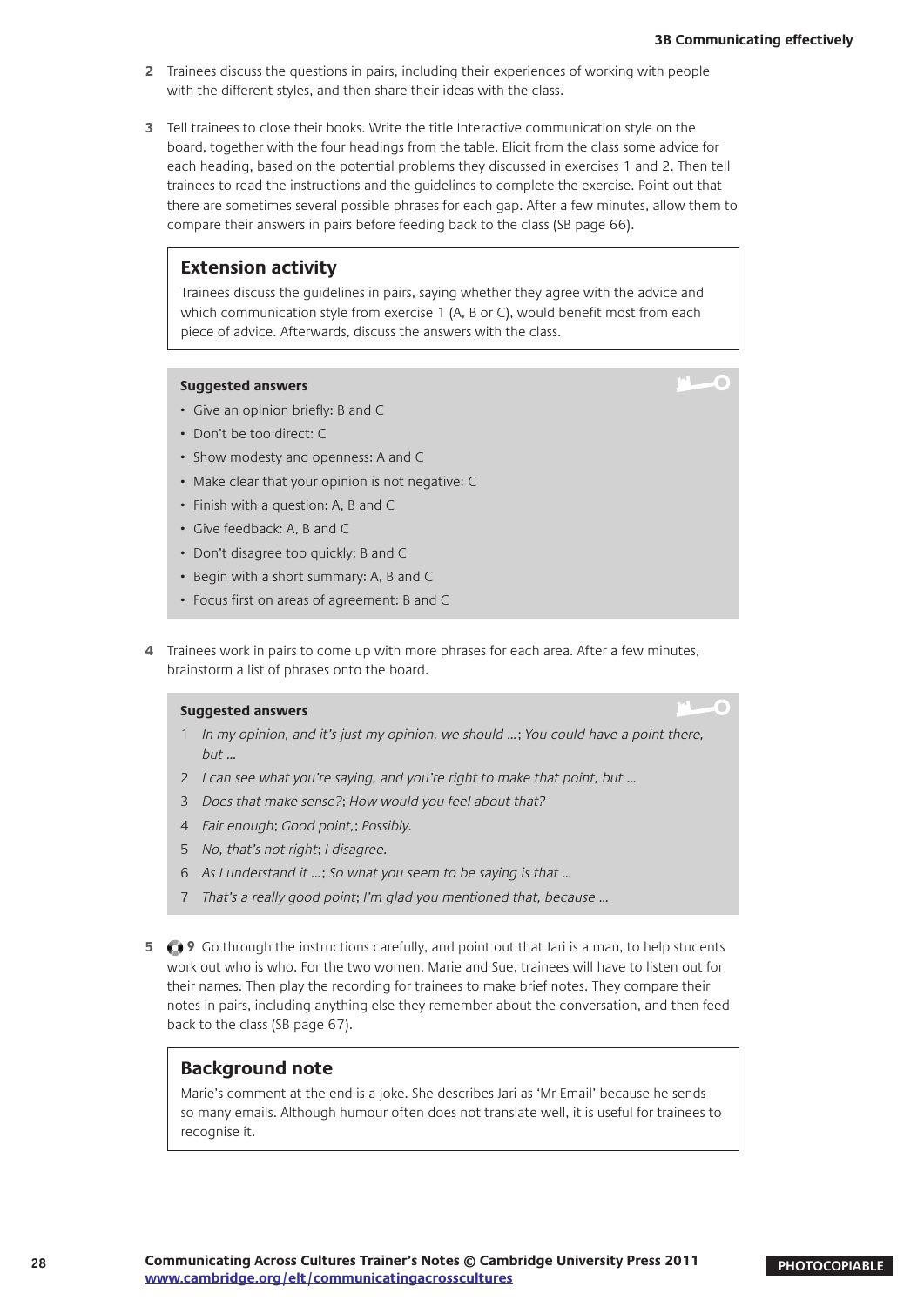2 Trainees discuss the questions in pairs, including their experiences of working with people with the different styles, and then share their ideas with the class.

3 Tell trainees to close their books. Write the title Interactive communication style on the board, together with the four headings from the table. Elicit from the class some advice for each heading, based on the potential problems they discussed in exercises 1 and 2. Then tell trainees to read the instructions and the guidelines to complete the exercise. Point out that there are sometimes several possible phrases for each gap. After a few minutes, allow them to compare their answers in pairs before feeding back to the class (SB page 66).

## Extension activity

Trainees discuss the guidelines in pairs, saying whether they agree with the advice and which communication style from exercise 1 (A, B or C), would benefit most from each piece of advice. Afterwards, discuss the answers with the class.

**Suggested answers**

- Give an opinion briefly: B and C
- Don't be too direct: C
- Show modesty and openness: A and C
- Make clear that your opinion is not negative: C
- Finish with a question: A, B and C
- Give feedback: A, B and C
- Don't disagree too quickly: B and C
- Begin with a short summary: A, B and C
- Focus first on areas of agreement: B and C

4 Trainees work in pairs to come up with more phrases for each area. After a few minutes, brainstorm a list of phrases onto the board.

**Suggested answers**

1 *In my opinion, and it's just my opinion, we should ...*; *You could have a point there, but ...*
2 *I can see what you're saying, and you're right to make that point, but ...*
3 *Does that make sense?*; *How would you feel about that?*
4 *Fair enough*; *Good point,*; *Possibly.*
5 *No, that's not right*; *I disagree.*
6 *As I understand it ...*; *So what you seem to be saying is that ...*
7 *That's a really good point*; *I'm glad you mentioned that, because ...*

5 9 Go through the instructions carefully, and point out that Jari is a man, to help students work out who is who. For the two women, Marie and Sue, trainees will have to listen out for their names. Then play the recording for trainees to make brief notes. They compare their notes in pairs, including anything else they remember about the conversation, and then feed back to the class (SB page 67).

## Background note

Marie's comment at the end is a joke. She describes Jari as 'Mr Email' because he sends so many emails. Although humour often does not translate well, it is useful for trainees to recognise it.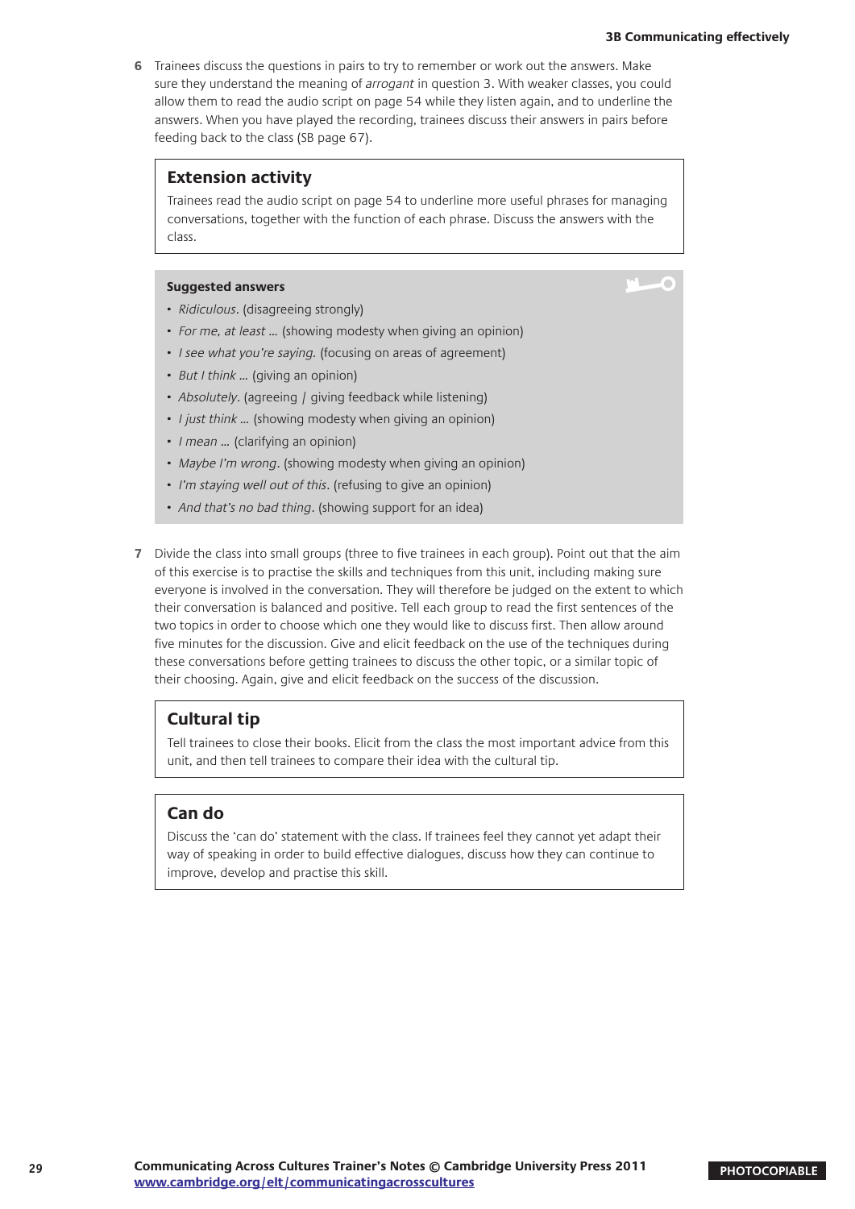6 Trainees discuss the questions in pairs to try to remember or work out the answers. Make sure they understand the meaning of *arrogant* in question 3. With weaker classes, you could allow them to read the audio script on page 54 while they listen again, and to underline the answers. When you have played the recording, trainees discuss their answers in pairs before feeding back to the class (SB page 67).

## Extension activity

Trainees read the audio script on page 54 to underline more useful phrases for managing conversations, together with the function of each phrase. Discuss the answers with the class.

**Suggested answers**

- *Ridiculous*. (disagreeing strongly)
- *For me, at least …* (showing modesty when giving an opinion)
- *I see what you're saying.* (focusing on areas of agreement)
- *But I think …* (giving an opinion)
- *Absolutely*. (agreeing / giving feedback while listening)
- *I just think …* (showing modesty when giving an opinion)
- *I mean …* (clarifying an opinion)
- *Maybe I'm wrong*. (showing modesty when giving an opinion)
- *I'm staying well out of this*. (refusing to give an opinion)
- *And that's no bad thing*. (showing support for an idea)

7 Divide the class into small groups (three to five trainees in each group). Point out that the aim of this exercise is to practise the skills and techniques from this unit, including making sure everyone is involved in the conversation. They will therefore be judged on the extent to which their conversation is balanced and positive. Tell each group to read the first sentences of the two topics in order to choose which one they would like to discuss first. Then allow around five minutes for the discussion. Give and elicit feedback on the use of the techniques during these conversations before getting trainees to discuss the other topic, or a similar topic of their choosing. Again, give and elicit feedback on the success of the discussion.

## Cultural tip

Tell trainees to close their books. Elicit from the class the most important advice from this unit, and then tell trainees to compare their idea with the cultural tip.

## Can do

Discuss the 'can do' statement with the class. If trainees feel they cannot yet adapt their way of speaking in order to build effective dialogues, discuss how they can continue to improve, develop and practise this skill.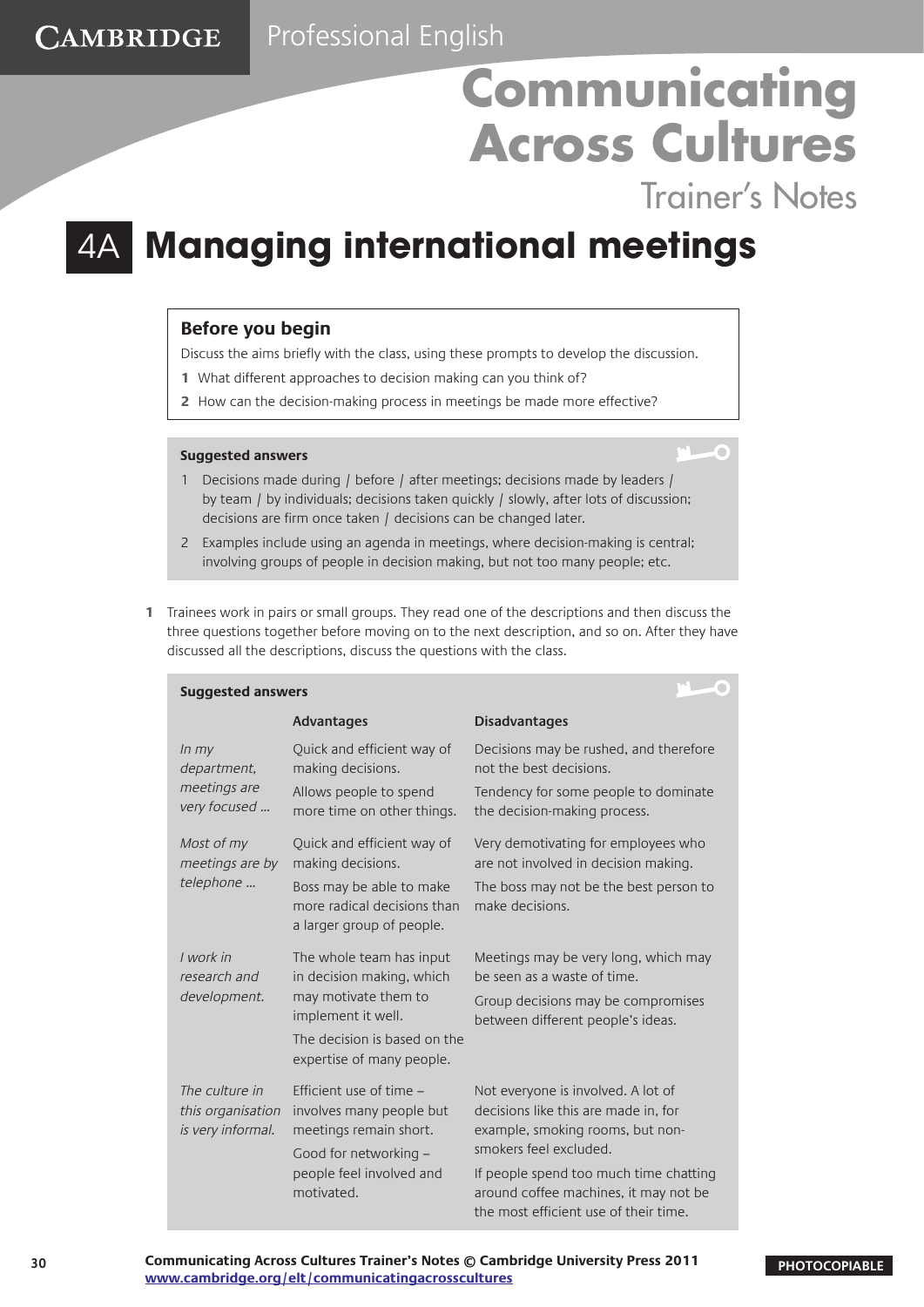# 4A Managing international meetings

## Before you begin

Discuss the aims briefly with the class, using these prompts to develop the discussion.

**1** What different approaches to decision making can you think of?

**2** How can the decision-making process in meetings be made more effective?

**Suggested answers**

1 Decisions made during / before / after meetings; decisions made by leaders / by team / by individuals; decisions taken quickly / slowly, after lots of discussion; decisions are firm once taken / decisions can be changed later.

2 Examples include using an agenda in meetings, where decision-making is central; involving groups of people in decision making, but not too many people; etc.

**1** Trainees work in pairs or small groups. They read one of the descriptions and then discuss the three questions together before moving on to the next description, and so on. After they have discussed all the descriptions, discuss the questions with the class.

**Suggested answers**

| | Advantages | Disadvantages |
|---|---|---|
| *In my department, meetings are very focused …* | Quick and efficient way of making decisions.<br>Allows people to spend more time on other things. | Decisions may be rushed, and therefore not the best decisions.<br>Tendency for some people to dominate the decision-making process. |
| *Most of my meetings are by telephone …* | Quick and efficient way of making decisions.<br>Boss may be able to make more radical decisions than a larger group of people. | Very demotivating for employees who are not involved in decision making.<br>The boss may not be the best person to make decisions. |
| *I work in research and development.* | The whole team has input in decision making, which may motivate them to implement it well.<br>The decision is based on the expertise of many people. | Meetings may be very long, which may be seen as a waste of time.<br>Group decisions may be compromises between different people's ideas. |
| *The culture in this organisation is very informal.* | Efficient use of time – involves many people but meetings remain short.<br>Good for networking – people feel involved and motivated. | Not everyone is involved. A lot of decisions like this are made in, for example, smoking rooms, but non-smokers feel excluded.<br>If people spend too much time chatting around coffee machines, it may not be the most efficient use of their time. |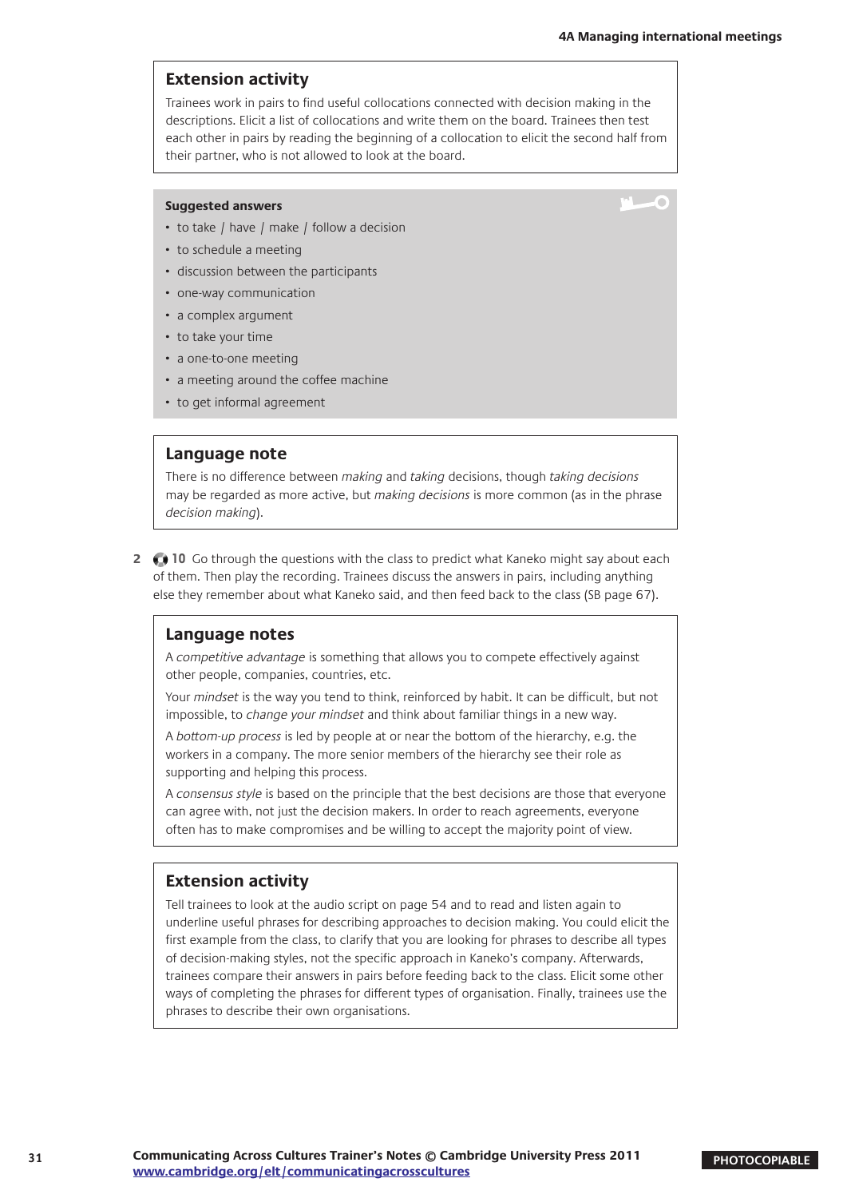## Extension activity

Trainees work in pairs to find useful collocations connected with decision making in the descriptions. Elicit a list of collocations and write them on the board. Trainees then test each other in pairs by reading the beginning of a collocation to elicit the second half from their partner, who is not allowed to look at the board.

**Suggested answers**

- to take / have / make / follow a decision
- to schedule a meeting
- discussion between the participants
- one-way communication
- a complex argument
- to take your time
- a one-to-one meeting
- a meeting around the coffee machine
- to get informal agreement

## Language note

There is no difference between *making* and *taking* decisions, though *taking decisions* may be regarded as more active, but *making decisions* is more common (as in the phrase *decision making*).

**2** **10** Go through the questions with the class to predict what Kaneko might say about each of them. Then play the recording. Trainees discuss the answers in pairs, including anything else they remember about what Kaneko said, and then feed back to the class (SB page 67).

## Language notes

A *competitive advantage* is something that allows you to compete effectively against other people, companies, countries, etc.

Your *mindset* is the way you tend to think, reinforced by habit. It can be difficult, but not impossible, to *change your mindset* and think about familiar things in a new way.

A *bottom-up process* is led by people at or near the bottom of the hierarchy, e.g. the workers in a company. The more senior members of the hierarchy see their role as supporting and helping this process.

A *consensus style* is based on the principle that the best decisions are those that everyone can agree with, not just the decision makers. In order to reach agreements, everyone often has to make compromises and be willing to accept the majority point of view.

## Extension activity

Tell trainees to look at the audio script on page 54 and to read and listen again to underline useful phrases for describing approaches to decision making. You could elicit the first example from the class, to clarify that you are looking for phrases to describe all types of decision-making styles, not the specific approach in Kaneko's company. Afterwards, trainees compare their answers in pairs before feeding back to the class. Elicit some other ways of completing the phrases for different types of organisation. Finally, trainees use the phrases to describe their own organisations.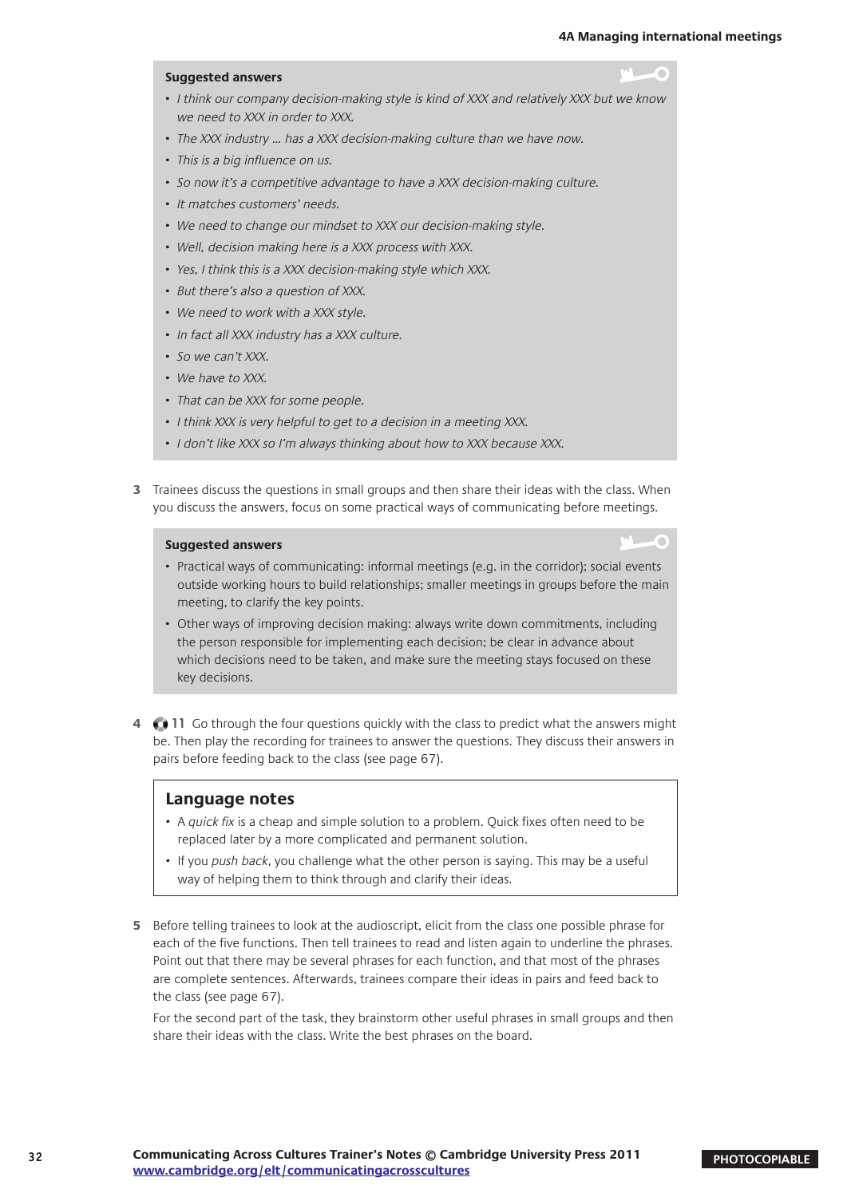**Suggested answers**

- *I think our company decision-making style is kind of XXX and relatively XXX but we know we need to XXX in order to XXX.*
- *The XXX industry … has a XXX decision-making culture than we have now.*
- *This is a big influence on us.*
- *So now it's a competitive advantage to have a XXX decision-making culture.*
- *It matches customers' needs.*
- *We need to change our mindset to XXX our decision-making style.*
- *Well, decision making here is a XXX process with XXX.*
- *Yes, I think this is a XXX decision-making style which XXX.*
- *But there's also a question of XXX.*
- *We need to work with a XXX style.*
- *In fact all XXX industry has a XXX culture.*
- *So we can't XXX.*
- *We have to XXX.*
- *That can be XXX for some people.*
- *I think XXX is very helpful to get to a decision in a meeting XXX.*
- *I don't like XXX so I'm always thinking about how to XXX because XXX.*

**3** Trainees discuss the questions in small groups and then share their ideas with the class. When you discuss the answers, focus on some practical ways of communicating before meetings.

**Suggested answers**

- Practical ways of communicating: informal meetings (e.g. in the corridor); social events outside working hours to build relationships; smaller meetings in groups before the main meeting, to clarify the key points.
- Other ways of improving decision making: always write down commitments, including the person responsible for implementing each decision; be clear in advance about which decisions need to be taken, and make sure the meeting stays focused on these key decisions.

**4** **11** Go through the four questions quickly with the class to predict what the answers might be. Then play the recording for trainees to answer the questions. They discuss their answers in pairs before feeding back to the class (see page 67).

## Language notes

- A *quick fix* is a cheap and simple solution to a problem. Quick fixes often need to be replaced later by a more complicated and permanent solution.
- If you *push back*, you challenge what the other person is saying. This may be a useful way of helping them to think through and clarify their ideas.

**5** Before telling trainees to look at the audioscript, elicit from the class one possible phrase for each of the five functions. Then tell trainees to read and listen again to underline the phrases. Point out that there may be several phrases for each function, and that most of the phrases are complete sentences. Afterwards, trainees compare their ideas in pairs and feed back to the class (see page 67).

For the second part of the task, they brainstorm other useful phrases in small groups and then share their ideas with the class. Write the best phrases on the board.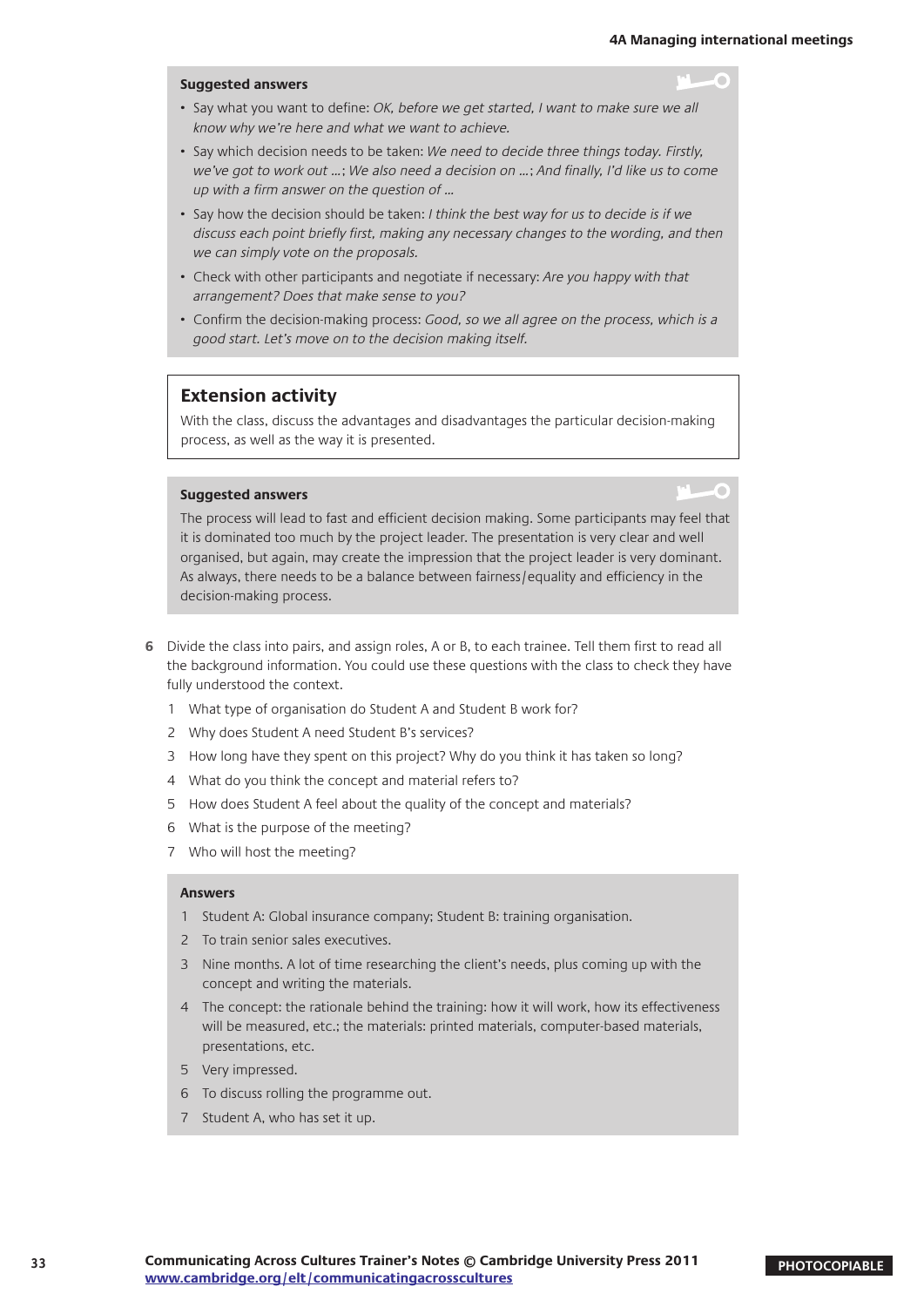#### Suggested answers

- Say what you want to define: *OK, before we get started, I want to make sure we all know why we're here and what we want to achieve.*
- Say which decision needs to be taken: *We need to decide three things today. Firstly, we've got to work out ...*; *We also need a decision on ...*; *And finally, I'd like us to come up with a firm answer on the question of ...*
- Say how the decision should be taken: *I think the best way for us to decide is if we discuss each point briefly first, making any necessary changes to the wording, and then we can simply vote on the proposals.*
- Check with other participants and negotiate if necessary: *Are you happy with that arrangement? Does that make sense to you?*
- Confirm the decision-making process: *Good, so we all agree on the process, which is a good start. Let's move on to the decision making itself.*

## Extension activity

With the class, discuss the advantages and disadvantages the particular decision-making process, as well as the way it is presented.

#### Suggested answers

The process will lead to fast and efficient decision making. Some participants may feel that it is dominated too much by the project leader. The presentation is very clear and well organised, but again, may create the impression that the project leader is very dominant. As always, there needs to be a balance between fairness/equality and efficiency in the decision-making process.

**6** Divide the class into pairs, and assign roles, A or B, to each trainee. Tell them first to read all the background information. You could use these questions with the class to check they have fully understood the context.

1. What type of organisation do Student A and Student B work for?
2. Why does Student A need Student B's services?
3. How long have they spent on this project? Why do you think it has taken so long?
4. What do you think the concept and material refers to?
5. How does Student A feel about the quality of the concept and materials?
6. What is the purpose of the meeting?
7. Who will host the meeting?

#### Answers

1. Student A: Global insurance company; Student B: training organisation.
2. To train senior sales executives.
3. Nine months. A lot of time researching the client's needs, plus coming up with the concept and writing the materials.
4. The concept: the rationale behind the training: how it will work, how its effectiveness will be measured, etc.; the materials: printed materials, computer-based materials, presentations, etc.
5. Very impressed.
6. To discuss rolling the programme out.
7. Student A, who has set it up.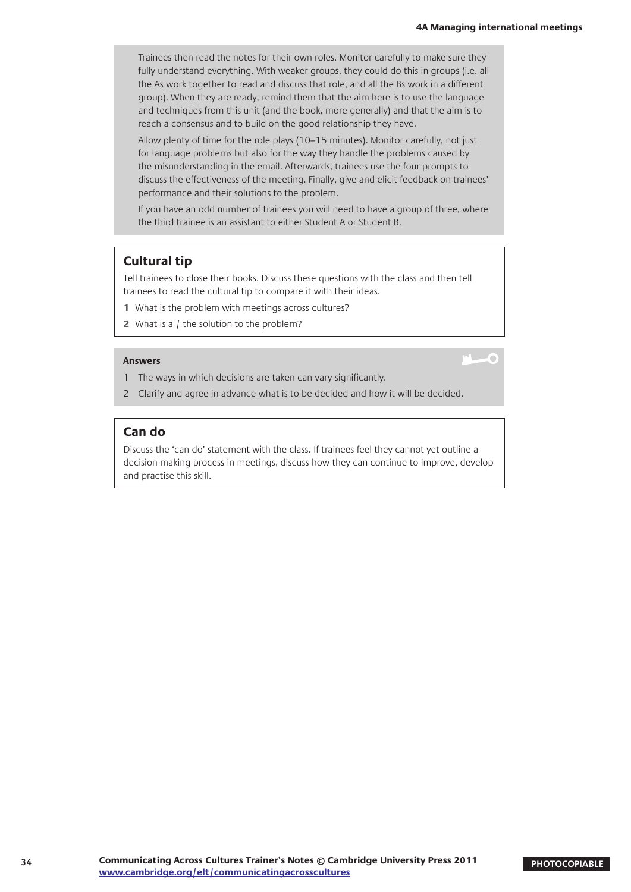Trainees then read the notes for their own roles. Monitor carefully to make sure they fully understand everything. With weaker groups, they could do this in groups (i.e. all the As work together to read and discuss that role, and all the Bs work in a different group). When they are ready, remind them that the aim here is to use the language and techniques from this unit (and the book, more generally) and that the aim is to reach a consensus and to build on the good relationship they have.

Allow plenty of time for the role plays (10–15 minutes). Monitor carefully, not just for language problems but also for the way they handle the problems caused by the misunderstanding in the email. Afterwards, trainees use the four prompts to discuss the effectiveness of the meeting. Finally, give and elicit feedback on trainees' performance and their solutions to the problem.

If you have an odd number of trainees you will need to have a group of three, where the third trainee is an assistant to either Student A or Student B.

## Cultural tip

Tell trainees to close their books. Discuss these questions with the class and then tell trainees to read the cultural tip to compare it with their ideas.

**1** What is the problem with meetings across cultures?

**2** What is a / the solution to the problem?

**Answers**

1 The ways in which decisions are taken can vary significantly.

2 Clarify and agree in advance what is to be decided and how it will be decided.

## Can do

Discuss the 'can do' statement with the class. If trainees feel they cannot yet outline a decision-making process in meetings, discuss how they can continue to improve, develop and practise this skill.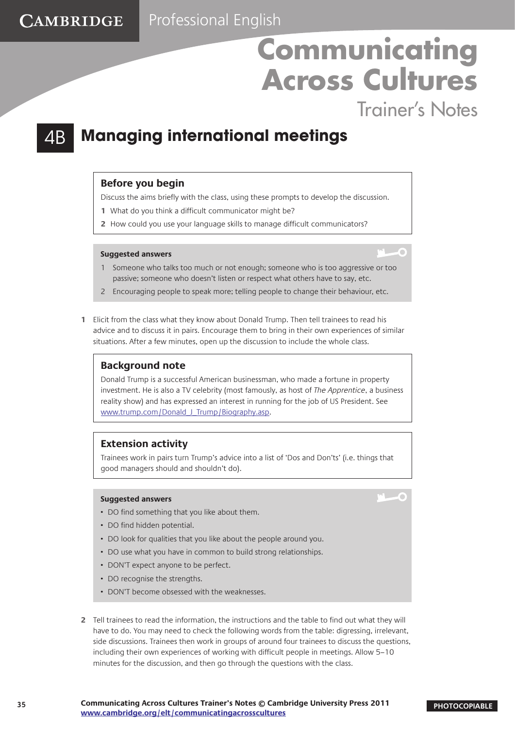# 4B Managing international meetings

## Before you begin

Discuss the aims briefly with the class, using these prompts to develop the discussion.

**1** What do you think a difficult communicator might be?

**2** How could you use your language skills to manage difficult communicators?

**Suggested answers**

1. Someone who talks too much or not enough; someone who is too aggressive or too passive; someone who doesn't listen or respect what others have to say, etc.
2. Encouraging people to speak more; telling people to change their behaviour, etc.

**1** Elicit from the class what they know about Donald Trump. Then tell trainees to read his advice and to discuss it in pairs. Encourage them to bring in their own experiences of similar situations. After a few minutes, open up the discussion to include the whole class.

## Background note

Donald Trump is a successful American businessman, who made a fortune in property investment. He is also a TV celebrity (most famously, as host of *The Apprentice*, a business reality show) and has expressed an interest in running for the job of US President. See www.trump.com/Donald_J_Trump/Biography.asp.

## Extension activity

Trainees work in pairs turn Trump's advice into a list of 'Dos and Don'ts' (i.e. things that good managers should and shouldn't do).

**Suggested answers**

- DO find something that you like about them.
- DO find hidden potential.
- DO look for qualities that you like about the people around you.
- DO use what you have in common to build strong relationships.
- DON'T expect anyone to be perfect.
- DO recognise the strengths.
- DON'T become obsessed with the weaknesses.

**2** Tell trainees to read the information, the instructions and the table to find out what they will have to do. You may need to check the following words from the table: digressing, irrelevant, side discussions. Trainees then work in groups of around four trainees to discuss the questions, including their own experiences of working with difficult people in meetings. Allow 5–10 minutes for the discussion, and then go through the questions with the class.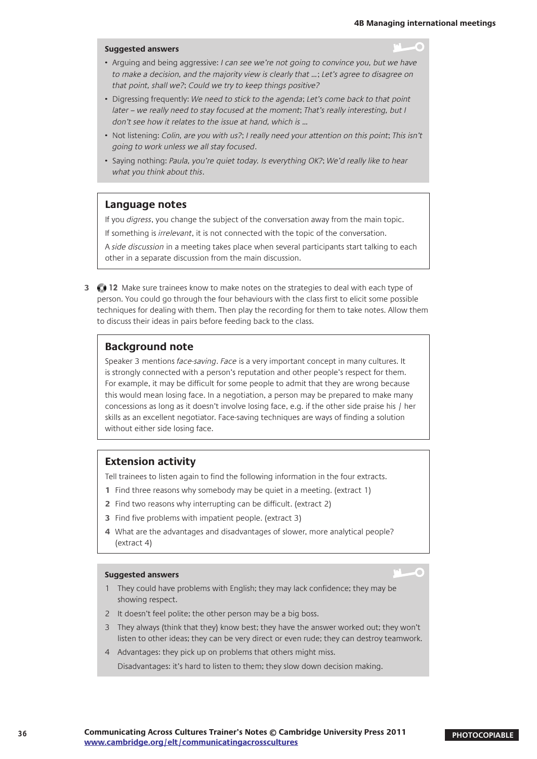**Suggested answers**

- Arguing and being aggressive: *I can see we're not going to convince you, but we have to make a decision, and the majority view is clearly that …*; *Let's agree to disagree on that point, shall we?*; *Could we try to keep things positive?*
- Digressing frequently: *We need to stick to the agenda*; *Let's come back to that point later – we really need to stay focused at the moment*; *That's really interesting, but I don't see how it relates to the issue at hand, which is …*
- Not listening: *Colin, are you with us?*; *I really need your attention on this point*; *This isn't going to work unless we all stay focused*.
- Saying nothing: *Paula, you're quiet today. Is everything OK?*; *We'd really like to hear what you think about this*.

## Language notes

If you *digress*, you change the subject of the conversation away from the main topic.

If something is *irrelevant*, it is not connected with the topic of the conversation.

A *side discussion* in a meeting takes place when several participants start talking to each other in a separate discussion from the main discussion.

**3** **12** Make sure trainees know to make notes on the strategies to deal with each type of person. You could go through the four behaviours with the class first to elicit some possible techniques for dealing with them. Then play the recording for them to take notes. Allow them to discuss their ideas in pairs before feeding back to the class.

## Background note

Speaker 3 mentions *face-saving*. *Face* is a very important concept in many cultures. It is strongly connected with a person's reputation and other people's respect for them. For example, it may be difficult for some people to admit that they are wrong because this would mean losing face. In a negotiation, a person may be prepared to make many concessions as long as it doesn't involve losing face, e.g. if the other side praise his / her skills as an excellent negotiator. Face-saving techniques are ways of finding a solution without either side losing face.

## Extension activity

Tell trainees to listen again to find the following information in the four extracts.

1. Find three reasons why somebody may be quiet in a meeting. (extract 1)
2. Find two reasons why interrupting can be difficult. (extract 2)
3. Find five problems with impatient people. (extract 3)
4. What are the advantages and disadvantages of slower, more analytical people? (extract 4)

**Suggested answers**

1. They could have problems with English; they may lack confidence; they may be showing respect.
2. It doesn't feel polite; the other person may be a big boss.
3. They always (think that they) know best; they have the answer worked out; they won't listen to other ideas; they can be very direct or even rude; they can destroy teamwork.
4. Advantages: they pick up on problems that others might miss.
   Disadvantages: it's hard to listen to them; they slow down decision making.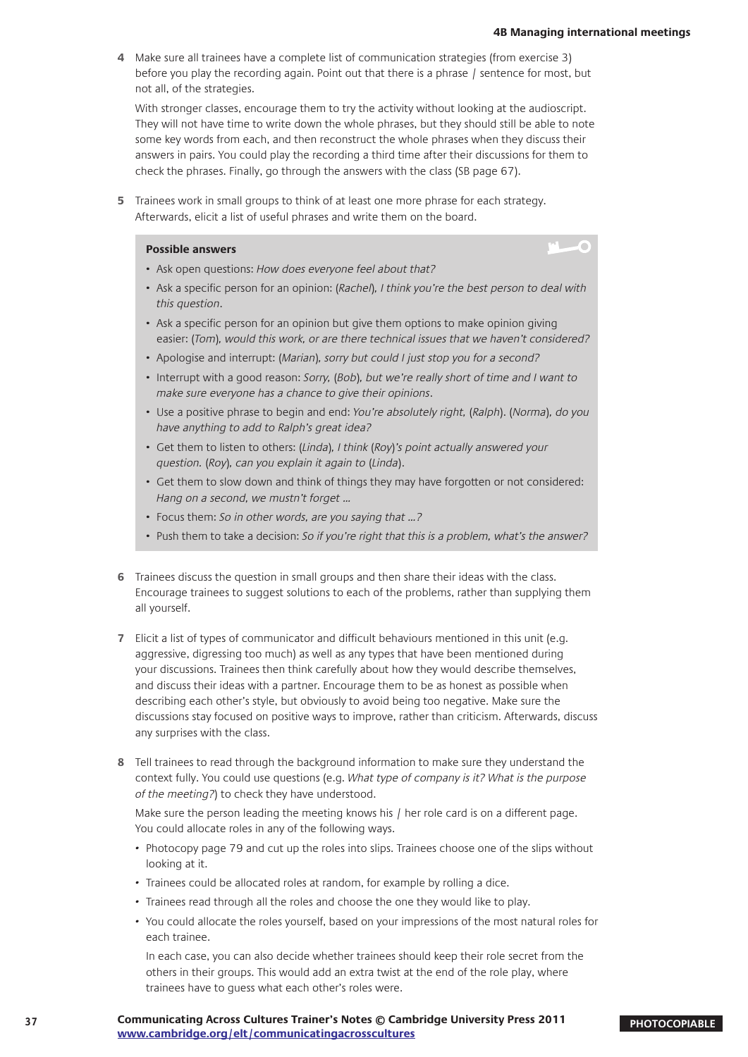**4** Make sure all trainees have a complete list of communication strategies (from exercise 3) before you play the recording again. Point out that there is a phrase / sentence for most, but not all, of the strategies.

With stronger classes, encourage them to try the activity without looking at the audioscript. They will not have time to write down the whole phrases, but they should still be able to note some key words from each, and then reconstruct the whole phrases when they discuss their answers in pairs. You could play the recording a third time after their discussions for them to check the phrases. Finally, go through the answers with the class (SB page 67).

**5** Trainees work in small groups to think of at least one more phrase for each strategy. Afterwards, elicit a list of useful phrases and write them on the board.

**Possible answers**

- Ask open questions: *How does everyone feel about that?*
- Ask a specific person for an opinion: (*Rachel*), *I think you're the best person to deal with this question*.
- Ask a specific person for an opinion but give them options to make opinion giving easier: (*Tom*), *would this work, or are there technical issues that we haven't considered?*
- Apologise and interrupt: (*Marian*), *sorry but could I just stop you for a second?*
- Interrupt with a good reason: *Sorry,* (*Bob*), *but we're really short of time and I want to make sure everyone has a chance to give their opinions*.
- Use a positive phrase to begin and end: *You're absolutely right,* (*Ralph*). (*Norma*), *do you have anything to add to Ralph's great idea?*
- Get them to listen to others: (*Linda*), *I think* (*Roy*)*'s point actually answered your question.* (*Roy*), *can you explain it again to* (*Linda*).
- Get them to slow down and think of things they may have forgotten or not considered: *Hang on a second, we mustn't forget …*
- Focus them: *So in other words, are you saying that …?*
- Push them to take a decision: *So if you're right that this is a problem, what's the answer?*

**6** Trainees discuss the question in small groups and then share their ideas with the class. Encourage trainees to suggest solutions to each of the problems, rather than supplying them all yourself.

**7** Elicit a list of types of communicator and difficult behaviours mentioned in this unit (e.g. aggressive, digressing too much) as well as any types that have been mentioned during your discussions. Trainees then think carefully about how they would describe themselves, and discuss their ideas with a partner. Encourage them to be as honest as possible when describing each other's style, but obviously to avoid being too negative. Make sure the discussions stay focused on positive ways to improve, rather than criticism. Afterwards, discuss any surprises with the class.

**8** Tell trainees to read through the background information to make sure they understand the context fully. You could use questions (e.g. *What type of company is it? What is the purpose of the meeting?*) to check they have understood.

Make sure the person leading the meeting knows his / her role card is on a different page. You could allocate roles in any of the following ways.

- Photocopy page 79 and cut up the roles into slips. Trainees choose one of the slips without looking at it.
- Trainees could be allocated roles at random, for example by rolling a dice.
- Trainees read through all the roles and choose the one they would like to play.
- You could allocate the roles yourself, based on your impressions of the most natural roles for each trainee.

In each case, you can also decide whether trainees should keep their role secret from the others in their groups. This would add an extra twist at the end of the role play, where trainees have to guess what each other's roles were.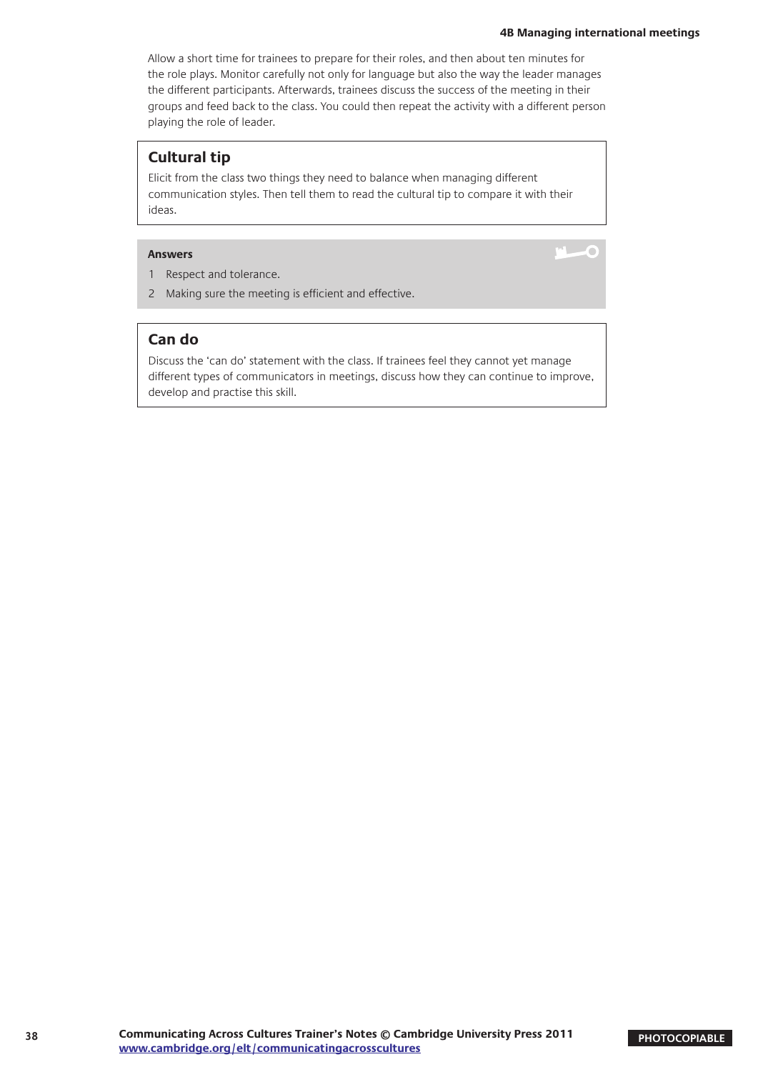Allow a short time for trainees to prepare for their roles, and then about ten minutes for the role plays. Monitor carefully not only for language but also the way the leader manages the different participants. Afterwards, trainees discuss the success of the meeting in their groups and feed back to the class. You could then repeat the activity with a different person playing the role of leader.

## Cultural tip

Elicit from the class two things they need to balance when managing different communication styles. Then tell them to read the cultural tip to compare it with their ideas.

**Answers**

1 Respect and tolerance.
2 Making sure the meeting is efficient and effective.

## Can do

Discuss the 'can do' statement with the class. If trainees feel they cannot yet manage different types of communicators in meetings, discuss how they can continue to improve, develop and practise this skill.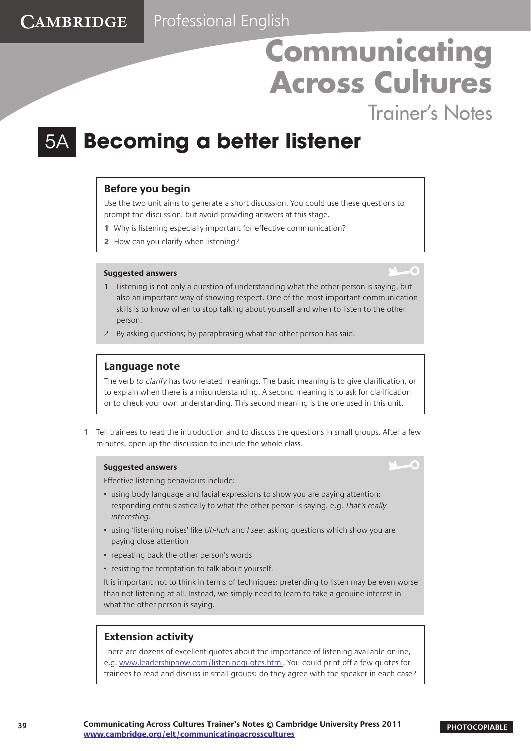# 5A Becoming a better listener

## Before you begin

Use the two unit aims to generate a short discussion. You could use these questions to prompt the discussion, but avoid providing answers at this stage.

**1** Why is listening especially important for effective communication?

**2** How can you clarify when listening?

**Suggested answers**

1. Listening is not only a question of understanding what the other person is saying, but also an important way of showing respect. One of the most important communication skills is to know when to stop talking about yourself and when to listen to the other person.
2. By asking questions; by paraphrasing what the other person has said.

## Language note

The verb *to clarify* has two related meanings. The basic meaning is to give clarification, or to explain when there is a misunderstanding. A second meaning is to ask for clarification or to check your own understanding. This second meaning is the one used in this unit.

**1** Tell trainees to read the introduction and to discuss the questions in small groups. After a few minutes, open up the discussion to include the whole class.

**Suggested answers**

Effective listening behaviours include:

- using body language and facial expressions to show you are paying attention; responding enthusiastically to what the other person is saying, e.g. *That's really interesting*.
- using 'listening noises' like *Uh-huh* and *I see*; asking questions which show you are paying close attention
- repeating back the other person's words
- resisting the temptation to talk about yourself.

It is important not to think in terms of techniques: pretending to listen may be even worse than not listening at all. Instead, we simply need to learn to take a genuine interest in what the other person is saying.

## Extension activity

There are dozens of excellent quotes about the importance of listening available online, e.g. www.leadershipnow.com/listeningquotes.html. You could print off a few quotes for trainees to read and discuss in small groups: do they agree with the speaker in each case?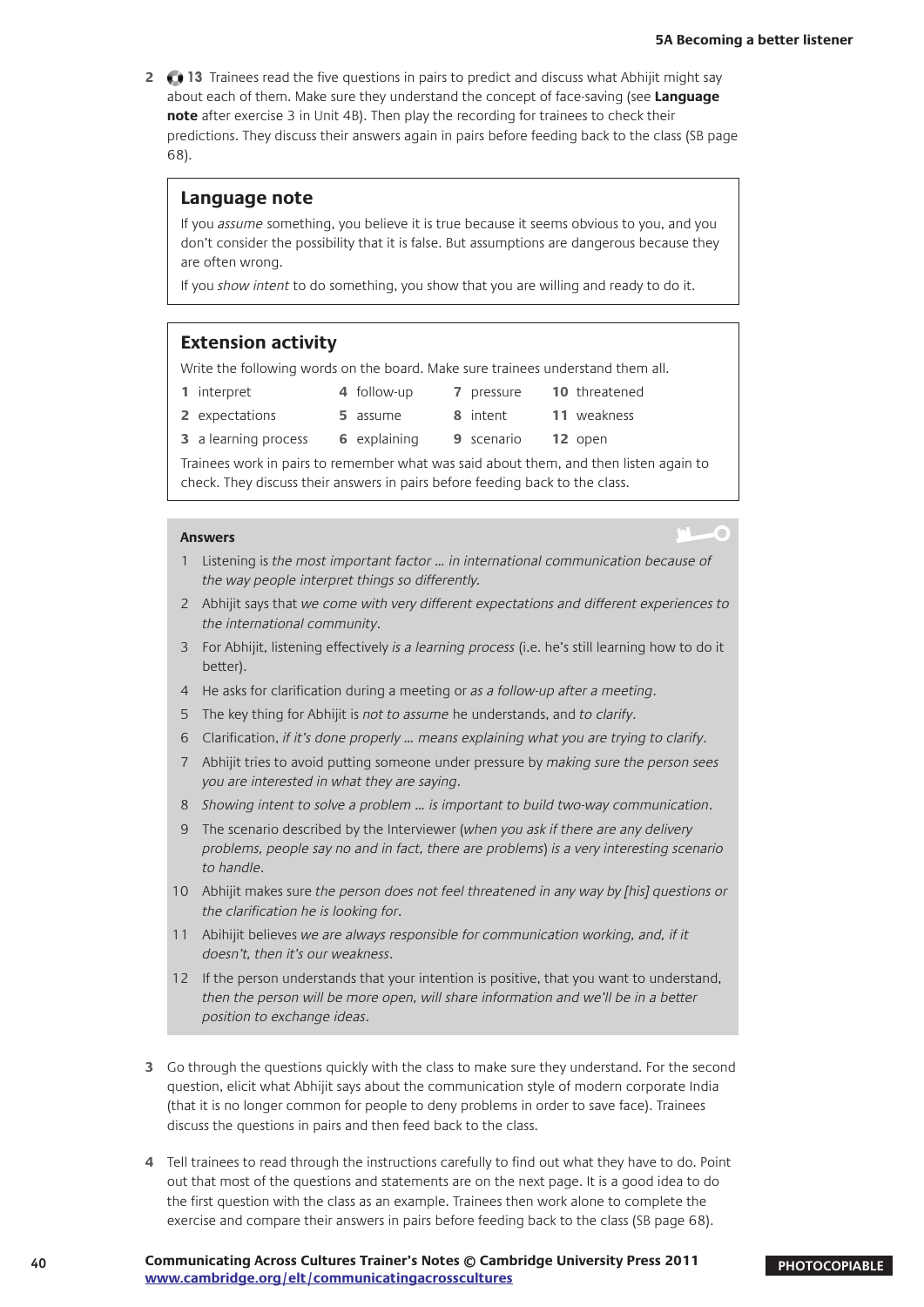**2** 13 Trainees read the five questions in pairs to predict and discuss what Abhijit might say about each of them. Make sure they understand the concept of face-saving (see **Language note** after exercise 3 in Unit 4B). Then play the recording for trainees to check their predictions. They discuss their answers again in pairs before feeding back to the class (SB page 68).

## Language note

If you *assume* something, you believe it is true because it seems obvious to you, and you don't consider the possibility that it is false. But assumptions are dangerous because they are often wrong.

If you *show intent* to do something, you show that you are willing and ready to do it.

## Extension activity

Write the following words on the board. Make sure trainees understand them all.

| | | | |
|---|---|---|---|
| **1** interpret | **4** follow-up | **7** pressure | **10** threatened |
| **2** expectations | **5** assume | **8** intent | **11** weakness |
| **3** a learning process | **6** explaining | **9** scenario | **12** open |

Trainees work in pairs to remember what was said about them, and then listen again to check. They discuss their answers in pairs before feeding back to the class.

**Answers**

1. Listening is *the most important factor … in international communication because of the way people interpret things so differently.*
2. Abhijit says that *we come with very different expectations and different experiences to the international community.*
3. For Abhijit, listening effectively *is a learning process* (i.e. he's still learning how to do it better).
4. He asks for clarification during a meeting or *as a follow-up after a meeting*.
5. The key thing for Abhijit is *not to assume* he understands, and *to clarify*.
6. Clarification, *if it's done properly … means explaining what you are trying to clarify*.
7. Abhijit tries to avoid putting someone under pressure by *making sure the person sees you are interested in what they are saying*.
8. *Showing intent to solve a problem … is important to build two-way communication*.
9. The scenario described by the Interviewer (*when you ask if there are any delivery problems, people say no and in fact, there are problems*) *is a very interesting scenario to handle*.
10. Abhijit makes sure *the person does not feel threatened in any way by [his] questions or the clarification he is looking for*.
11. Abihijit believes *we are always responsible for communication working, and, if it doesn't, then it's our weakness*.
12. If the person understands that your intention is positive, that you want to understand, *then the person will be more open, will share information and we'll be in a better position to exchange ideas*.

**3** Go through the questions quickly with the class to make sure they understand. For the second question, elicit what Abhijit says about the communication style of modern corporate India (that it is no longer common for people to deny problems in order to save face). Trainees discuss the questions in pairs and then feed back to the class.

**4** Tell trainees to read through the instructions carefully to find out what they have to do. Point out that most of the questions and statements are on the next page. It is a good idea to do the first question with the class as an example. Trainees then work alone to complete the exercise and compare their answers in pairs before feeding back to the class (SB page 68).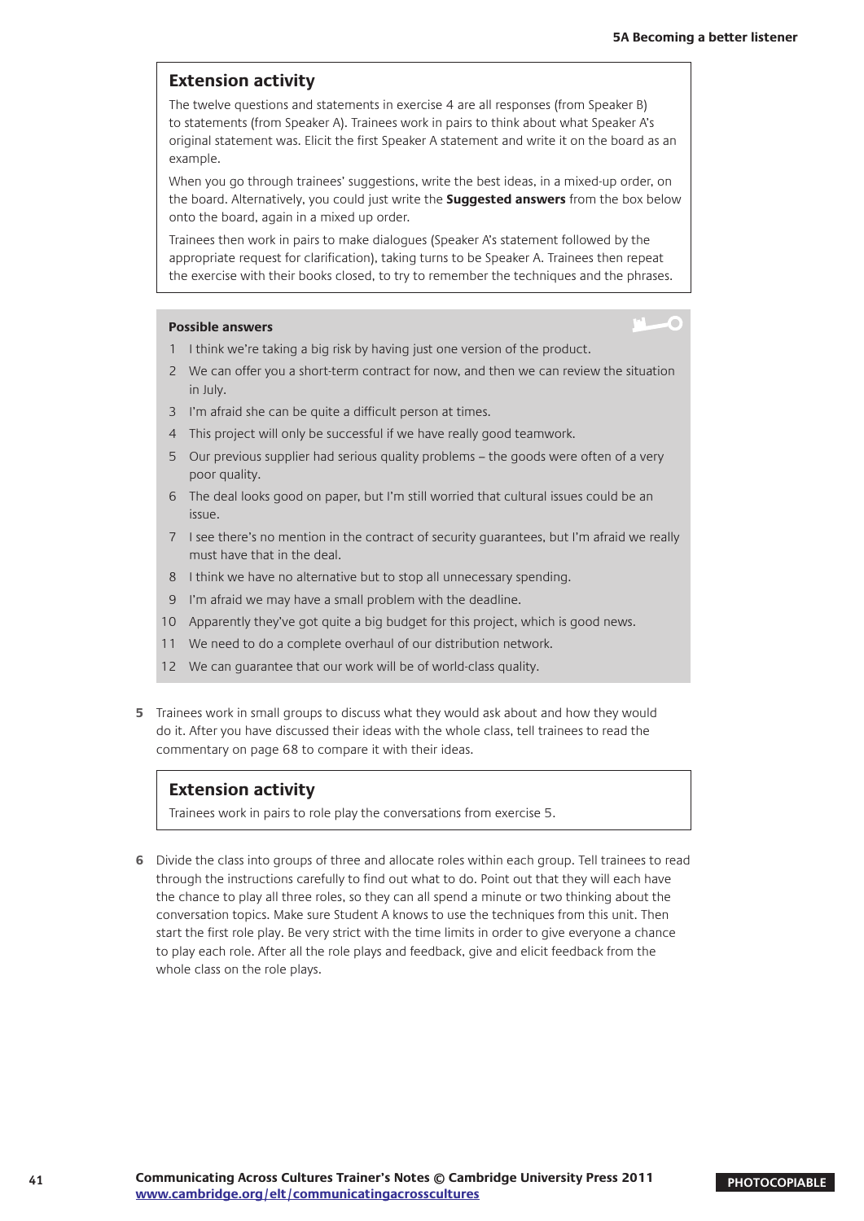## Extension activity

The twelve questions and statements in exercise 4 are all responses (from Speaker B) to statements (from Speaker A). Trainees work in pairs to think about what Speaker A's original statement was. Elicit the first Speaker A statement and write it on the board as an example.

When you go through trainees' suggestions, write the best ideas, in a mixed-up order, on the board. Alternatively, you could just write the **Suggested answers** from the box below onto the board, again in a mixed up order.

Trainees then work in pairs to make dialogues (Speaker A's statement followed by the appropriate request for clarification), taking turns to be Speaker A. Trainees then repeat the exercise with their books closed, to try to remember the techniques and the phrases.

**Possible answers**

1. I think we're taking a big risk by having just one version of the product.
2. We can offer you a short-term contract for now, and then we can review the situation in July.
3. I'm afraid she can be quite a difficult person at times.
4. This project will only be successful if we have really good teamwork.
5. Our previous supplier had serious quality problems – the goods were often of a very poor quality.
6. The deal looks good on paper, but I'm still worried that cultural issues could be an issue.
7. I see there's no mention in the contract of security guarantees, but I'm afraid we really must have that in the deal.
8. I think we have no alternative but to stop all unnecessary spending.
9. I'm afraid we may have a small problem with the deadline.
10. Apparently they've got quite a big budget for this project, which is good news.
11. We need to do a complete overhaul of our distribution network.
12. We can guarantee that our work will be of world-class quality.

**5** Trainees work in small groups to discuss what they would ask about and how they would do it. After you have discussed their ideas with the whole class, tell trainees to read the commentary on page 68 to compare it with their ideas.

## Extension activity

Trainees work in pairs to role play the conversations from exercise 5.

**6** Divide the class into groups of three and allocate roles within each group. Tell trainees to read through the instructions carefully to find out what to do. Point out that they will each have the chance to play all three roles, so they can all spend a minute or two thinking about the conversation topics. Make sure Student A knows to use the techniques from this unit. Then start the first role play. Be very strict with the time limits in order to give everyone a chance to play each role. After all the role plays and feedback, give and elicit feedback from the whole class on the role plays.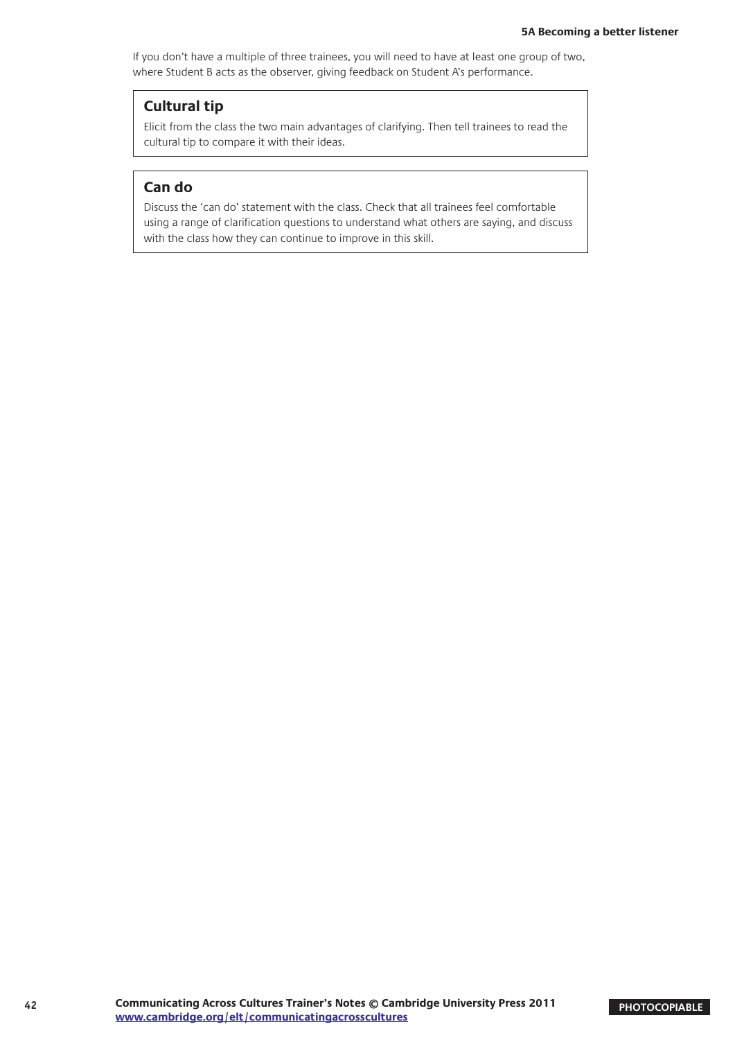If you don't have a multiple of three trainees, you will need to have at least one group of two, where Student B acts as the observer, giving feedback on Student A's performance.

## Cultural tip

Elicit from the class the two main advantages of clarifying. Then tell trainees to read the cultural tip to compare it with their ideas.

## Can do

Discuss the 'can do' statement with the class. Check that all trainees feel comfortable using a range of clarification questions to understand what others are saying, and discuss with the class how they can continue to improve in this skill.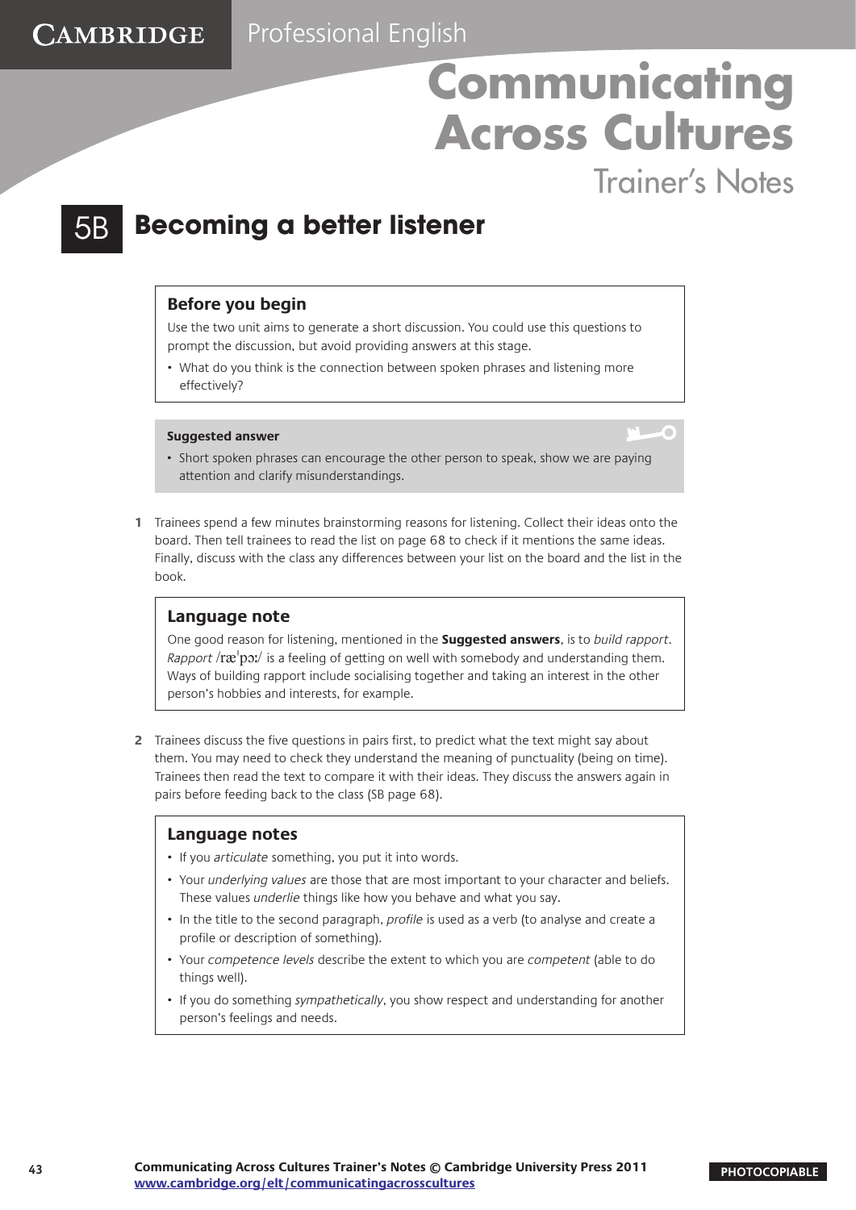# 5B Becoming a better listener

### Before you begin

Use the two unit aims to generate a short discussion. You could use this questions to prompt the discussion, but avoid providing answers at this stage.

- What do you think is the connection between spoken phrases and listening more effectively?

**Suggested answer**

- Short spoken phrases can encourage the other person to speak, show we are paying attention and clarify misunderstandings.

**1** Trainees spend a few minutes brainstorming reasons for listening. Collect their ideas onto the board. Then tell trainees to read the list on page 68 to check if it mentions the same ideas. Finally, discuss with the class any differences between your list on the board and the list in the book.

### Language note

One good reason for listening, mentioned in the **Suggested answers**, is to *build rapport*. *Rapport* /ræˈpɔː/ is a feeling of getting on well with somebody and understanding them. Ways of building rapport include socialising together and taking an interest in the other person's hobbies and interests, for example.

**2** Trainees discuss the five questions in pairs first, to predict what the text might say about them. You may need to check they understand the meaning of punctuality (being on time). Trainees then read the text to compare it with their ideas. They discuss the answers again in pairs before feeding back to the class (SB page 68).

### Language notes

- If you *articulate* something, you put it into words.
- Your *underlying values* are those that are most important to your character and beliefs. These values *underlie* things like how you behave and what you say.
- In the title to the second paragraph, *profile* is used as a verb (to analyse and create a profile or description of something).
- Your *competence levels* describe the extent to which you are *competent* (able to do things well).
- If you do something *sympathetically*, you show respect and understanding for another person's feelings and needs.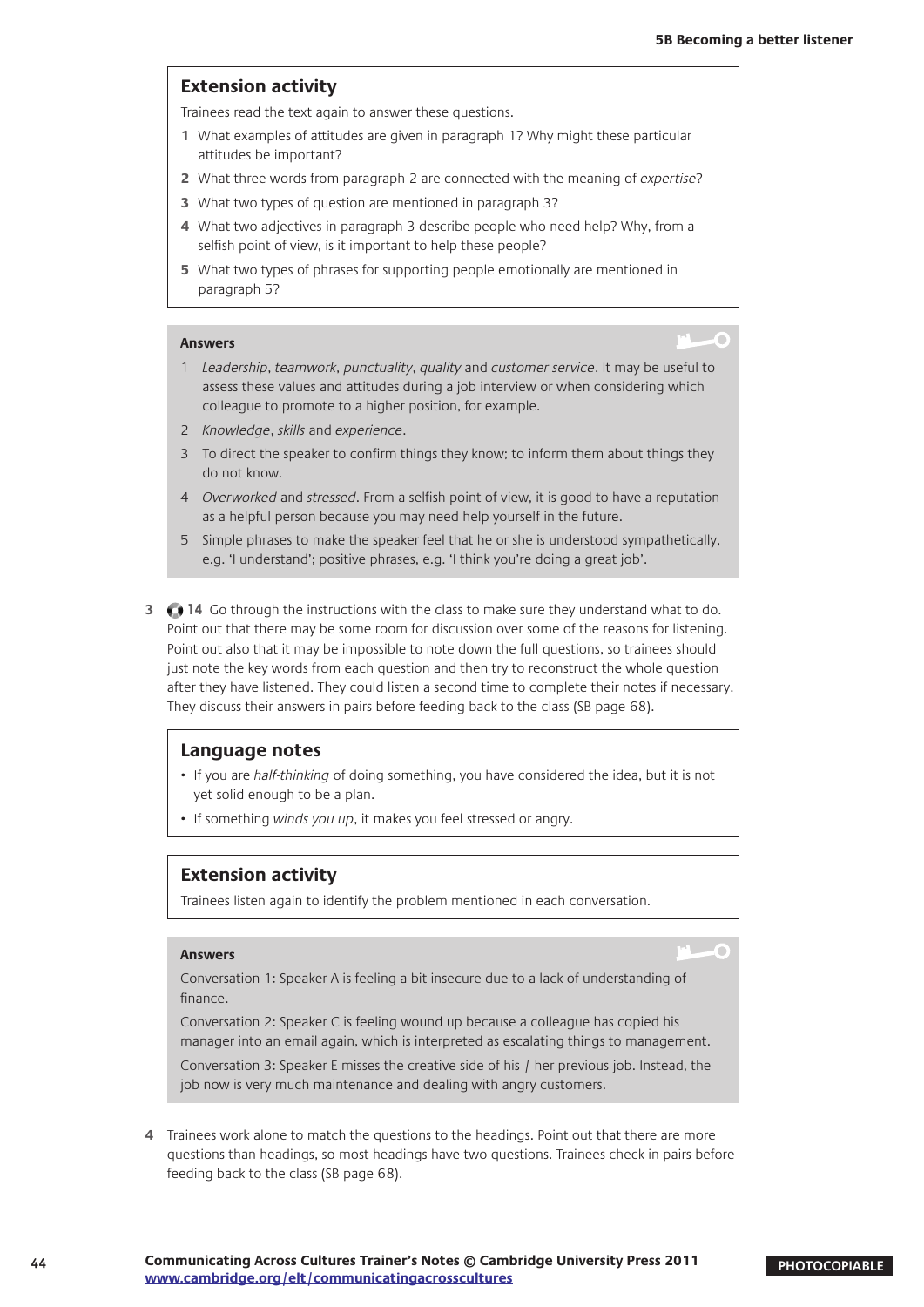## Extension activity

Trainees read the text again to answer these questions.

1. What examples of attitudes are given in paragraph 1? Why might these particular attitudes be important?
2. What three words from paragraph 2 are connected with the meaning of *expertise*?
3. What two types of question are mentioned in paragraph 3?
4. What two adjectives in paragraph 3 describe people who need help? Why, from a selfish point of view, is it important to help these people?
5. What two types of phrases for supporting people emotionally are mentioned in paragraph 5?

**Answers**

1. *Leadership*, *teamwork*, *punctuality*, *quality* and *customer service*. It may be useful to assess these values and attitudes during a job interview or when considering which colleague to promote to a higher position, for example.
2. *Knowledge*, *skills* and *experience*.
3. To direct the speaker to confirm things they know; to inform them about things they do not know.
4. *Overworked* and *stressed*. From a selfish point of view, it is good to have a reputation as a helpful person because you may need help yourself in the future.
5. Simple phrases to make the speaker feel that he or she is understood sympathetically, e.g. 'I understand'; positive phrases, e.g. 'I think you're doing a great job'.

**3** **14** Go through the instructions with the class to make sure they understand what to do. Point out that there may be some room for discussion over some of the reasons for listening. Point out also that it may be impossible to note down the full questions, so trainees should just note the key words from each question and then try to reconstruct the whole question after they have listened. They could listen a second time to complete their notes if necessary. They discuss their answers in pairs before feeding back to the class (SB page 68).

## Language notes

- If you are *half-thinking* of doing something, you have considered the idea, but it is not yet solid enough to be a plan.
- If something *winds you up*, it makes you feel stressed or angry.

## Extension activity

Trainees listen again to identify the problem mentioned in each conversation.

**Answers**

Conversation 1: Speaker A is feeling a bit insecure due to a lack of understanding of finance.

Conversation 2: Speaker C is feeling wound up because a colleague has copied his manager into an email again, which is interpreted as escalating things to management.

Conversation 3: Speaker E misses the creative side of his / her previous job. Instead, the job now is very much maintenance and dealing with angry customers.

**4** Trainees work alone to match the questions to the headings. Point out that there are more questions than headings, so most headings have two questions. Trainees check in pairs before feeding back to the class (SB page 68).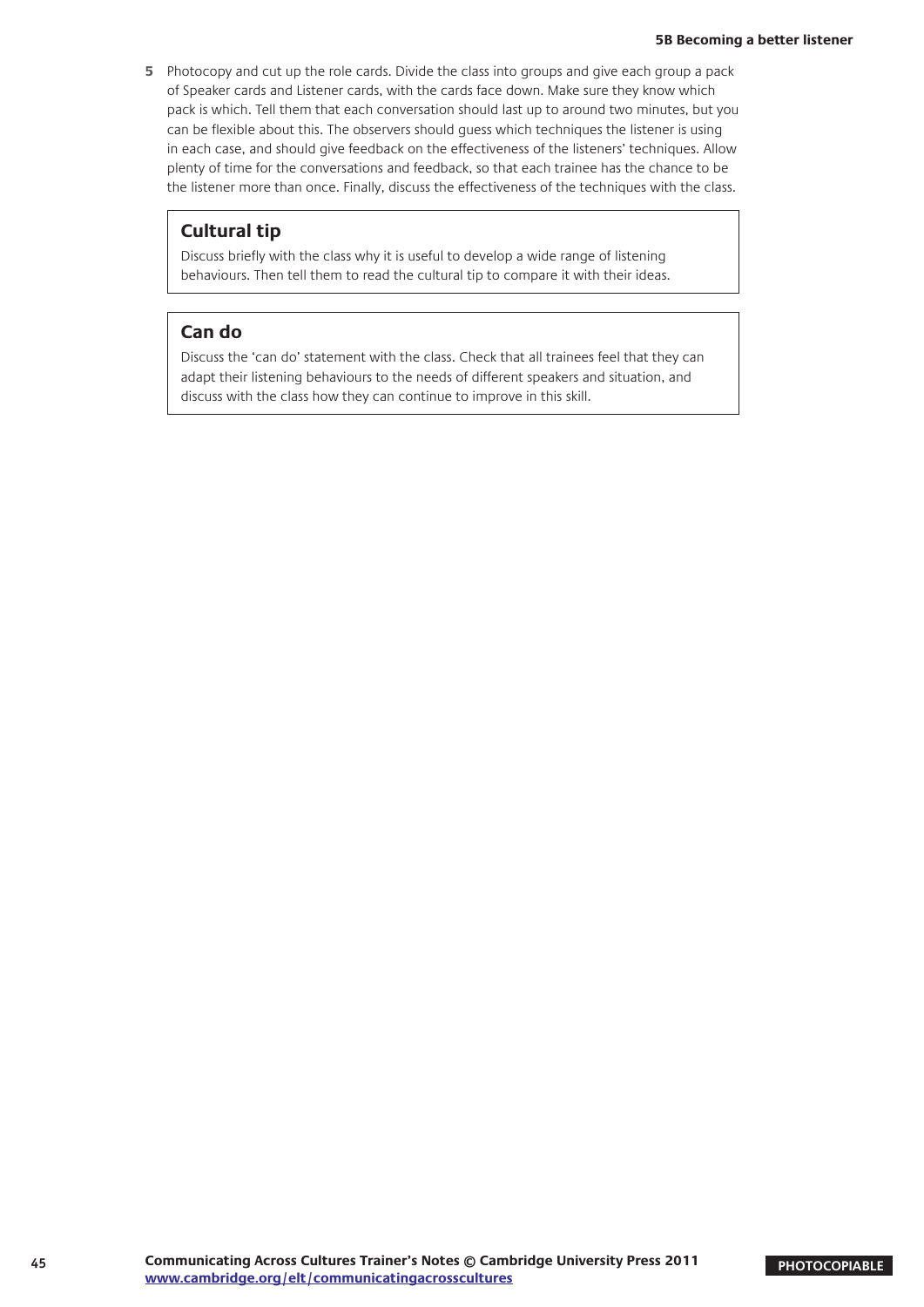5 Photocopy and cut up the role cards. Divide the class into groups and give each group a pack of Speaker cards and Listener cards, with the cards face down. Make sure they know which pack is which. Tell them that each conversation should last up to around two minutes, but you can be flexible about this. The observers should guess which techniques the listener is using in each case, and should give feedback on the effectiveness of the listeners' techniques. Allow plenty of time for the conversations and feedback, so that each trainee has the chance to be the listener more than once. Finally, discuss the effectiveness of the techniques with the class.

## Cultural tip

Discuss briefly with the class why it is useful to develop a wide range of listening behaviours. Then tell them to read the cultural tip to compare it with their ideas.

## Can do

Discuss the 'can do' statement with the class. Check that all trainees feel that they can adapt their listening behaviours to the needs of different speakers and situation, and discuss with the class how they can continue to improve in this skill.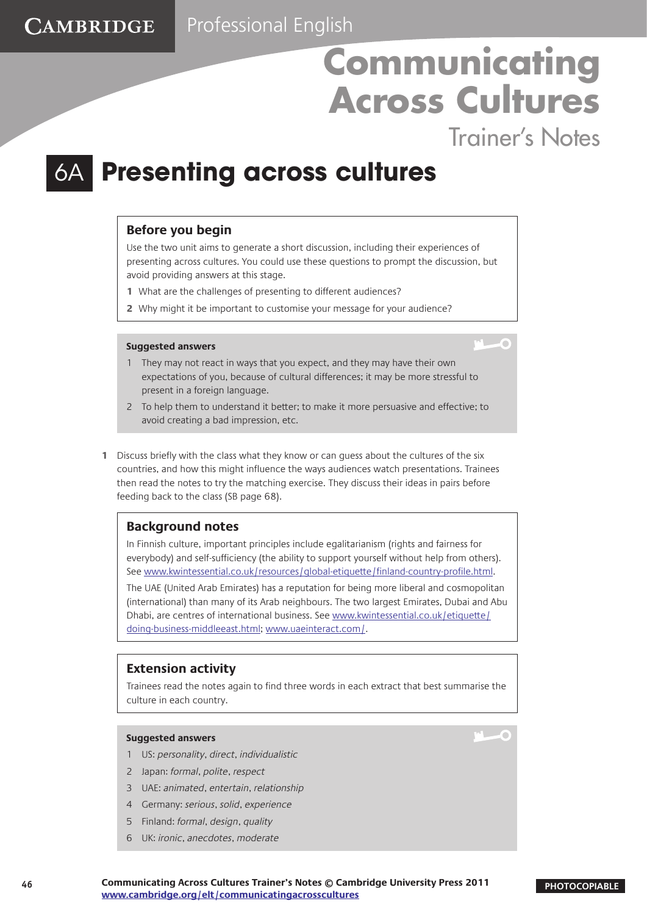# 6A Presenting across cultures

## Before you begin

Use the two unit aims to generate a short discussion, including their experiences of presenting across cultures. You could use these questions to prompt the discussion, but avoid providing answers at this stage.

1. What are the challenges of presenting to different audiences?
2. Why might it be important to customise your message for your audience?

**Suggested answers**

1. They may not react in ways that you expect, and they may have their own expectations of you, because of cultural differences; it may be more stressful to present in a foreign language.
2. To help them to understand it better; to make it more persuasive and effective; to avoid creating a bad impression, etc.

**1** Discuss briefly with the class what they know or can guess about the cultures of the six countries, and how this might influence the ways audiences watch presentations. Trainees then read the notes to try the matching exercise. They discuss their ideas in pairs before feeding back to the class (SB page 68).

## Background notes

In Finnish culture, important principles include egalitarianism (rights and fairness for everybody) and self-sufficiency (the ability to support yourself without help from others). See www.kwintessential.co.uk/resources/global-etiquette/finland-country-profile.html.

The UAE (United Arab Emirates) has a reputation for being more liberal and cosmopolitan (international) than many of its Arab neighbours. The two largest Emirates, Dubai and Abu Dhabi, are centres of international business. See www.kwintessential.co.uk/etiquette/doing-business-middleeast.html; www.uaeinteract.com/.

## Extension activity

Trainees read the notes again to find three words in each extract that best summarise the culture in each country.

**Suggested answers**

1. US: *personality*, *direct*, *individualistic*
2. Japan: *formal*, *polite*, *respect*
3. UAE: *animated*, *entertain*, *relationship*
4. Germany: *serious*, *solid*, *experience*
5. Finland: *formal*, *design*, *quality*
6. UK: *ironic*, *anecdotes*, *moderate*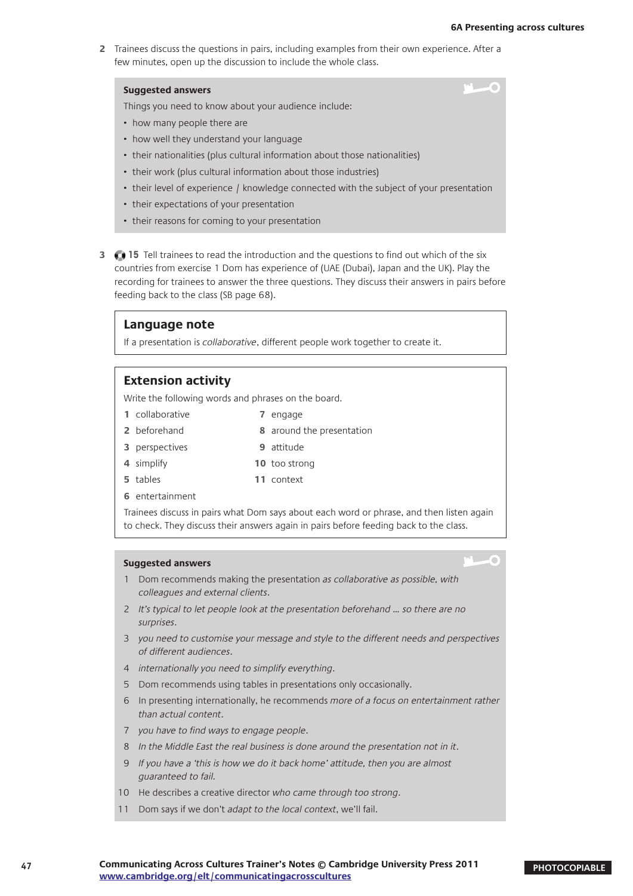2 Trainees discuss the questions in pairs, including examples from their own experience. After a few minutes, open up the discussion to include the whole class.

**Suggested answers**

Things you need to know about your audience include:

- how many people there are
- how well they understand your language
- their nationalities (plus cultural information about those nationalities)
- their work (plus cultural information about those industries)
- their level of experience / knowledge connected with the subject of your presentation
- their expectations of your presentation
- their reasons for coming to your presentation

3 **15** Tell trainees to read the introduction and the questions to find out which of the six countries from exercise 1 Dom has experience of (UAE (Dubai), Japan and the UK). Play the recording for trainees to answer the three questions. They discuss their answers in pairs before feeding back to the class (SB page 68).

## Language note

If a presentation is *collaborative*, different people work together to create it.

## Extension activity

Write the following words and phrases on the board.

1 collaborative
2 beforehand
3 perspectives
4 simplify
5 tables
6 entertainment
7 engage
8 around the presentation
9 attitude
10 too strong
11 context

Trainees discuss in pairs what Dom says about each word or phrase, and then listen again to check. They discuss their answers again in pairs before feeding back to the class.

**Suggested answers**

1 Dom recommends making the presentation *as collaborative as possible, with colleagues and external clients*.
2 *It's typical to let people look at the presentation beforehand … so there are no surprises*.
3 *you need to customise your message and style to the different needs and perspectives of different audiences*.
4 *internationally you need to simplify everything*.
5 Dom recommends using tables in presentations only occasionally.
6 In presenting internationally, he recommends *more of a focus on entertainment rather than actual content*.
7 *you have to find ways to engage people*.
8 *In the Middle East the real business is done around the presentation not in it*.
9 *If you have a 'this is how we do it back home' attitude, then you are almost guaranteed to fail*.
10 He describes a creative director *who came through too strong*.
11 Dom says if we don't *adapt to the local context*, we'll fail.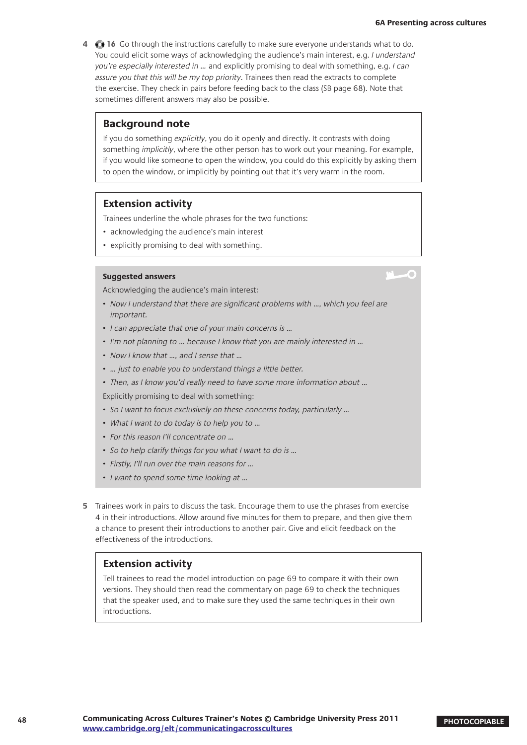**4** 16 Go through the instructions carefully to make sure everyone understands what to do. You could elicit some ways of acknowledging the audience's main interest, e.g. *I understand you're especially interested in …* and explicitly promising to deal with something, e.g. *I can assure you that this will be my top priority*. Trainees then read the extracts to complete the exercise. They check in pairs before feeding back to the class (SB page 68). Note that sometimes different answers may also be possible.

## Background note

If you do something *explicitly*, you do it openly and directly. It contrasts with doing something *implicitly*, where the other person has to work out your meaning. For example, if you would like someone to open the window, you could do this explicitly by asking them to open the window, or implicitly by pointing out that it's very warm in the room.

## Extension activity

Trainees underline the whole phrases for the two functions:

- acknowledging the audience's main interest
- explicitly promising to deal with something.

**Suggested answers**

Acknowledging the audience's main interest:

- *Now I understand that there are significant problems with …, which you feel are important.*
- *I can appreciate that one of your main concerns is …*
- *I'm not planning to … because I know that you are mainly interested in …*
- *Now I know that …, and I sense that …*
- *… just to enable you to understand things a little better.*
- *Then, as I know you'd really need to have some more information about …*

Explicitly promising to deal with something:

- *So I want to focus exclusively on these concerns today, particularly …*
- *What I want to do today is to help you to …*
- *For this reason I'll concentrate on …*
- *So to help clarify things for you what I want to do is …*
- *Firstly, I'll run over the main reasons for …*
- *I want to spend some time looking at …*

**5** Trainees work in pairs to discuss the task. Encourage them to use the phrases from exercise 4 in their introductions. Allow around five minutes for them to prepare, and then give them a chance to present their introductions to another pair. Give and elicit feedback on the effectiveness of the introductions.

## Extension activity

Tell trainees to read the model introduction on page 69 to compare it with their own versions. They should then read the commentary on page 69 to check the techniques that the speaker used, and to make sure they used the same techniques in their own introductions.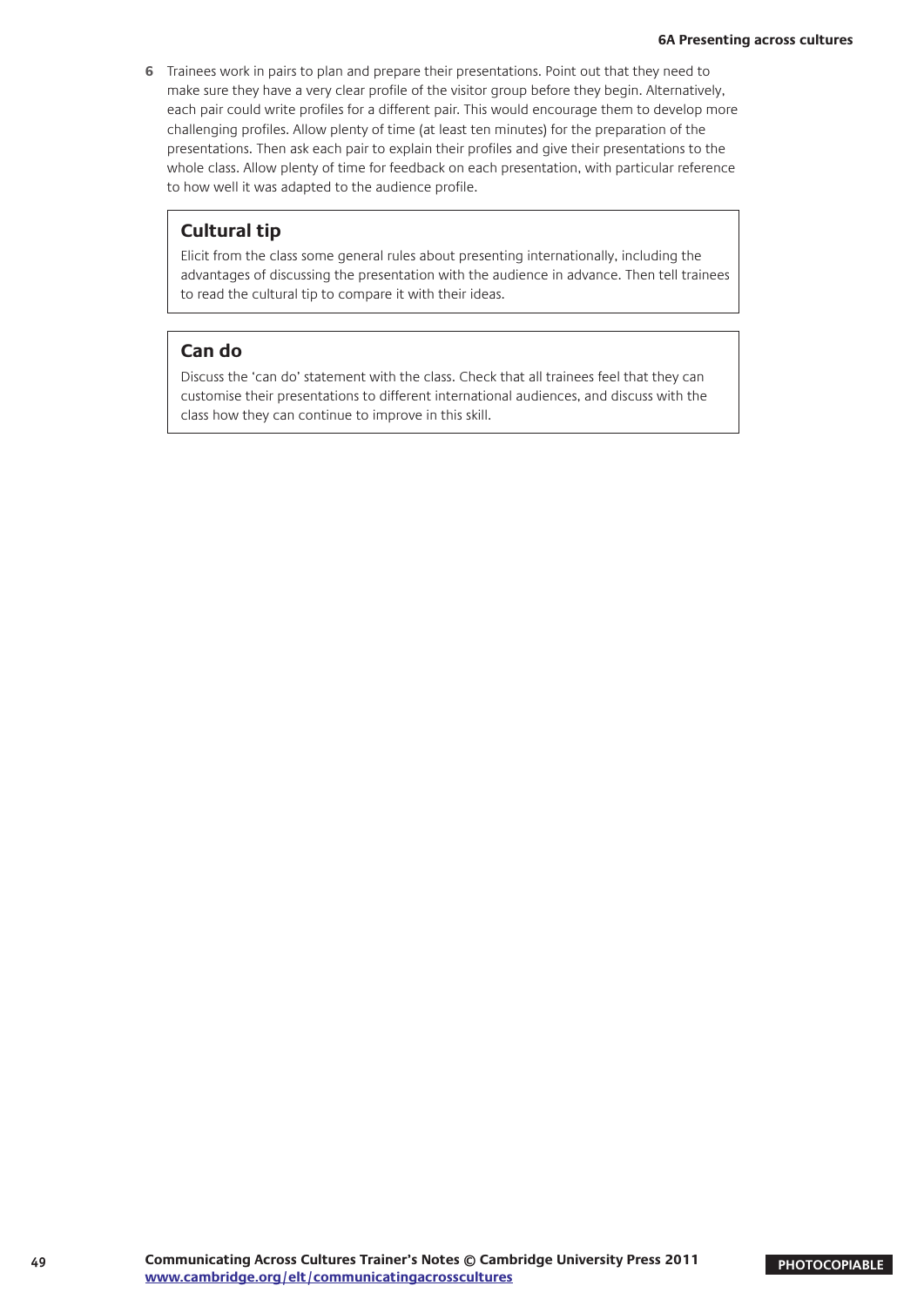6 Trainees work in pairs to plan and prepare their presentations. Point out that they need to make sure they have a very clear profile of the visitor group before they begin. Alternatively, each pair could write profiles for a different pair. This would encourage them to develop more challenging profiles. Allow plenty of time (at least ten minutes) for the preparation of the presentations. Then ask each pair to explain their profiles and give their presentations to the whole class. Allow plenty of time for feedback on each presentation, with particular reference to how well it was adapted to the audience profile.

## Cultural tip

Elicit from the class some general rules about presenting internationally, including the advantages of discussing the presentation with the audience in advance. Then tell trainees to read the cultural tip to compare it with their ideas.

## Can do

Discuss the 'can do' statement with the class. Check that all trainees feel that they can customise their presentations to different international audiences, and discuss with the class how they can continue to improve in this skill.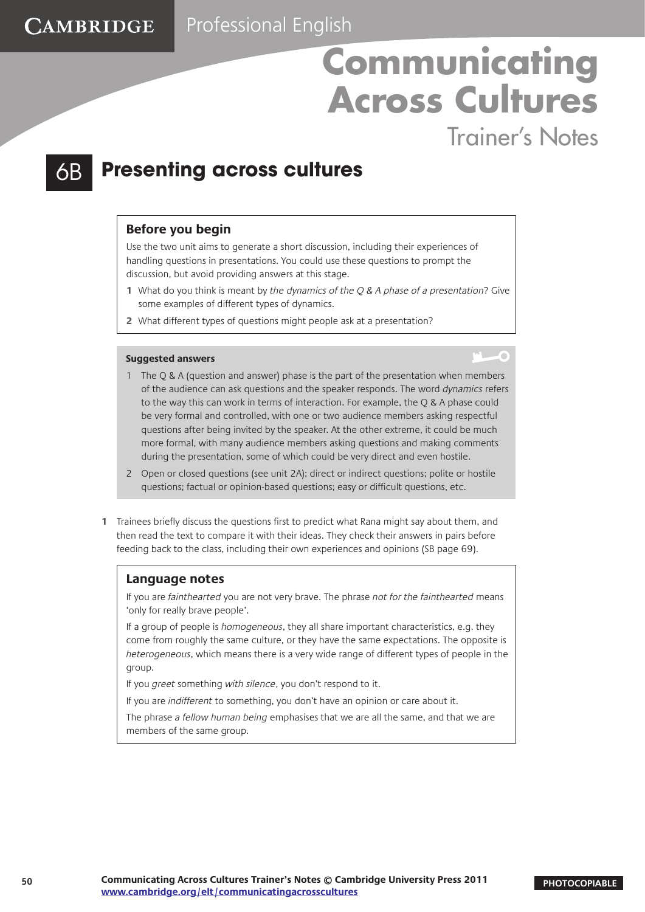# 6B Presenting across cultures

## Before you begin

Use the two unit aims to generate a short discussion, including their experiences of handling questions in presentations. You could use these questions to prompt the discussion, but avoid providing answers at this stage.

**1** What do you think is meant by *the dynamics of the Q & A phase of a presentation*? Give some examples of different types of dynamics.

**2** What different types of questions might people ask at a presentation?

**Suggested answers**

1 The Q & A (question and answer) phase is the part of the presentation when members of the audience can ask questions and the speaker responds. The word *dynamics* refers to the way this can work in terms of interaction. For example, the Q & A phase could be very formal and controlled, with one or two audience members asking respectful questions after being invited by the speaker. At the other extreme, it could be much more formal, with many audience members asking questions and making comments during the presentation, some of which could be very direct and even hostile.

2 Open or closed questions (see unit 2A); direct or indirect questions; polite or hostile questions; factual or opinion-based questions; easy or difficult questions, etc.

**1** Trainees briefly discuss the questions first to predict what Rana might say about them, and then read the text to compare it with their ideas. They check their answers in pairs before feeding back to the class, including their own experiences and opinions (SB page 69).

## Language notes

If you are *fainthearted* you are not very brave. The phrase *not for the fainthearted* means 'only for really brave people'.

If a group of people is *homogeneous*, they all share important characteristics, e.g. they come from roughly the same culture, or they have the same expectations. The opposite is *heterogeneous*, which means there is a very wide range of different types of people in the group.

If you *greet* something *with silence*, you don't respond to it.

If you are *indifferent* to something, you don't have an opinion or care about it.

The phrase *a fellow human being* emphasises that we are all the same, and that we are members of the same group.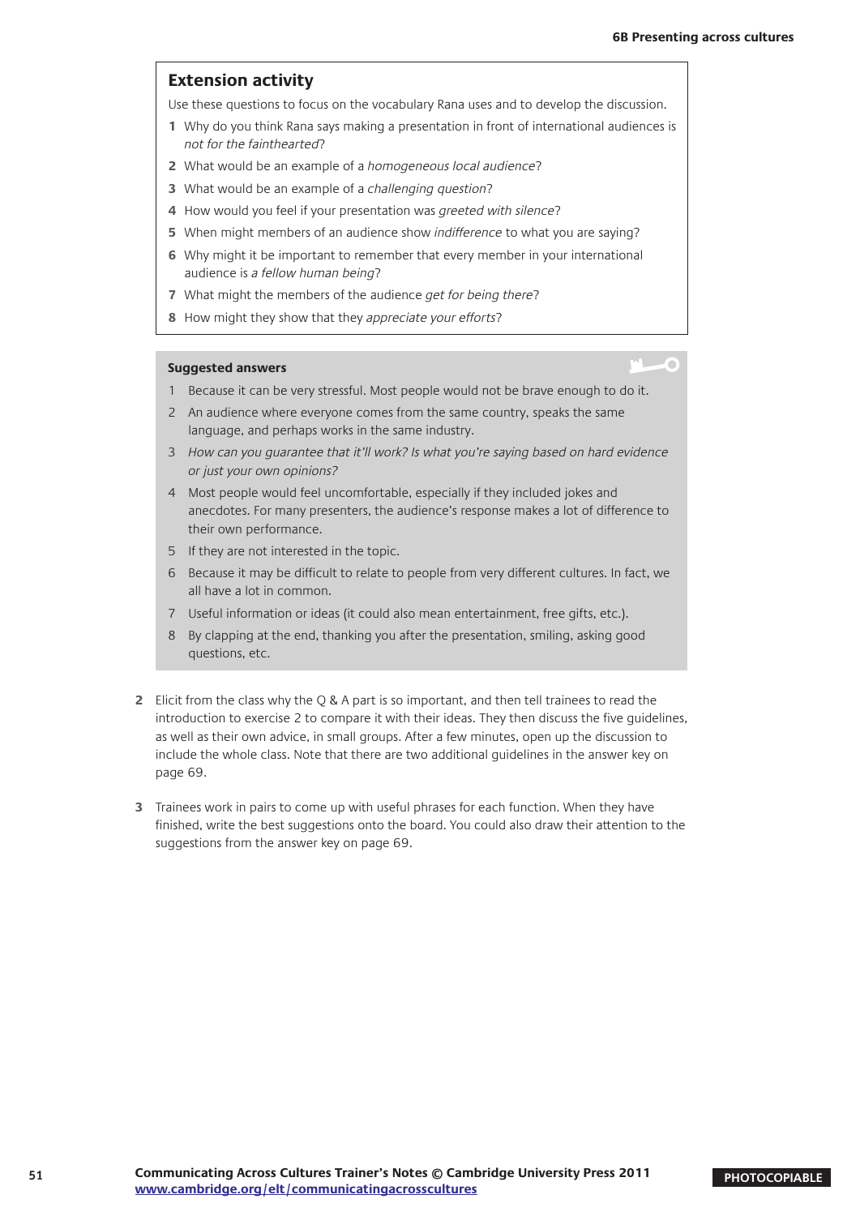## Extension activity

Use these questions to focus on the vocabulary Rana uses and to develop the discussion.

**1** Why do you think Rana says making a presentation in front of international audiences is *not for the fainthearted*?

**2** What would be an example of a *homogeneous local audience*?

**3** What would be an example of a *challenging question*?

**4** How would you feel if your presentation was *greeted with silence*?

**5** When might members of an audience show *indifference* to what you are saying?

**6** Why might it be important to remember that every member in your international audience is *a fellow human being*?

**7** What might the members of the audience *get for being there*?

**8** How might they show that they *appreciate your efforts*?

**Suggested answers**

1 Because it can be very stressful. Most people would not be brave enough to do it.

2 An audience where everyone comes from the same country, speaks the same language, and perhaps works in the same industry.

3 *How can you guarantee that it'll work? Is what you're saying based on hard evidence or just your own opinions?*

4 Most people would feel uncomfortable, especially if they included jokes and anecdotes. For many presenters, the audience's response makes a lot of difference to their own performance.

5 If they are not interested in the topic.

6 Because it may be difficult to relate to people from very different cultures. In fact, we all have a lot in common.

7 Useful information or ideas (it could also mean entertainment, free gifts, etc.).

8 By clapping at the end, thanking you after the presentation, smiling, asking good questions, etc.

**2** Elicit from the class why the Q & A part is so important, and then tell trainees to read the introduction to exercise 2 to compare it with their ideas. They then discuss the five guidelines, as well as their own advice, in small groups. After a few minutes, open up the discussion to include the whole class. Note that there are two additional guidelines in the answer key on page 69.

**3** Trainees work in pairs to come up with useful phrases for each function. When they have finished, write the best suggestions onto the board. You could also draw their attention to the suggestions from the answer key on page 69.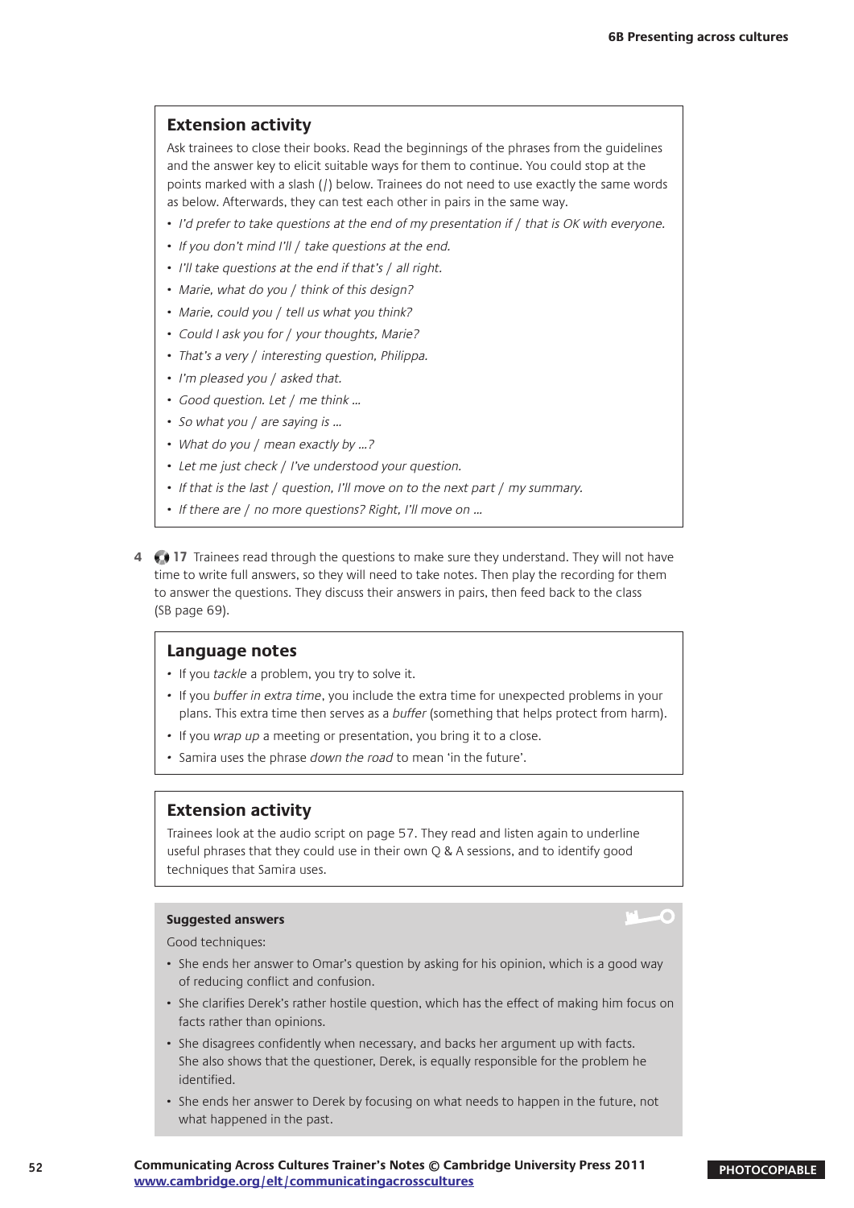## Extension activity

Ask trainees to close their books. Read the beginnings of the phrases from the guidelines and the answer key to elicit suitable ways for them to continue. You could stop at the points marked with a slash (/) below. Trainees do not need to use exactly the same words as below. Afterwards, they can test each other in pairs in the same way.

- *I'd prefer to take questions at the end of my presentation if / that is OK with everyone.*
- *If you don't mind I'll / take questions at the end.*
- *I'll take questions at the end if that's / all right.*
- *Marie, what do you / think of this design?*
- *Marie, could you / tell us what you think?*
- *Could I ask you for / your thoughts, Marie?*
- *That's a very / interesting question, Philippa.*
- *I'm pleased you / asked that.*
- *Good question. Let / me think …*
- *So what you / are saying is …*
- *What do you / mean exactly by …?*
- *Let me just check / I've understood your question.*
- *If that is the last / question, I'll move on to the next part / my summary.*
- *If there are / no more questions? Right, I'll move on …*

**4** **17** Trainees read through the questions to make sure they understand. They will not have time to write full answers, so they will need to take notes. Then play the recording for them to answer the questions. They discuss their answers in pairs, then feed back to the class (SB page 69).

## Language notes

- If you *tackle* a problem, you try to solve it.
- If you *buffer in extra time*, you include the extra time for unexpected problems in your plans. This extra time then serves as a *buffer* (something that helps protect from harm).
- If you *wrap up* a meeting or presentation, you bring it to a close.
- Samira uses the phrase *down the road* to mean 'in the future'.

## Extension activity

Trainees look at the audio script on page 57. They read and listen again to underline useful phrases that they could use in their own Q & A sessions, and to identify good techniques that Samira uses.

**Suggested answers**

Good techniques:

- She ends her answer to Omar's question by asking for his opinion, which is a good way of reducing conflict and confusion.
- She clarifies Derek's rather hostile question, which has the effect of making him focus on facts rather than opinions.
- She disagrees confidently when necessary, and backs her argument up with facts. She also shows that the questioner, Derek, is equally responsible for the problem he identified.
- She ends her answer to Derek by focusing on what needs to happen in the future, not what happened in the past.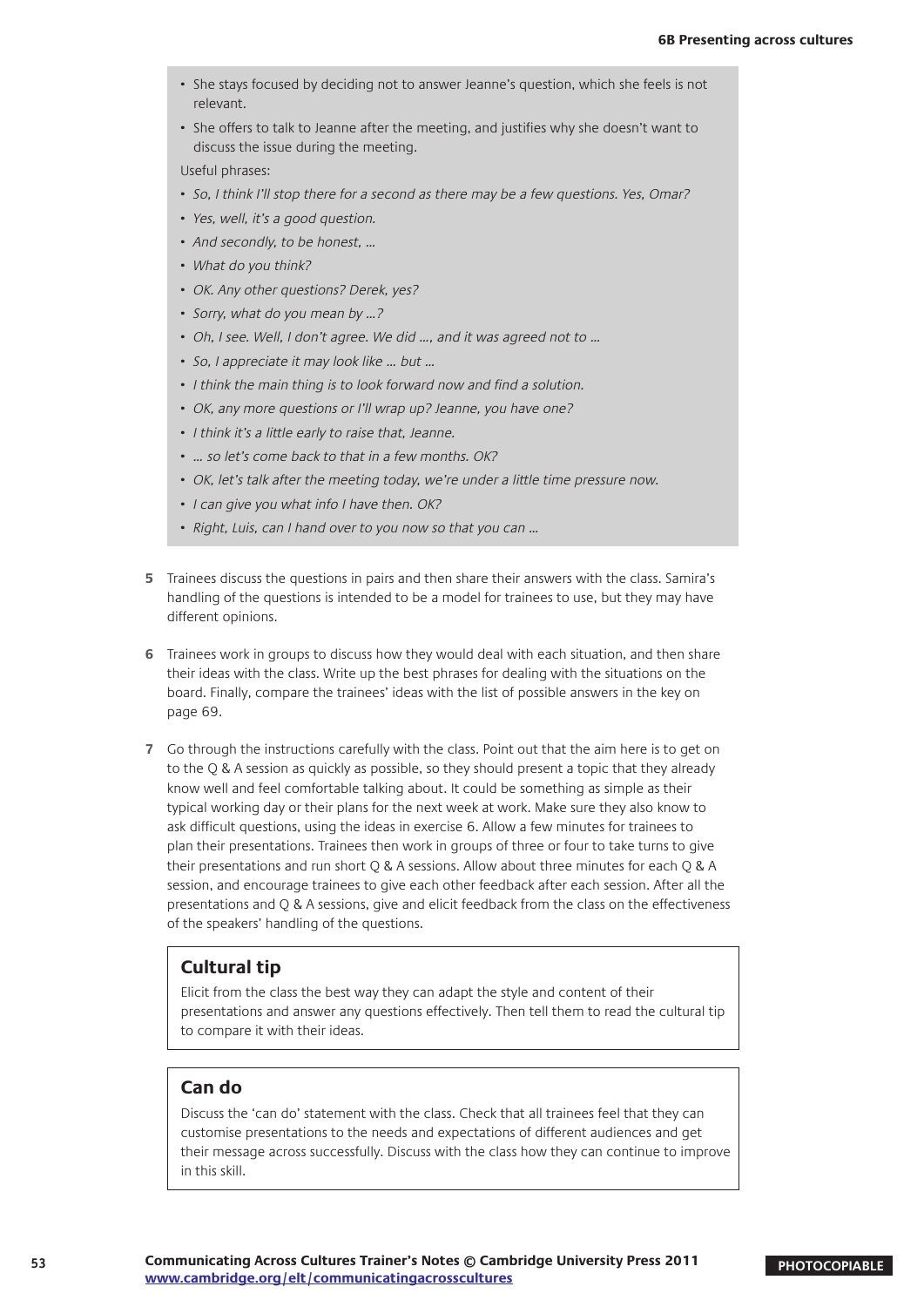- She stays focused by deciding not to answer Jeanne's question, which she feels is not relevant.
- She offers to talk to Jeanne after the meeting, and justifies why she doesn't want to discuss the issue during the meeting.

Useful phrases:

- *So, I think I'll stop there for a second as there may be a few questions. Yes, Omar?*
- *Yes, well, it's a good question.*
- *And secondly, to be honest, ...*
- *What do you think?*
- *OK. Any other questions? Derek, yes?*
- *Sorry, what do you mean by ...?*
- *Oh, I see. Well, I don't agree. We did ..., and it was agreed not to ...*
- *So, I appreciate it may look like ... but ...*
- *I think the main thing is to look forward now and find a solution.*
- *OK, any more questions or I'll wrap up? Jeanne, you have one?*
- *I think it's a little early to raise that, Jeanne.*
- *... so let's come back to that in a few months. OK?*
- *OK, let's talk after the meeting today, we're under a little time pressure now.*
- *I can give you what info I have then. OK?*
- *Right, Luis, can I hand over to you now so that you can ...*

**5** Trainees discuss the questions in pairs and then share their answers with the class. Samira's handling of the questions is intended to be a model for trainees to use, but they may have different opinions.

**6** Trainees work in groups to discuss how they would deal with each situation, and then share their ideas with the class. Write up the best phrases for dealing with the situations on the board. Finally, compare the trainees' ideas with the list of possible answers in the key on page 69.

**7** Go through the instructions carefully with the class. Point out that the aim here is to get on to the Q & A session as quickly as possible, so they should present a topic that they already know well and feel comfortable talking about. It could be something as simple as their typical working day or their plans for the next week at work. Make sure they also know to ask difficult questions, using the ideas in exercise 6. Allow a few minutes for trainees to plan their presentations. Trainees then work in groups of three or four to take turns to give their presentations and run short Q & A sessions. Allow about three minutes for each Q & A session, and encourage trainees to give each other feedback after each session. After all the presentations and Q & A sessions, give and elicit feedback from the class on the effectiveness of the speakers' handling of the questions.

## Cultural tip

Elicit from the class the best way they can adapt the style and content of their presentations and answer any questions effectively. Then tell them to read the cultural tip to compare it with their ideas.

## Can do

Discuss the 'can do' statement with the class. Check that all trainees feel that they can customise presentations to the needs and expectations of different audiences and get their message across successfully. Discuss with the class how they can continue to improve in this skill.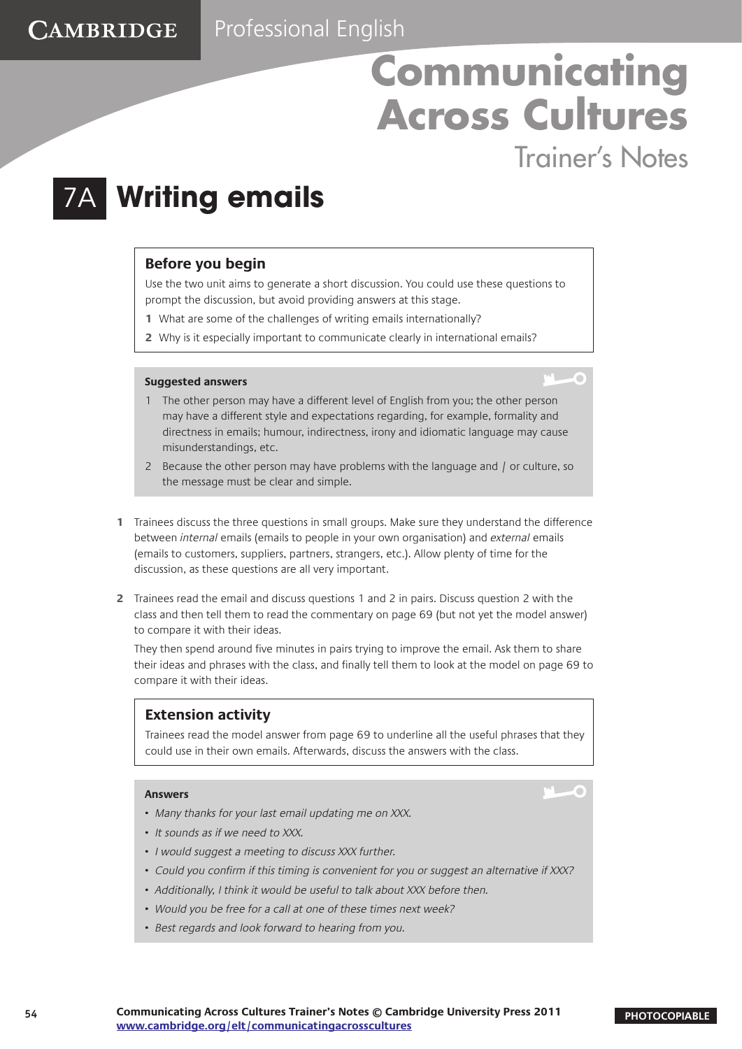# 7A Writing emails

## Before you begin

Use the two unit aims to generate a short discussion. You could use these questions to prompt the discussion, but avoid providing answers at this stage.

**1** What are some of the challenges of writing emails internationally?

**2** Why is it especially important to communicate clearly in international emails?

**Suggested answers**

1. The other person may have a different level of English from you; the other person may have a different style and expectations regarding, for example, formality and directness in emails; humour, indirectness, irony and idiomatic language may cause misunderstandings, etc.
2. Because the other person may have problems with the language and / or culture, so the message must be clear and simple.

**1** Trainees discuss the three questions in small groups. Make sure they understand the difference between *internal* emails (emails to people in your own organisation) and *external* emails (emails to customers, suppliers, partners, strangers, etc.). Allow plenty of time for the discussion, as these questions are all very important.

**2** Trainees read the email and discuss questions 1 and 2 in pairs. Discuss question 2 with the class and then tell them to read the commentary on page 69 (but not yet the model answer) to compare it with their ideas.

They then spend around five minutes in pairs trying to improve the email. Ask them to share their ideas and phrases with the class, and finally tell them to look at the model on page 69 to compare it with their ideas.

## Extension activity

Trainees read the model answer from page 69 to underline all the useful phrases that they could use in their own emails. Afterwards, discuss the answers with the class.

**Answers**

- *Many thanks for your last email updating me on XXX.*
- *It sounds as if we need to XXX.*
- *I would suggest a meeting to discuss XXX further.*
- *Could you confirm if this timing is convenient for you or suggest an alternative if XXX?*
- *Additionally, I think it would be useful to talk about XXX before then.*
- *Would you be free for a call at one of these times next week?*
- *Best regards and look forward to hearing from you.*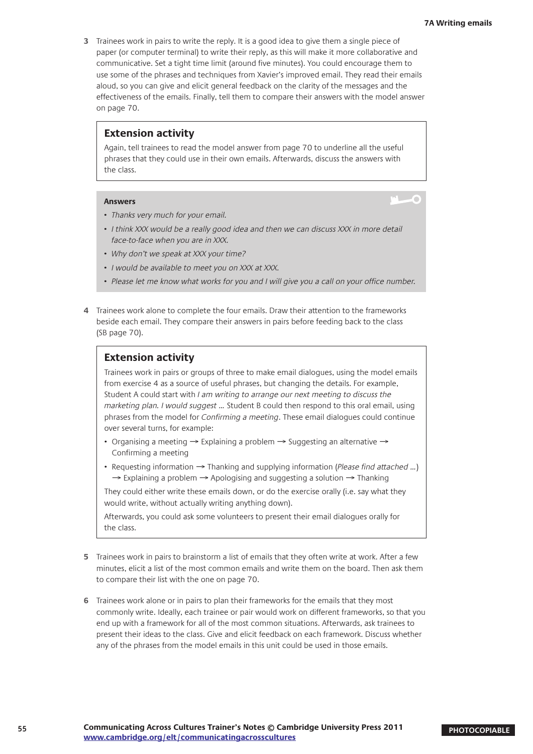3 Trainees work in pairs to write the reply. It is a good idea to give them a single piece of paper (or computer terminal) to write their reply, as this will make it more collaborative and communicative. Set a tight time limit (around five minutes). You could encourage them to use some of the phrases and techniques from Xavier's improved email. They read their emails aloud, so you can give and elicit general feedback on the clarity of the messages and the effectiveness of the emails. Finally, tell them to compare their answers with the model answer on page 70.

### Extension activity

Again, tell trainees to read the model answer from page 70 to underline all the useful phrases that they could use in their own emails. Afterwards, discuss the answers with the class.

**Answers**

- *Thanks very much for your email.*
- *I think XXX would be a really good idea and then we can discuss XXX in more detail face-to-face when you are in XXX.*
- *Why don't we speak at XXX your time?*
- *I would be available to meet you on XXX at XXX.*
- *Please let me know what works for you and I will give you a call on your office number.*

4 Trainees work alone to complete the four emails. Draw their attention to the frameworks beside each email. They compare their answers in pairs before feeding back to the class (SB page 70).

### Extension activity

Trainees work in pairs or groups of three to make email dialogues, using the model emails from exercise 4 as a source of useful phrases, but changing the details. For example, Student A could start with *I am writing to arrange our next meeting to discuss the marketing plan. I would suggest …* Student B could then respond to this oral email, using phrases from the model for *Confirming a meeting*. These email dialogues could continue over several turns, for example:

- Organising a meeting → Explaining a problem → Suggesting an alternative → Confirming a meeting
- Requesting information → Thanking and supplying information (*Please find attached …*) → Explaining a problem → Apologising and suggesting a solution → Thanking

They could either write these emails down, or do the exercise orally (i.e. say what they would write, without actually writing anything down).

Afterwards, you could ask some volunteers to present their email dialogues orally for the class.

5 Trainees work in pairs to brainstorm a list of emails that they often write at work. After a few minutes, elicit a list of the most common emails and write them on the board. Then ask them to compare their list with the one on page 70.

6 Trainees work alone or in pairs to plan their frameworks for the emails that they most commonly write. Ideally, each trainee or pair would work on different frameworks, so that you end up with a framework for all of the most common situations. Afterwards, ask trainees to present their ideas to the class. Give and elicit feedback on each framework. Discuss whether any of the phrases from the model emails in this unit could be used in those emails.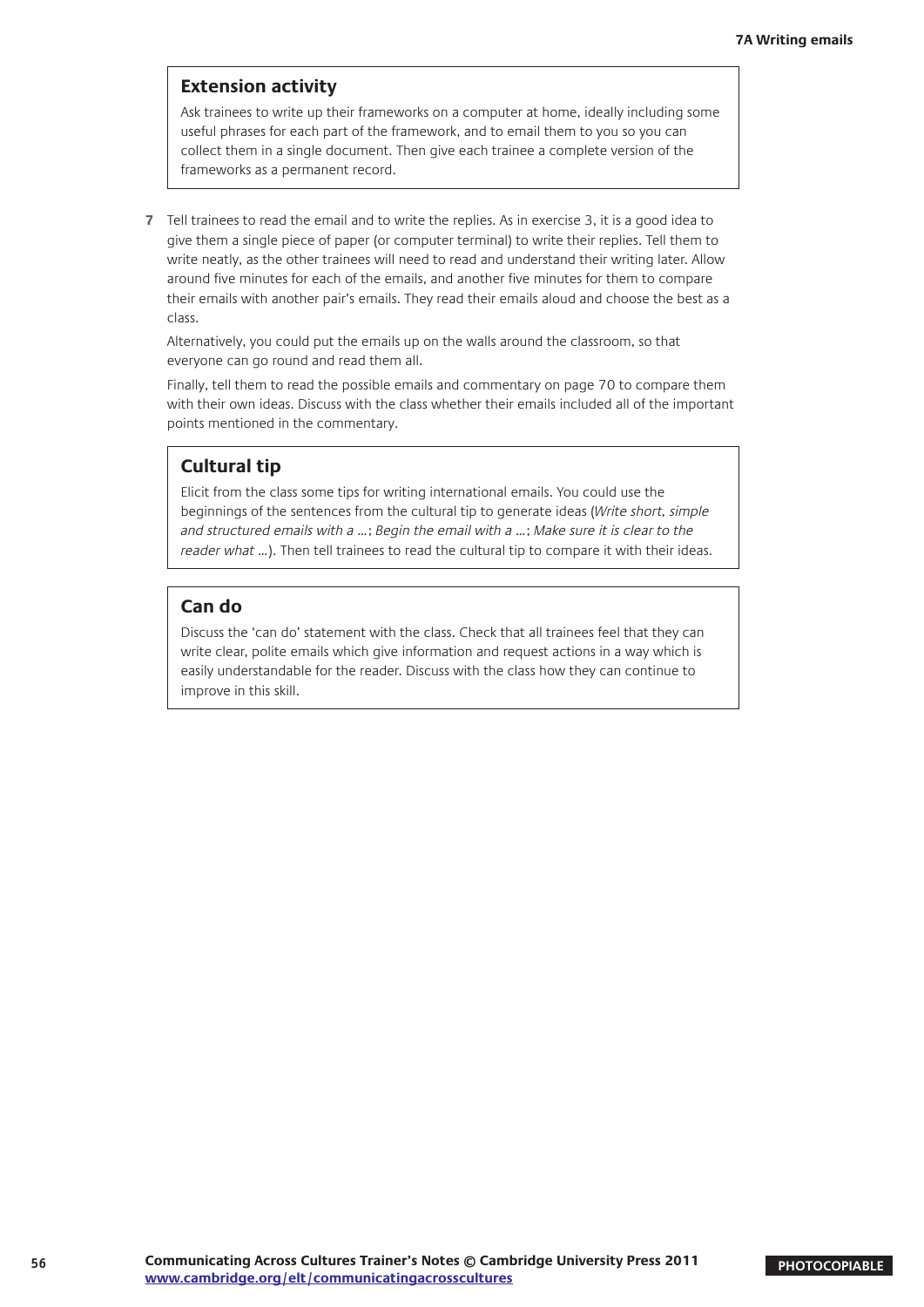## Extension activity

Ask trainees to write up their frameworks on a computer at home, ideally including some useful phrases for each part of the framework, and to email them to you so you can collect them in a single document. Then give each trainee a complete version of the frameworks as a permanent record.

**7** Tell trainees to read the email and to write the replies. As in exercise 3, it is a good idea to give them a single piece of paper (or computer terminal) to write their replies. Tell them to write neatly, as the other trainees will need to read and understand their writing later. Allow around five minutes for each of the emails, and another five minutes for them to compare their emails with another pair's emails. They read their emails aloud and choose the best as a class.

Alternatively, you could put the emails up on the walls around the classroom, so that everyone can go round and read them all.

Finally, tell them to read the possible emails and commentary on page 70 to compare them with their own ideas. Discuss with the class whether their emails included all of the important points mentioned in the commentary.

## Cultural tip

Elicit from the class some tips for writing international emails. You could use the beginnings of the sentences from the cultural tip to generate ideas (*Write short, simple and structured emails with a ...*; *Begin the email with a ...*; *Make sure it is clear to the reader what ...*). Then tell trainees to read the cultural tip to compare it with their ideas.

## Can do

Discuss the 'can do' statement with the class. Check that all trainees feel that they can write clear, polite emails which give information and request actions in a way which is easily understandable for the reader. Discuss with the class how they can continue to improve in this skill.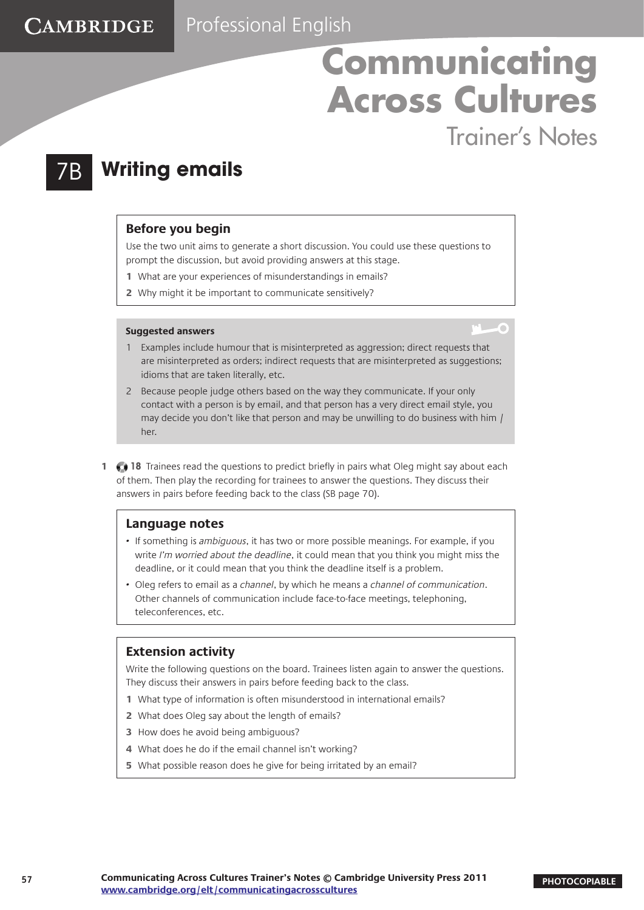# 7B Writing emails

## Before you begin

Use the two unit aims to generate a short discussion. You could use these questions to prompt the discussion, but avoid providing answers at this stage.

**1** What are your experiences of misunderstandings in emails?

**2** Why might it be important to communicate sensitively?

**Suggested answers**

1 Examples include humour that is misinterpreted as aggression; direct requests that are misinterpreted as orders; indirect requests that are misinterpreted as suggestions; idioms that are taken literally, etc.

2 Because people judge others based on the way they communicate. If your only contact with a person is by email, and that person has a very direct email style, you may decide you don't like that person and may be unwilling to do business with him / her.

**1** **18** Trainees read the questions to predict briefly in pairs what Oleg might say about each of them. Then play the recording for trainees to answer the questions. They discuss their answers in pairs before feeding back to the class (SB page 70).

## Language notes

- If something is *ambiguous*, it has two or more possible meanings. For example, if you write *I'm worried about the deadline*, it could mean that you think you might miss the deadline, or it could mean that you think the deadline itself is a problem.
- Oleg refers to email as a *channel*, by which he means a *channel of communication*. Other channels of communication include face-to-face meetings, telephoning, teleconferences, etc.

## Extension activity

Write the following questions on the board. Trainees listen again to answer the questions. They discuss their answers in pairs before feeding back to the class.

**1** What type of information is often misunderstood in international emails?

**2** What does Oleg say about the length of emails?

**3** How does he avoid being ambiguous?

**4** What does he do if the email channel isn't working?

**5** What possible reason does he give for being irritated by an email?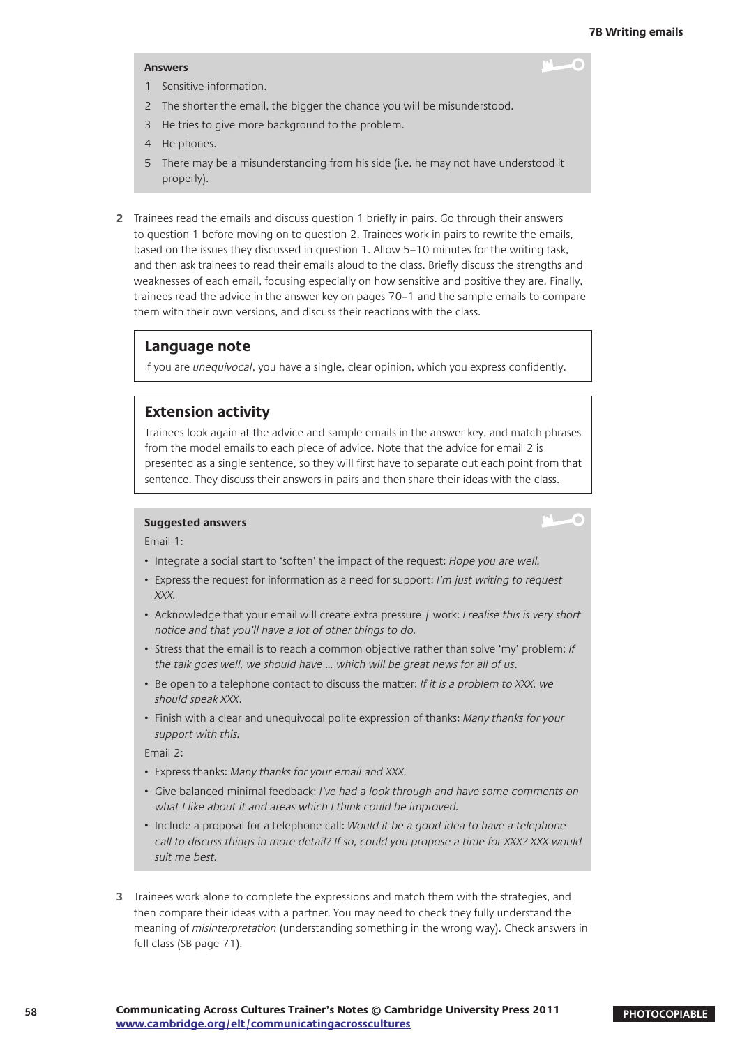**Answers**

1 Sensitive information.
2 The shorter the email, the bigger the chance you will be misunderstood.
3 He tries to give more background to the problem.
4 He phones.
5 There may be a misunderstanding from his side (i.e. he may not have understood it properly).

**2** Trainees read the emails and discuss question 1 briefly in pairs. Go through their answers to question 1 before moving on to question 2. Trainees work in pairs to rewrite the emails, based on the issues they discussed in question 1. Allow 5–10 minutes for the writing task, and then ask trainees to read their emails aloud to the class. Briefly discuss the strengths and weaknesses of each email, focusing especially on how sensitive and positive they are. Finally, trainees read the advice in the answer key on pages 70–1 and the sample emails to compare them with their own versions, and discuss their reactions with the class.

## Language note

If you are *unequivocal*, you have a single, clear opinion, which you express confidently.

## Extension activity

Trainees look again at the advice and sample emails in the answer key, and match phrases from the model emails to each piece of advice. Note that the advice for email 2 is presented as a single sentence, so they will first have to separate out each point from that sentence. They discuss their answers in pairs and then share their ideas with the class.

**Suggested answers**

Email 1:

- Integrate a social start to 'soften' the impact of the request: *Hope you are well.*
- Express the request for information as a need for support: *I'm just writing to request XXX.*
- Acknowledge that your email will create extra pressure / work: *I realise this is very short notice and that you'll have a lot of other things to do.*
- Stress that the email is to reach a common objective rather than solve 'my' problem: *If the talk goes well, we should have ... which will be great news for all of us.*
- Be open to a telephone contact to discuss the matter: *If it is a problem to XXX, we should speak XXX.*
- Finish with a clear and unequivocal polite expression of thanks: *Many thanks for your support with this.*

Email 2:

- Express thanks: *Many thanks for your email and XXX.*
- Give balanced minimal feedback: *I've had a look through and have some comments on what I like about it and areas which I think could be improved.*
- Include a proposal for a telephone call: *Would it be a good idea to have a telephone call to discuss things in more detail? If so, could you propose a time for XXX? XXX would suit me best.*

**3** Trainees work alone to complete the expressions and match them with the strategies, and then compare their ideas with a partner. You may need to check they fully understand the meaning of *misinterpretation* (understanding something in the wrong way). Check answers in full class (SB page 71).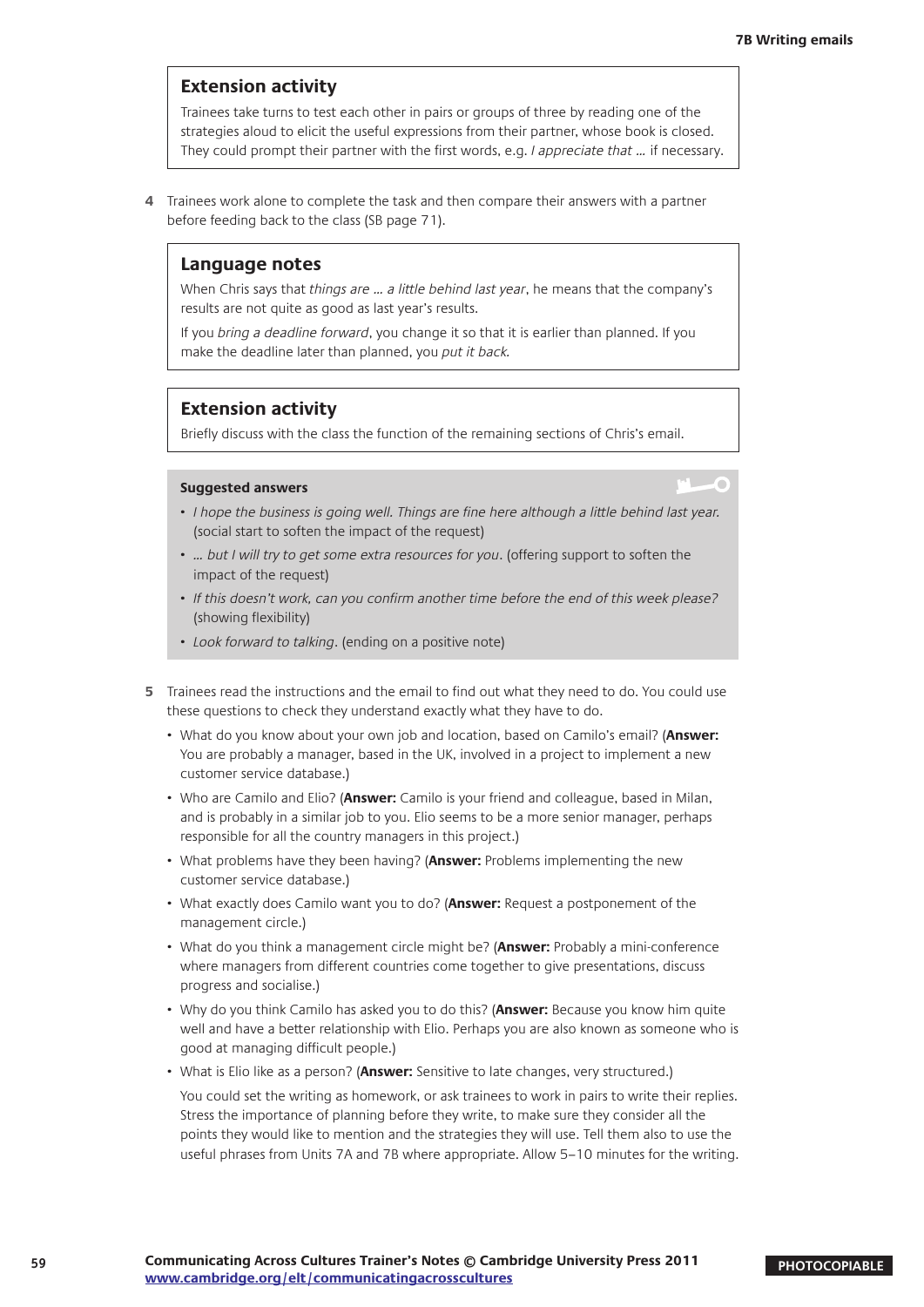### Extension activity

Trainees take turns to test each other in pairs or groups of three by reading one of the strategies aloud to elicit the useful expressions from their partner, whose book is closed. They could prompt their partner with the first words, e.g. *I appreciate that …* if necessary.

**4** Trainees work alone to complete the task and then compare their answers with a partner before feeding back to the class (SB page 71).

### Language notes

When Chris says that *things are … a little behind last year*, he means that the company's results are not quite as good as last year's results.

If you *bring a deadline forward*, you change it so that it is earlier than planned. If you make the deadline later than planned, you *put it back.*

### Extension activity

Briefly discuss with the class the function of the remaining sections of Chris's email.

**Suggested answers**

- *I hope the business is going well. Things are fine here although a little behind last year.* (social start to soften the impact of the request)
- *… but I will try to get some extra resources for you*. (offering support to soften the impact of the request)
- *If this doesn't work, can you confirm another time before the end of this week please?* (showing flexibility)
- *Look forward to talking*. (ending on a positive note)

**5** Trainees read the instructions and the email to find out what they need to do. You could use these questions to check they understand exactly what they have to do.

- What do you know about your own job and location, based on Camilo's email? (**Answer:** You are probably a manager, based in the UK, involved in a project to implement a new customer service database.)
- Who are Camilo and Elio? (**Answer:** Camilo is your friend and colleague, based in Milan, and is probably in a similar job to you. Elio seems to be a more senior manager, perhaps responsible for all the country managers in this project.)
- What problems have they been having? (**Answer:** Problems implementing the new customer service database.)
- What exactly does Camilo want you to do? (**Answer:** Request a postponement of the management circle.)
- What do you think a management circle might be? (**Answer:** Probably a mini-conference where managers from different countries come together to give presentations, discuss progress and socialise.)
- Why do you think Camilo has asked you to do this? (**Answer:** Because you know him quite well and have a better relationship with Elio. Perhaps you are also known as someone who is good at managing difficult people.)
- What is Elio like as a person? (**Answer:** Sensitive to late changes, very structured.)

You could set the writing as homework, or ask trainees to work in pairs to write their replies. Stress the importance of planning before they write, to make sure they consider all the points they would like to mention and the strategies they will use. Tell them also to use the useful phrases from Units 7A and 7B where appropriate. Allow 5–10 minutes for the writing.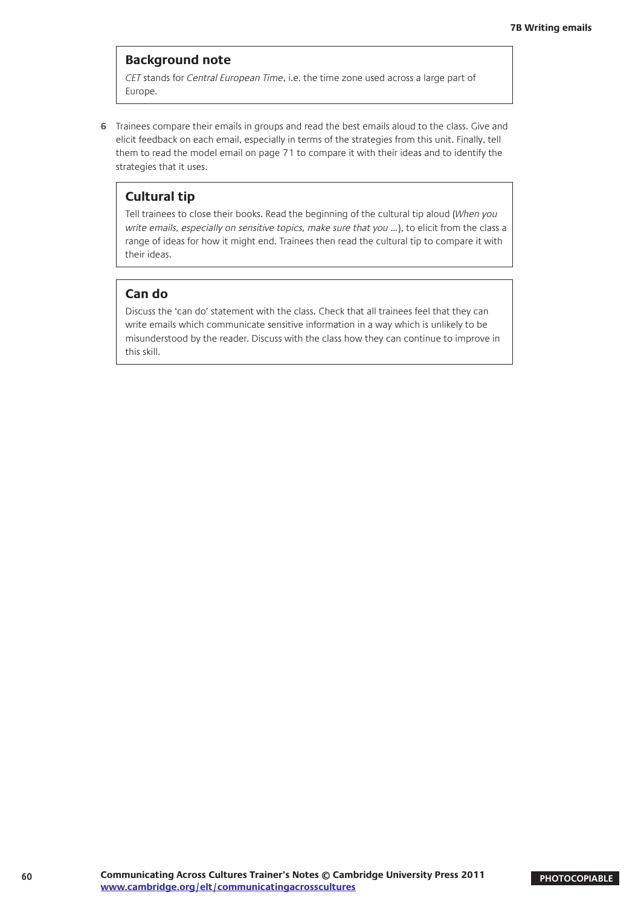## Background note

*CET* stands for *Central European Time*, i.e. the time zone used across a large part of Europe.

**6** Trainees compare their emails in groups and read the best emails aloud to the class. Give and elicit feedback on each email, especially in terms of the strategies from this unit. Finally, tell them to read the model email on page 71 to compare it with their ideas and to identify the strategies that it uses.

## Cultural tip

Tell trainees to close their books. Read the beginning of the cultural tip aloud (*When you write emails, especially on sensitive topics, make sure that you ...*), to elicit from the class a range of ideas for how it might end. Trainees then read the cultural tip to compare it with their ideas.

## Can do

Discuss the 'can do' statement with the class. Check that all trainees feel that they can write emails which communicate sensitive information in a way which is unlikely to be misunderstood by the reader. Discuss with the class how they can continue to improve in this skill.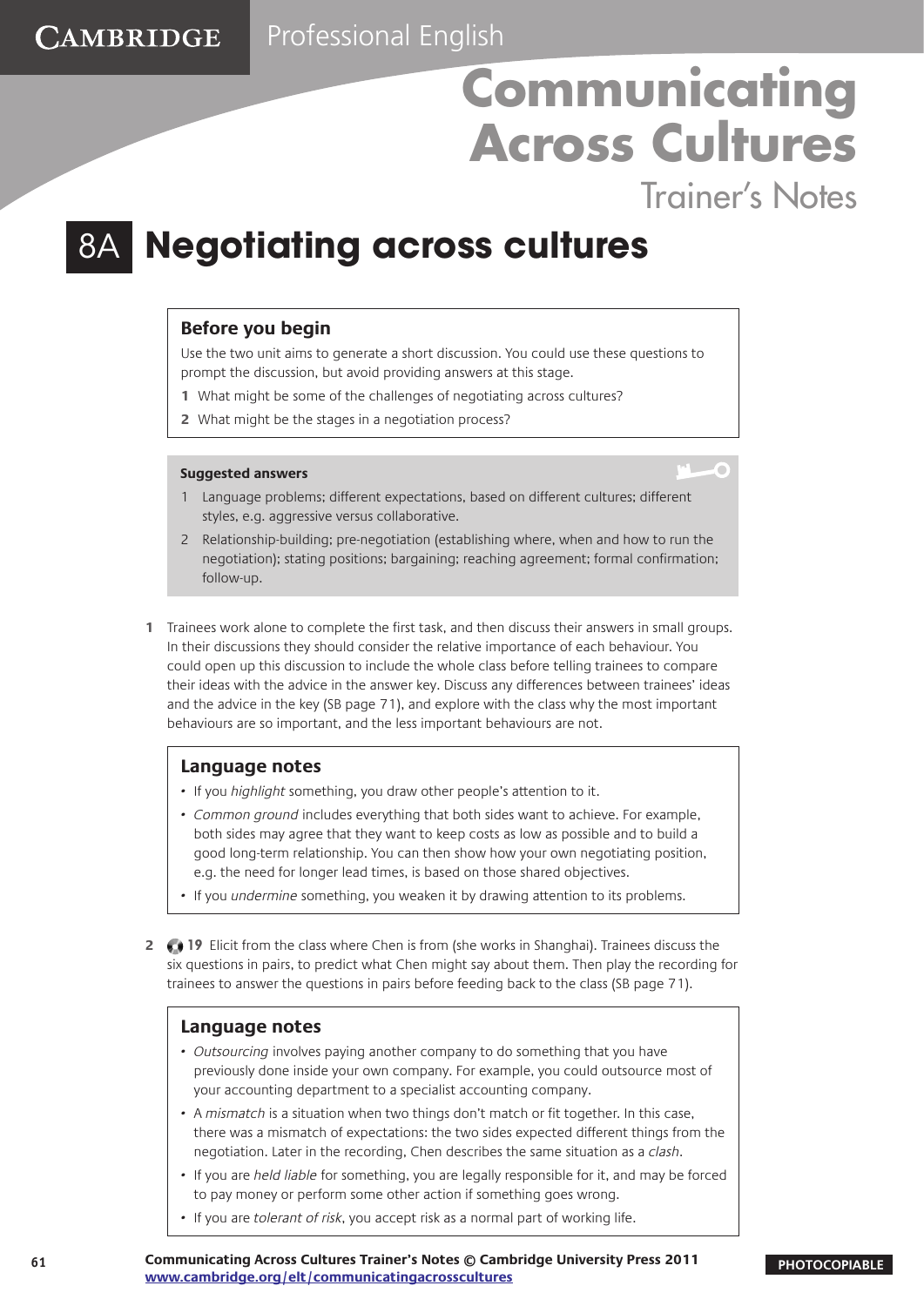# 8A Negotiating across cultures

## Before you begin

Use the two unit aims to generate a short discussion. You could use these questions to prompt the discussion, but avoid providing answers at this stage.

**1** What might be some of the challenges of negotiating across cultures?

**2** What might be the stages in a negotiation process?

**Suggested answers**

1. Language problems; different expectations, based on different cultures; different styles, e.g. aggressive versus collaborative.
2. Relationship-building; pre-negotiation (establishing where, when and how to run the negotiation); stating positions; bargaining; reaching agreement; formal confirmation; follow-up.

**1** Trainees work alone to complete the first task, and then discuss their answers in small groups. In their discussions they should consider the relative importance of each behaviour. You could open up this discussion to include the whole class before telling trainees to compare their ideas with the advice in the answer key. Discuss any differences between trainees' ideas and the advice in the key (SB page 71), and explore with the class why the most important behaviours are so important, and the less important behaviours are not.

## Language notes

- If you *highlight* something, you draw other people's attention to it.
- *Common ground* includes everything that both sides want to achieve. For example, both sides may agree that they want to keep costs as low as possible and to build a good long-term relationship. You can then show how your own negotiating position, e.g. the need for longer lead times, is based on those shared objectives.
- If you *undermine* something, you weaken it by drawing attention to its problems.

**2** **19** Elicit from the class where Chen is from (she works in Shanghai). Trainees discuss the six questions in pairs, to predict what Chen might say about them. Then play the recording for trainees to answer the questions in pairs before feeding back to the class (SB page 71).

## Language notes

- *Outsourcing* involves paying another company to do something that you have previously done inside your own company. For example, you could outsource most of your accounting department to a specialist accounting company.
- A *mismatch* is a situation when two things don't match or fit together. In this case, there was a mismatch of expectations: the two sides expected different things from the negotiation. Later in the recording, Chen describes the same situation as a *clash*.
- If you are *held liable* for something, you are legally responsible for it, and may be forced to pay money or perform some other action if something goes wrong.
- If you are *tolerant of risk*, you accept risk as a normal part of working life.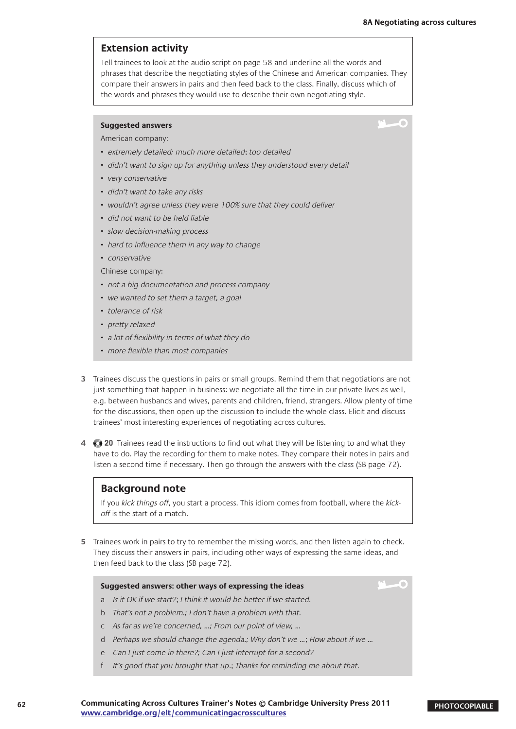## Extension activity

Tell trainees to look at the audio script on page 58 and underline all the words and phrases that describe the negotiating styles of the Chinese and American companies. They compare their answers in pairs and then feed back to the class. Finally, discuss which of the words and phrases they would use to describe their own negotiating style.

**Suggested answers**

American company:

- *extremely detailed; much more detailed; too detailed*
- *didn't want to sign up for anything unless they understood every detail*
- *very conservative*
- *didn't want to take any risks*
- *wouldn't agree unless they were 100% sure that they could deliver*
- *did not want to be held liable*
- *slow decision-making process*
- *hard to influence them in any way to change*
- *conservative*

Chinese company:

- *not a big documentation and process company*
- *we wanted to set them a target, a goal*
- *tolerance of risk*
- *pretty relaxed*
- *a lot of flexibility in terms of what they do*
- *more flexible than most companies*

**3** Trainees discuss the questions in pairs or small groups. Remind them that negotiations are not just something that happen in business: we negotiate all the time in our private lives as well, e.g. between husbands and wives, parents and children, friend, strangers. Allow plenty of time for the discussions, then open up the discussion to include the whole class. Elicit and discuss trainees' most interesting experiences of negotiating across cultures.

**4** **20** Trainees read the instructions to find out what they will be listening to and what they have to do. Play the recording for them to make notes. They compare their notes in pairs and listen a second time if necessary. Then go through the answers with the class (SB page 72).

## Background note

If you *kick things off*, you start a process. This idiom comes from football, where the *kick-off* is the start of a match.

**5** Trainees work in pairs to try to remember the missing words, and then listen again to check. They discuss their answers in pairs, including other ways of expressing the same ideas, and then feed back to the class (SB page 72).

**Suggested answers: other ways of expressing the ideas**

a *Is it OK if we start?; I think it would be better if we started.*
b *That's not a problem.; I don't have a problem with that.*
c *As far as we're concerned, …; From our point of view, …*
d *Perhaps we should change the agenda.; Why don't we …; How about if we …*
e *Can I just come in there?; Can I just interrupt for a second?*
f *It's good that you brought that up.; Thanks for reminding me about that.*

**Communicating Across Cultures Trainer's Notes © Cambridge University Press 2011**
www.cambridge.org/elt/communicatingacrosscultures

PHOTOCOPIABLE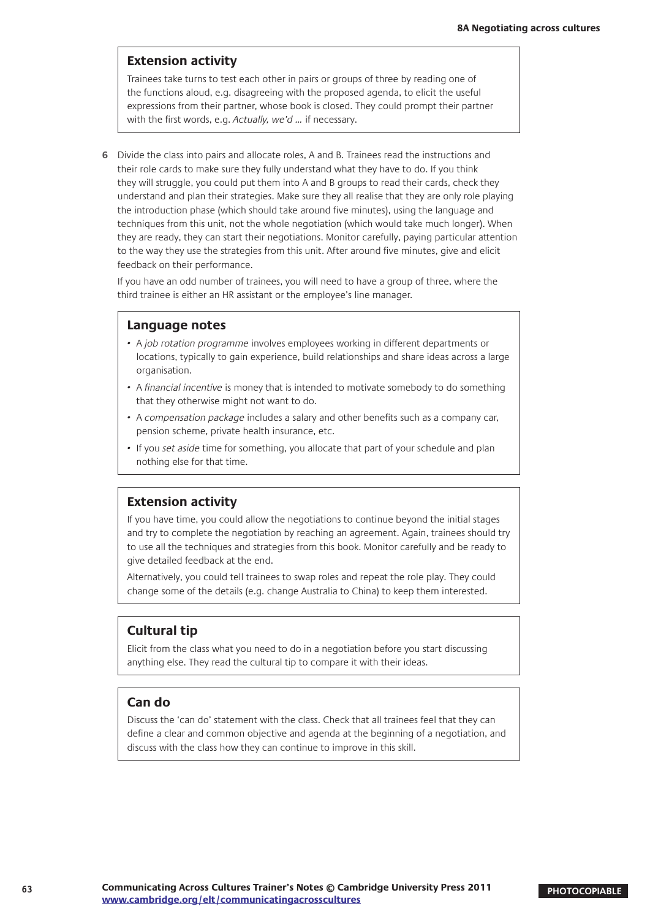## Extension activity

Trainees take turns to test each other in pairs or groups of three by reading one of the functions aloud, e.g. disagreeing with the proposed agenda, to elicit the useful expressions from their partner, whose book is closed. They could prompt their partner with the first words, e.g. *Actually, we'd …* if necessary.

**6** Divide the class into pairs and allocate roles, A and B. Trainees read the instructions and their role cards to make sure they fully understand what they have to do. If you think they will struggle, you could put them into A and B groups to read their cards, check they understand and plan their strategies. Make sure they all realise that they are only role playing the introduction phase (which should take around five minutes), using the language and techniques from this unit, not the whole negotiation (which would take much longer). When they are ready, they can start their negotiations. Monitor carefully, paying particular attention to the way they use the strategies from this unit. After around five minutes, give and elicit feedback on their performance.

If you have an odd number of trainees, you will need to have a group of three, where the third trainee is either an HR assistant or the employee's line manager.

## Language notes

- A *job rotation programme* involves employees working in different departments or locations, typically to gain experience, build relationships and share ideas across a large organisation.
- A *financial incentive* is money that is intended to motivate somebody to do something that they otherwise might not want to do.
- A *compensation package* includes a salary and other benefits such as a company car, pension scheme, private health insurance, etc.
- If you *set aside* time for something, you allocate that part of your schedule and plan nothing else for that time.

## Extension activity

If you have time, you could allow the negotiations to continue beyond the initial stages and try to complete the negotiation by reaching an agreement. Again, trainees should try to use all the techniques and strategies from this book. Monitor carefully and be ready to give detailed feedback at the end.

Alternatively, you could tell trainees to swap roles and repeat the role play. They could change some of the details (e.g. change Australia to China) to keep them interested.

## Cultural tip

Elicit from the class what you need to do in a negotiation before you start discussing anything else. They read the cultural tip to compare it with their ideas.

## Can do

Discuss the 'can do' statement with the class. Check that all trainees feel that they can define a clear and common objective and agenda at the beginning of a negotiation, and discuss with the class how they can continue to improve in this skill.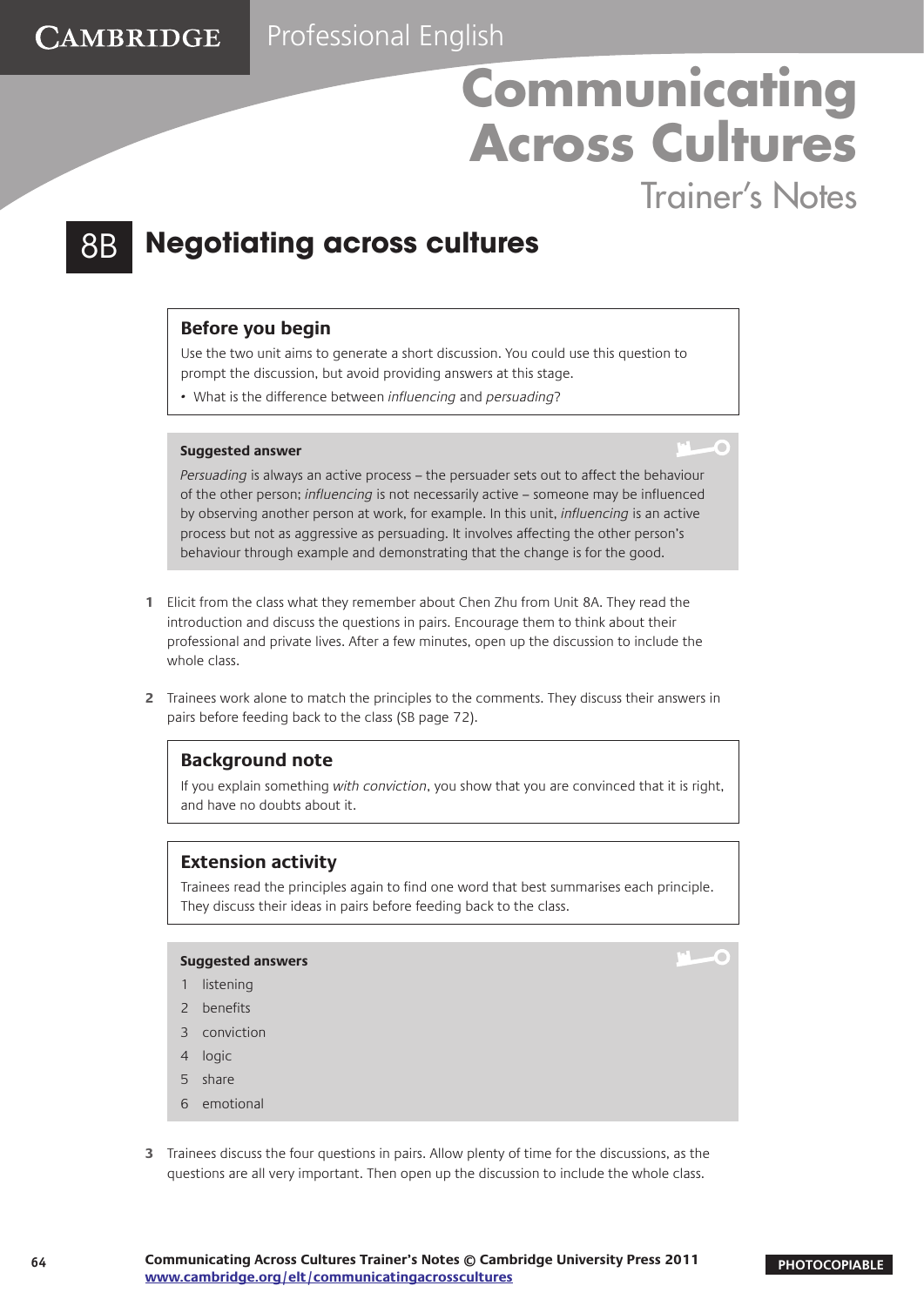# 8B Negotiating across cultures

## Before you begin

Use the two unit aims to generate a short discussion. You could use this question to prompt the discussion, but avoid providing answers at this stage.

- What is the difference between *influencing* and *persuading*?

**Suggested answer**

*Persuading* is always an active process – the persuader sets out to affect the behaviour of the other person; *influencing* is not necessarily active – someone may be influenced by observing another person at work, for example. In this unit, *influencing* is an active process but not as aggressive as persuading. It involves affecting the other person's behaviour through example and demonstrating that the change is for the good.

**1** Elicit from the class what they remember about Chen Zhu from Unit 8A. They read the introduction and discuss the questions in pairs. Encourage them to think about their professional and private lives. After a few minutes, open up the discussion to include the whole class.

**2** Trainees work alone to match the principles to the comments. They discuss their answers in pairs before feeding back to the class (SB page 72).

## Background note

If you explain something *with conviction*, you show that you are convinced that it is right, and have no doubts about it.

## Extension activity

Trainees read the principles again to find one word that best summarises each principle. They discuss their ideas in pairs before feeding back to the class.

**Suggested answers**

1 listening
2 benefits
3 conviction
4 logic
5 share
6 emotional

**3** Trainees discuss the four questions in pairs. Allow plenty of time for the discussions, as the questions are all very important. Then open up the discussion to include the whole class.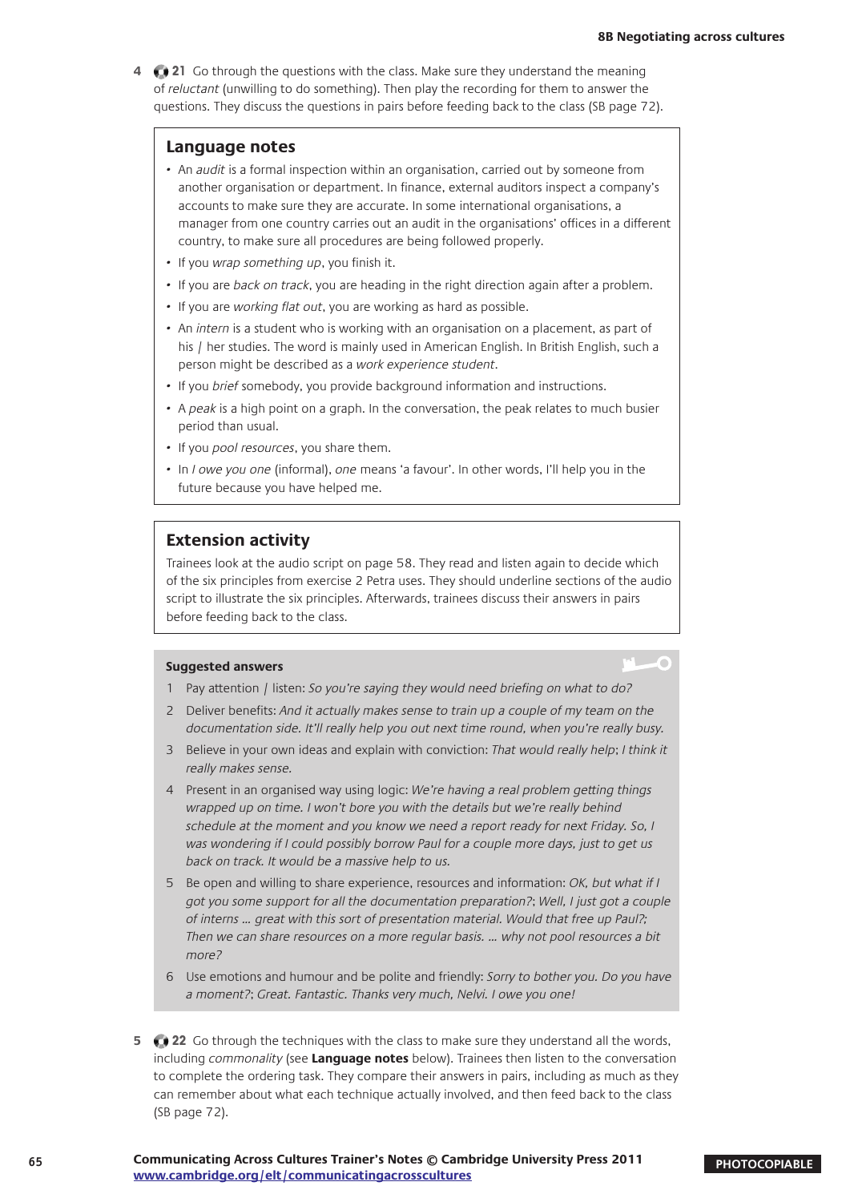4 21 Go through the questions with the class. Make sure they understand the meaning of *reluctant* (unwilling to do something). Then play the recording for them to answer the questions. They discuss the questions in pairs before feeding back to the class (SB page 72).

## Language notes

- An *audit* is a formal inspection within an organisation, carried out by someone from another organisation or department. In finance, external auditors inspect a company's accounts to make sure they are accurate. In some international organisations, a manager from one country carries out an audit in the organisations' offices in a different country, to make sure all procedures are being followed properly.
- If you *wrap something up*, you finish it.
- If you are *back on track*, you are heading in the right direction again after a problem.
- If you are *working flat out*, you are working as hard as possible.
- An *intern* is a student who is working with an organisation on a placement, as part of his / her studies. The word is mainly used in American English. In British English, such a person might be described as a *work experience student*.
- If you *brief* somebody, you provide background information and instructions.
- A *peak* is a high point on a graph. In the conversation, the peak relates to much busier period than usual.
- If you *pool resources*, you share them.
- In *I owe you one* (informal), *one* means 'a favour'. In other words, I'll help you in the future because you have helped me.

## Extension activity

Trainees look at the audio script on page 58. They read and listen again to decide which of the six principles from exercise 2 Petra uses. They should underline sections of the audio script to illustrate the six principles. Afterwards, trainees discuss their answers in pairs before feeding back to the class.

**Suggested answers**

1. Pay attention / listen: *So you're saying they would need briefing on what to do?*
2. Deliver benefits: *And it actually makes sense to train up a couple of my team on the documentation side. It'll really help you out next time round, when you're really busy.*
3. Believe in your own ideas and explain with conviction: *That would really help*; *I think it really makes sense.*
4. Present in an organised way using logic: *We're having a real problem getting things wrapped up on time. I won't bore you with the details but we're really behind schedule at the moment and you know we need a report ready for next Friday. So, I was wondering if I could possibly borrow Paul for a couple more days, just to get us back on track. It would be a massive help to us.*
5. Be open and willing to share experience, resources and information: *OK, but what if I got you some support for all the documentation preparation?*; *Well, I just got a couple of interns … great with this sort of presentation material. Would that free up Paul?*; *Then we can share resources on a more regular basis. … why not pool resources a bit more?*
6. Use emotions and humour and be polite and friendly: *Sorry to bother you. Do you have a moment?*; *Great. Fantastic. Thanks very much, Nelvi. I owe you one!*

5 22 Go through the techniques with the class to make sure they understand all the words, including *commonality* (see **Language notes** below). Trainees then listen to the conversation to complete the ordering task. They compare their answers in pairs, including as much as they can remember about what each technique actually involved, and then feed back to the class (SB page 72).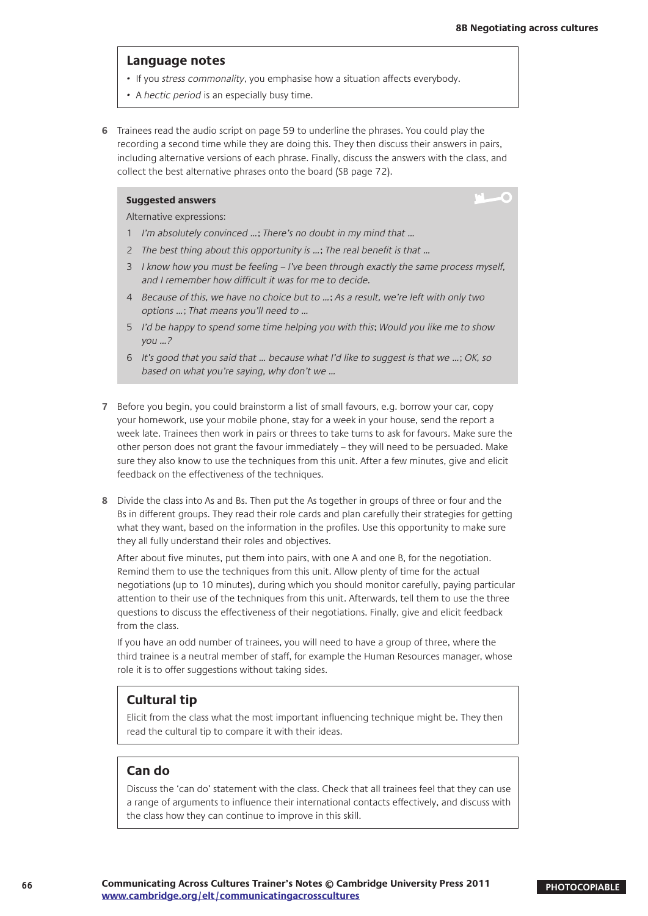## Language notes

- If you *stress commonality*, you emphasise how a situation affects everybody.
- A *hectic period* is an especially busy time.

**6** Trainees read the audio script on page 59 to underline the phrases. You could play the recording a second time while they are doing this. They then discuss their answers in pairs, including alternative versions of each phrase. Finally, discuss the answers with the class, and collect the best alternative phrases onto the board (SB page 72).

**Suggested answers**

Alternative expressions:

1. *I'm absolutely convinced …*; *There's no doubt in my mind that …*
2. *The best thing about this opportunity is …*; *The real benefit is that …*
3. *I know how you must be feeling – I've been through exactly the same process myself, and I remember how difficult it was for me to decide.*
4. *Because of this, we have no choice but to …*; *As a result, we're left with only two options …*; *That means you'll need to …*
5. *I'd be happy to spend some time helping you with this*; *Would you like me to show you …?*
6. *It's good that you said that … because what I'd like to suggest is that we …*; *OK, so based on what you're saying, why don't we …*

**7** Before you begin, you could brainstorm a list of small favours, e.g. borrow your car, copy your homework, use your mobile phone, stay for a week in your house, send the report a week late. Trainees then work in pairs or threes to take turns to ask for favours. Make sure the other person does not grant the favour immediately – they will need to be persuaded. Make sure they also know to use the techniques from this unit. After a few minutes, give and elicit feedback on the effectiveness of the techniques.

**8** Divide the class into As and Bs. Then put the As together in groups of three or four and the Bs in different groups. They read their role cards and plan carefully their strategies for getting what they want, based on the information in the profiles. Use this opportunity to make sure they all fully understand their roles and objectives.

After about five minutes, put them into pairs, with one A and one B, for the negotiation. Remind them to use the techniques from this unit. Allow plenty of time for the actual negotiations (up to 10 minutes), during which you should monitor carefully, paying particular attention to their use of the techniques from this unit. Afterwards, tell them to use the three questions to discuss the effectiveness of their negotiations. Finally, give and elicit feedback from the class.

If you have an odd number of trainees, you will need to have a group of three, where the third trainee is a neutral member of staff, for example the Human Resources manager, whose role it is to offer suggestions without taking sides.

## Cultural tip

Elicit from the class what the most important influencing technique might be. They then read the cultural tip to compare it with their ideas.

## Can do

Discuss the 'can do' statement with the class. Check that all trainees feel that they can use a range of arguments to influence their international contacts effectively, and discuss with the class how they can continue to improve in this skill.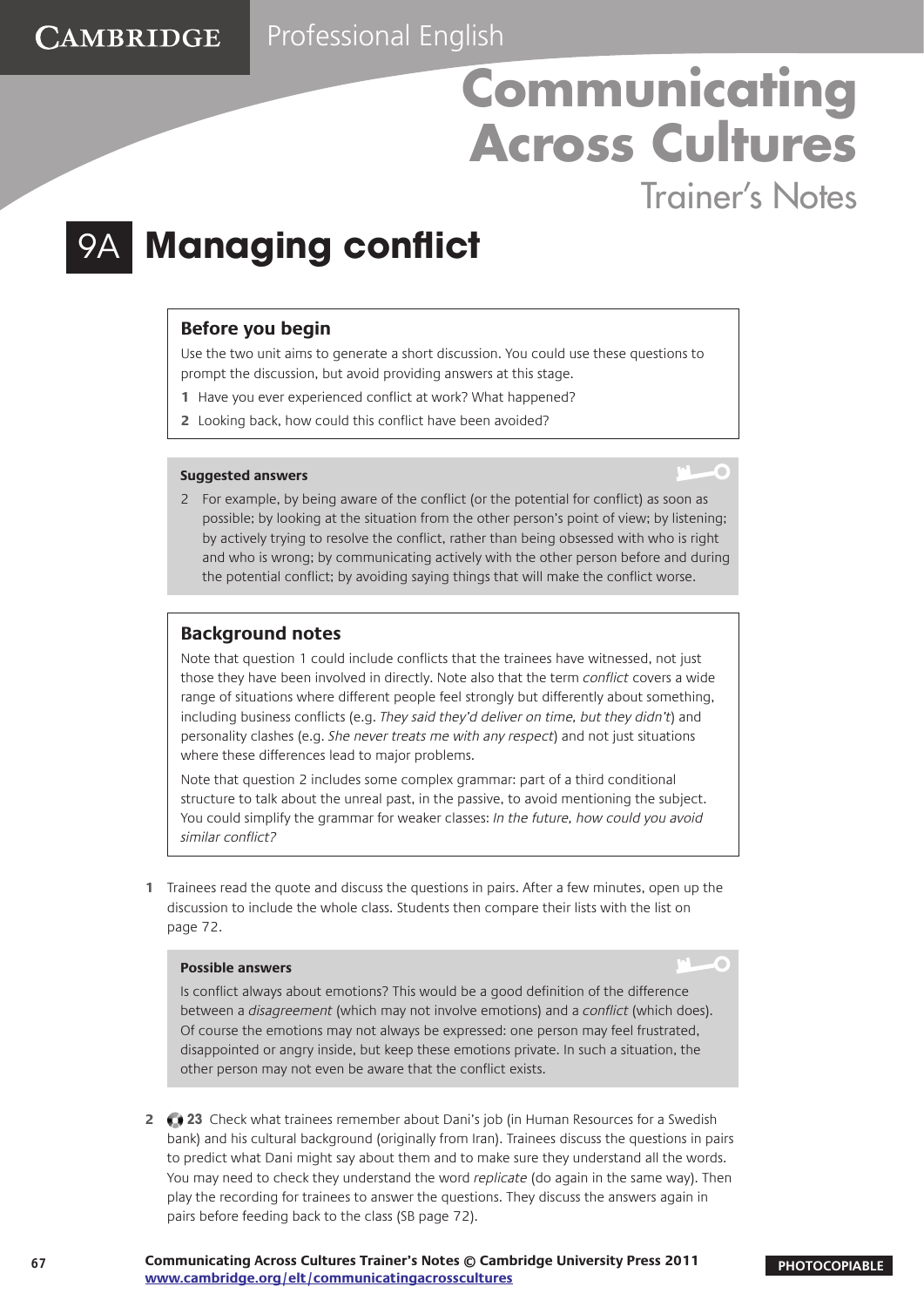# 9A Managing conflict

## Before you begin

Use the two unit aims to generate a short discussion. You could use these questions to prompt the discussion, but avoid providing answers at this stage.

**1** Have you ever experienced conflict at work? What happened?

**2** Looking back, how could this conflict have been avoided?

### Suggested answers

2 For example, by being aware of the conflict (or the potential for conflict) as soon as possible; by looking at the situation from the other person's point of view; by listening; by actively trying to resolve the conflict, rather than being obsessed with who is right and who is wrong; by communicating actively with the other person before and during the potential conflict; by avoiding saying things that will make the conflict worse.

## Background notes

Note that question 1 could include conflicts that the trainees have witnessed, not just those they have been involved in directly. Note also that the term *conflict* covers a wide range of situations where different people feel strongly but differently about something, including business conflicts (e.g. *They said they'd deliver on time, but they didn't*) and personality clashes (e.g. *She never treats me with any respect*) and not just situations where these differences lead to major problems.

Note that question 2 includes some complex grammar: part of a third conditional structure to talk about the unreal past, in the passive, to avoid mentioning the subject. You could simplify the grammar for weaker classes: *In the future, how could you avoid similar conflict?*

**1** Trainees read the quote and discuss the questions in pairs. After a few minutes, open up the discussion to include the whole class. Students then compare their lists with the list on page 72.

### Possible answers

Is conflict always about emotions? This would be a good definition of the difference between a *disagreement* (which may not involve emotions) and a *conflict* (which does). Of course the emotions may not always be expressed: one person may feel frustrated, disappointed or angry inside, but keep these emotions private. In such a situation, the other person may not even be aware that the conflict exists.

**2** **23** Check what trainees remember about Dani's job (in Human Resources for a Swedish bank) and his cultural background (originally from Iran). Trainees discuss the questions in pairs to predict what Dani might say about them and to make sure they understand all the words. You may need to check they understand the word *replicate* (do again in the same way). Then play the recording for trainees to answer the questions. They discuss the answers again in pairs before feeding back to the class (SB page 72).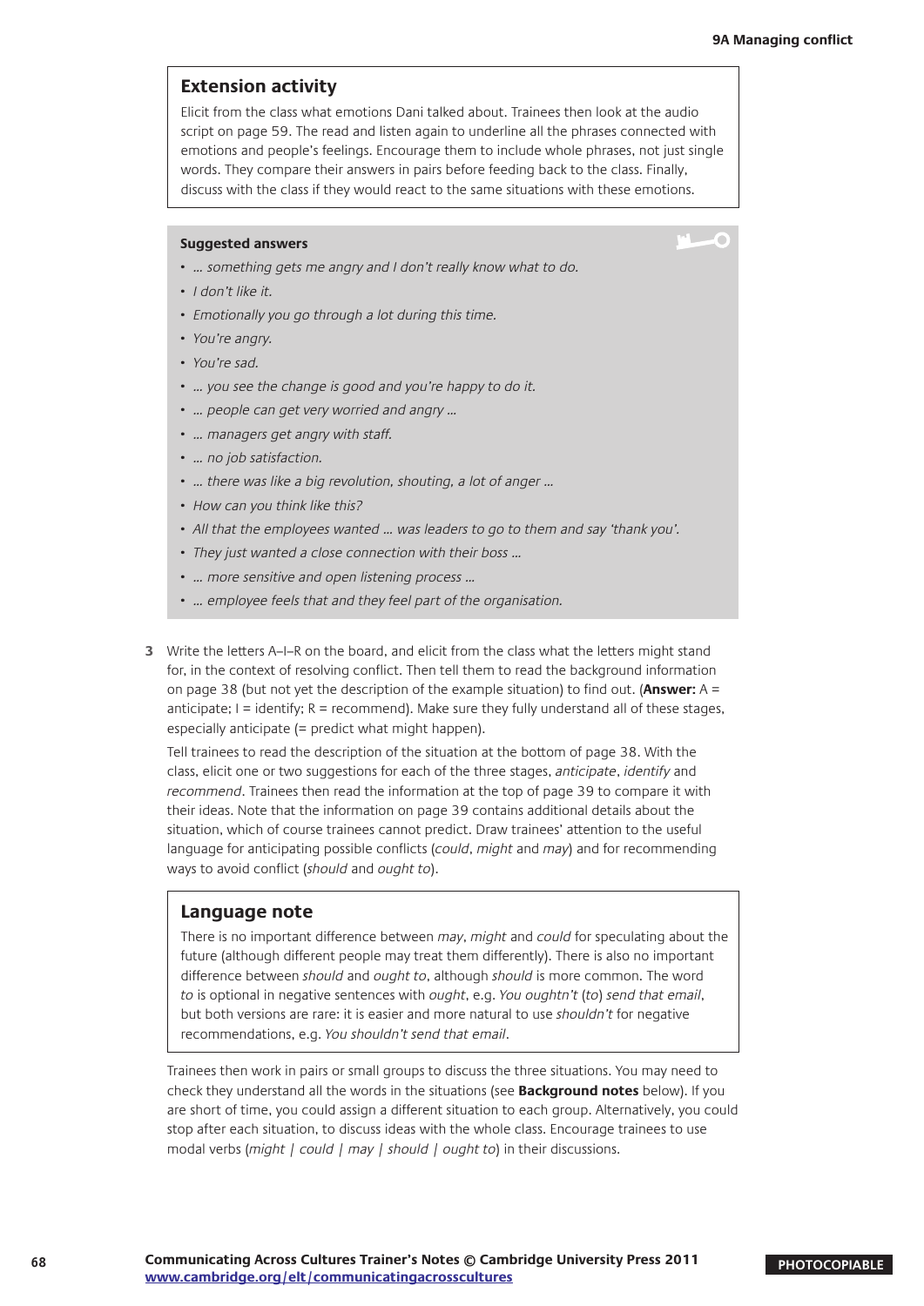## Extension activity

Elicit from the class what emotions Dani talked about. Trainees then look at the audio script on page 59. The read and listen again to underline all the phrases connected with emotions and people's feelings. Encourage them to include whole phrases, not just single words. They compare their answers in pairs before feeding back to the class. Finally, discuss with the class if they would react to the same situations with these emotions.

**Suggested answers**

- *… something gets me angry and I don't really know what to do.*
- *I don't like it.*
- *Emotionally you go through a lot during this time.*
- *You're angry.*
- *You're sad.*
- *… you see the change is good and you're happy to do it.*
- *… people can get very worried and angry …*
- *… managers get angry with staff.*
- *… no job satisfaction.*
- *… there was like a big revolution, shouting, a lot of anger …*
- *How can you think like this?*
- *All that the employees wanted … was leaders to go to them and say 'thank you'.*
- *They just wanted a close connection with their boss …*
- *… more sensitive and open listening process …*
- *… employee feels that and they feel part of the organisation.*

**3** Write the letters A–I–R on the board, and elicit from the class what the letters might stand for, in the context of resolving conflict. Then tell them to read the background information on page 38 (but not yet the description of the example situation) to find out. (**Answer:** A = anticipate; I = identify; R = recommend). Make sure they fully understand all of these stages, especially anticipate (= predict what might happen).

Tell trainees to read the description of the situation at the bottom of page 38. With the class, elicit one or two suggestions for each of the three stages, *anticipate*, *identify* and *recommend*. Trainees then read the information at the top of page 39 to compare it with their ideas. Note that the information on page 39 contains additional details about the situation, which of course trainees cannot predict. Draw trainees' attention to the useful language for anticipating possible conflicts (*could*, *might* and *may*) and for recommending ways to avoid conflict (*should* and *ought to*).

## Language note

There is no important difference between *may*, *might* and *could* for speculating about the future (although different people may treat them differently). There is also no important difference between *should* and *ought to*, although *should* is more common. The word *to* is optional in negative sentences with *ought*, e.g. *You oughtn't* (*to*) *send that email*, but both versions are rare: it is easier and more natural to use *shouldn't* for negative recommendations, e.g. *You shouldn't send that email*.

Trainees then work in pairs or small groups to discuss the three situations. You may need to check they understand all the words in the situations (see **Background notes** below). If you are short of time, you could assign a different situation to each group. Alternatively, you could stop after each situation, to discuss ideas with the whole class. Encourage trainees to use modal verbs (*might* | *could* | *may* | *should* | *ought to*) in their discussions.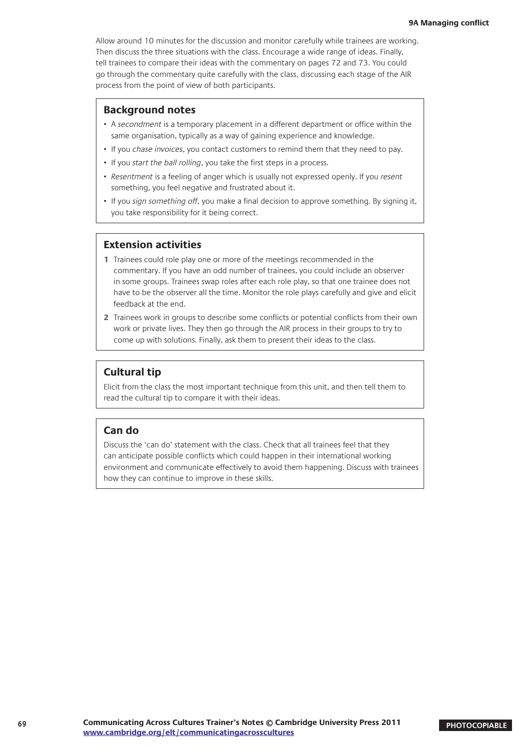Allow around 10 minutes for the discussion and monitor carefully while trainees are working. Then discuss the three situations with the class. Encourage a wide range of ideas. Finally, tell trainees to compare their ideas with the commentary on pages 72 and 73. You could go through the commentary quite carefully with the class, discussing each stage of the AIR process from the point of view of both participants.

## Background notes

- A *secondment* is a temporary placement in a different department or office within the same organisation, typically as a way of gaining experience and knowledge.
- If you *chase invoices*, you contact customers to remind them that they need to pay.
- If you *start the ball rolling*, you take the first steps in a process.
- *Resentment* is a feeling of anger which is usually not expressed openly. If you *resent* something, you feel negative and frustrated about it.
- If you *sign something off*, you make a final decision to approve something. By signing it, you take responsibility for it being correct.

## Extension activities

1. Trainees could role play one or more of the meetings recommended in the commentary. If you have an odd number of trainees, you could include an observer in some groups. Trainees swap roles after each role play, so that one trainee does not have to be the observer all the time. Monitor the role plays carefully and give and elicit feedback at the end.
2. Trainees work in groups to describe some conflicts or potential conflicts from their own work or private lives. They then go through the AIR process in their groups to try to come up with solutions. Finally, ask them to present their ideas to the class.

## Cultural tip

Elicit from the class the most important technique from this unit, and then tell them to read the cultural tip to compare it with their ideas.

## Can do

Discuss the 'can do' statement with the class. Check that all trainees feel that they can anticipate possible conflicts which could happen in their international working environment and communicate effectively to avoid them happening. Discuss with trainees how they can continue to improve in these skills.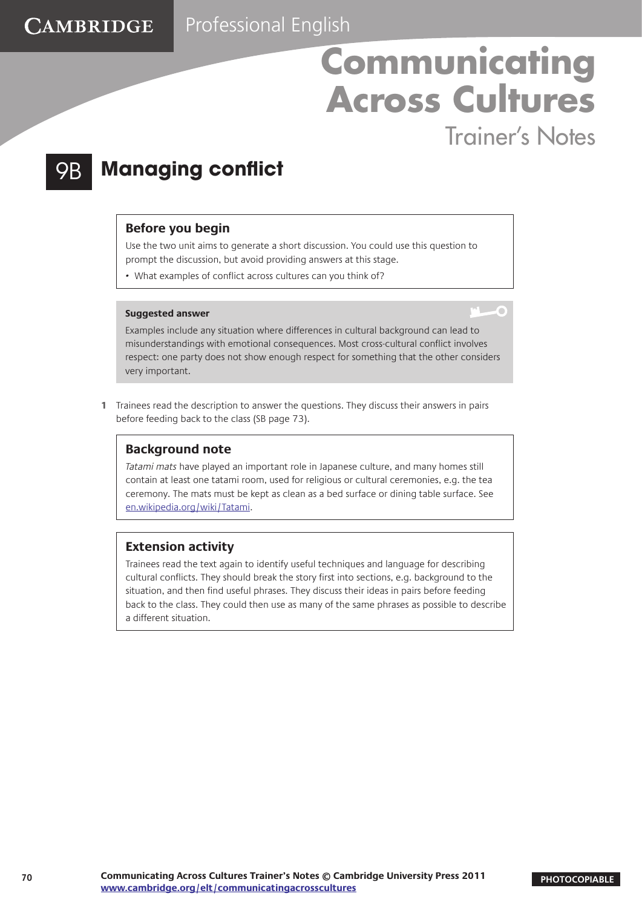# 9B Managing conflict

### Before you begin

Use the two unit aims to generate a short discussion. You could use this question to prompt the discussion, but avoid providing answers at this stage.

- What examples of conflict across cultures can you think of?

**Suggested answer**

Examples include any situation where differences in cultural background can lead to misunderstandings with emotional consequences. Most cross-cultural conflict involves respect: one party does not show enough respect for something that the other considers very important.

**1** Trainees read the description to answer the questions. They discuss their answers in pairs before feeding back to the class (SB page 73).

### Background note

*Tatami mats* have played an important role in Japanese culture, and many homes still contain at least one tatami room, used for religious or cultural ceremonies, e.g. the tea ceremony. The mats must be kept as clean as a bed surface or dining table surface. See en.wikipedia.org/wiki/Tatami.

### Extension activity

Trainees read the text again to identify useful techniques and language for describing cultural conflicts. They should break the story first into sections, e.g. background to the situation, and then find useful phrases. They discuss their ideas in pairs before feeding back to the class. They could then use as many of the same phrases as possible to describe a different situation.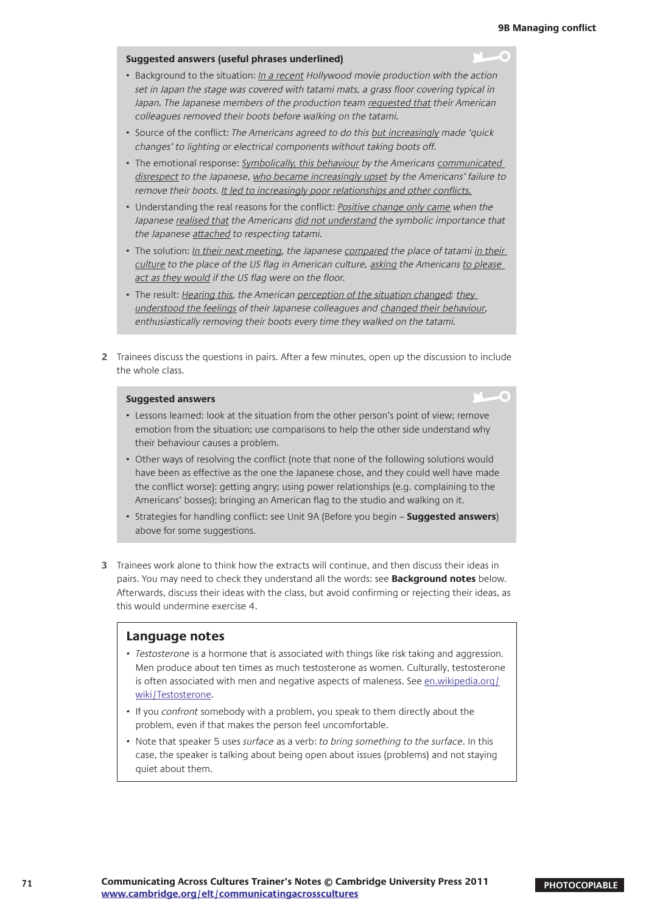**Suggested answers (useful phrases underlined)**

- Background to the situation: *In a recent Hollywood movie production with the action set in Japan the stage was covered with tatami mats, a grass floor covering typical in Japan. The Japanese members of the production team requested that their American colleagues removed their boots before walking on the tatami.*
- Source of the conflict: *The Americans agreed to do this but increasingly made 'quick changes' to lighting or electrical components without taking boots off.*
- The emotional response: *Symbolically, this behaviour by the Americans communicated disrespect to the Japanese, who became increasingly upset by the Americans' failure to remove their boots. It led to increasingly poor relationships and other conflicts.*
- Understanding the real reasons for the conflict: *Positive change only came when the Japanese realised that the Americans did not understand the symbolic importance that the Japanese attached to respecting tatami.*
- The solution: *In their next meeting, the Japanese compared the place of tatami in their culture to the place of the US flag in American culture, asking the Americans to please act as they would if the US flag were on the floor.*
- The result: *Hearing this, the American perception of the situation changed; they understood the feelings of their Japanese colleagues and changed their behaviour, enthusiastically removing their boots every time they walked on the tatami.*

**2** Trainees discuss the questions in pairs. After a few minutes, open up the discussion to include the whole class.

**Suggested answers**

- Lessons learned: look at the situation from the other person's point of view; remove emotion from the situation; use comparisons to help the other side understand why their behaviour causes a problem.
- Other ways of resolving the conflict (note that none of the following solutions would have been as effective as the one the Japanese chose, and they could well have made the conflict worse): getting angry; using power relationships (e.g. complaining to the Americans' bosses); bringing an American flag to the studio and walking on it.
- Strategies for handling conflict: see Unit 9A (Before you begin – **Suggested answers**) above for some suggestions.

**3** Trainees work alone to think how the extracts will continue, and then discuss their ideas in pairs. You may need to check they understand all the words: see **Background notes** below. Afterwards, discuss their ideas with the class, but avoid confirming or rejecting their ideas, as this would undermine exercise 4.

## Language notes

- *Testosterone* is a hormone that is associated with things like risk taking and aggression. Men produce about ten times as much testosterone as women. Culturally, testosterone is often associated with men and negative aspects of maleness. See en.wikipedia.org/wiki/Testosterone.
- If you *confront* somebody with a problem, you speak to them directly about the problem, even if that makes the person feel uncomfortable.
- Note that speaker 5 uses *surface* as a verb: *to bring something to the surface*. In this case, the speaker is talking about being open about issues (problems) and not staying quiet about them.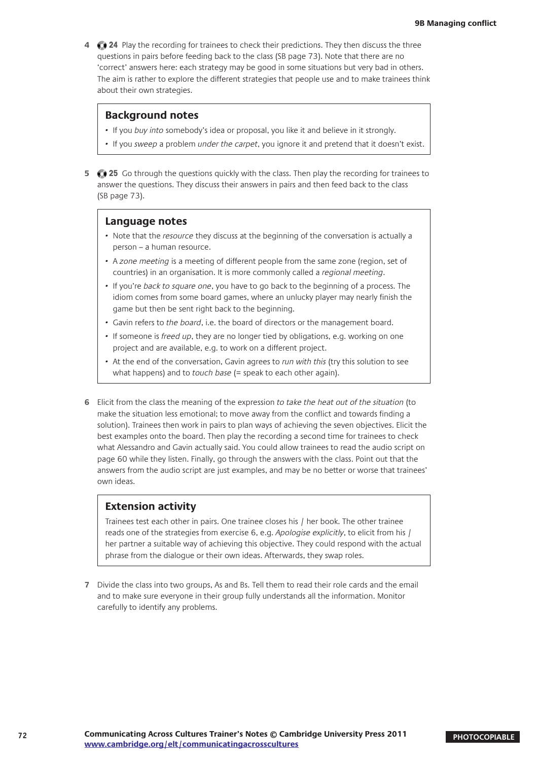4 24 Play the recording for trainees to check their predictions. They then discuss the three questions in pairs before feeding back to the class (SB page 73). Note that there are no 'correct' answers here: each strategy may be good in some situations but very bad in others. The aim is rather to explore the different strategies that people use and to make trainees think about their own strategies.

## Background notes

- If you *buy into* somebody's idea or proposal, you like it and believe in it strongly.
- If you *sweep* a problem *under the carpet*, you ignore it and pretend that it doesn't exist.

5 25 Go through the questions quickly with the class. Then play the recording for trainees to answer the questions. They discuss their answers in pairs and then feed back to the class (SB page 73).

## Language notes

- Note that the *resource* they discuss at the beginning of the conversation is actually a person – a human resource.
- A *zone meeting* is a meeting of different people from the same zone (region, set of countries) in an organisation. It is more commonly called a *regional meeting*.
- If you're *back to square one*, you have to go back to the beginning of a process. The idiom comes from some board games, where an unlucky player may nearly finish the game but then be sent right back to the beginning.
- Gavin refers to *the board*, i.e. the board of directors or the management board.
- If someone is *freed up*, they are no longer tied by obligations, e.g. working on one project and are available, e.g. to work on a different project.
- At the end of the conversation, Gavin agrees to *run with this* (try this solution to see what happens) and to *touch base* (= speak to each other again).

6 Elicit from the class the meaning of the expression *to take the heat out of the situation* (to make the situation less emotional; to move away from the conflict and towards finding a solution). Trainees then work in pairs to plan ways of achieving the seven objectives. Elicit the best examples onto the board. Then play the recording a second time for trainees to check what Alessandro and Gavin actually said. You could allow trainees to read the audio script on page 60 while they listen. Finally, go through the answers with the class. Point out that the answers from the audio script are just examples, and may be no better or worse that trainees' own ideas.

## Extension activity

Trainees test each other in pairs. One trainee closes his / her book. The other trainee reads one of the strategies from exercise 6, e.g. *Apologise explicitly*, to elicit from his / her partner a suitable way of achieving this objective. They could respond with the actual phrase from the dialogue or their own ideas. Afterwards, they swap roles.

7 Divide the class into two groups, As and Bs. Tell them to read their role cards and the email and to make sure everyone in their group fully understands all the information. Monitor carefully to identify any problems.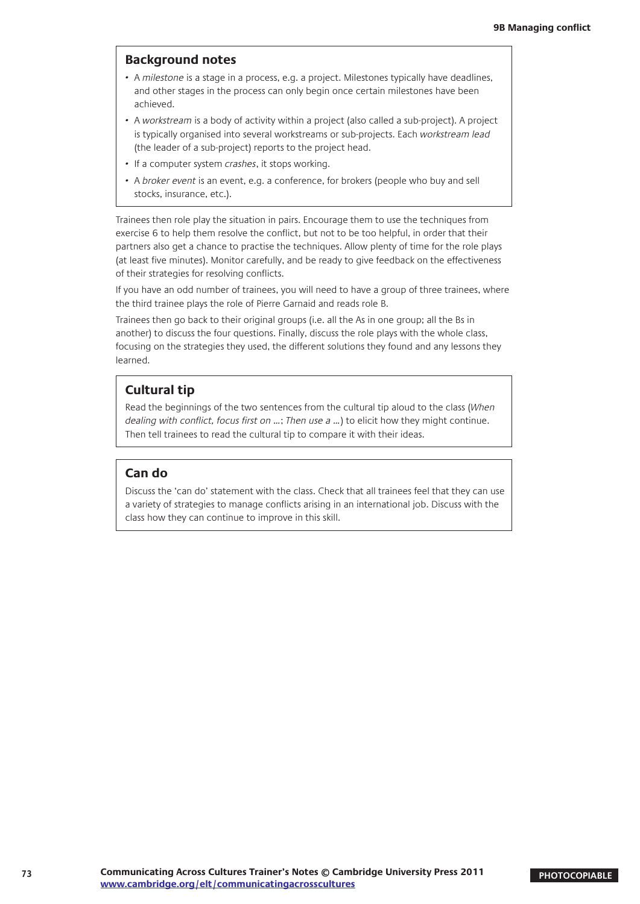## Background notes

- A *milestone* is a stage in a process, e.g. a project. Milestones typically have deadlines, and other stages in the process can only begin once certain milestones have been achieved.
- A *workstream* is a body of activity within a project (also called a sub-project). A project is typically organised into several workstreams or sub-projects. Each *workstream lead* (the leader of a sub-project) reports to the project head.
- If a computer system *crashes*, it stops working.
- A *broker event* is an event, e.g. a conference, for brokers (people who buy and sell stocks, insurance, etc.).

Trainees then role play the situation in pairs. Encourage them to use the techniques from exercise 6 to help them resolve the conflict, but not to be too helpful, in order that their partners also get a chance to practise the techniques. Allow plenty of time for the role plays (at least five minutes). Monitor carefully, and be ready to give feedback on the effectiveness of their strategies for resolving conflicts.

If you have an odd number of trainees, you will need to have a group of three trainees, where the third trainee plays the role of Pierre Garnaid and reads role B.

Trainees then go back to their original groups (i.e. all the As in one group; all the Bs in another) to discuss the four questions. Finally, discuss the role plays with the whole class, focusing on the strategies they used, the different solutions they found and any lessons they learned.

## Cultural tip

Read the beginnings of the two sentences from the cultural tip aloud to the class (*When dealing with conflict, focus first on …*; *Then use a …*) to elicit how they might continue. Then tell trainees to read the cultural tip to compare it with their ideas.

## Can do

Discuss the 'can do' statement with the class. Check that all trainees feel that they can use a variety of strategies to manage conflicts arising in an international job. Discuss with the class how they can continue to improve in this skill.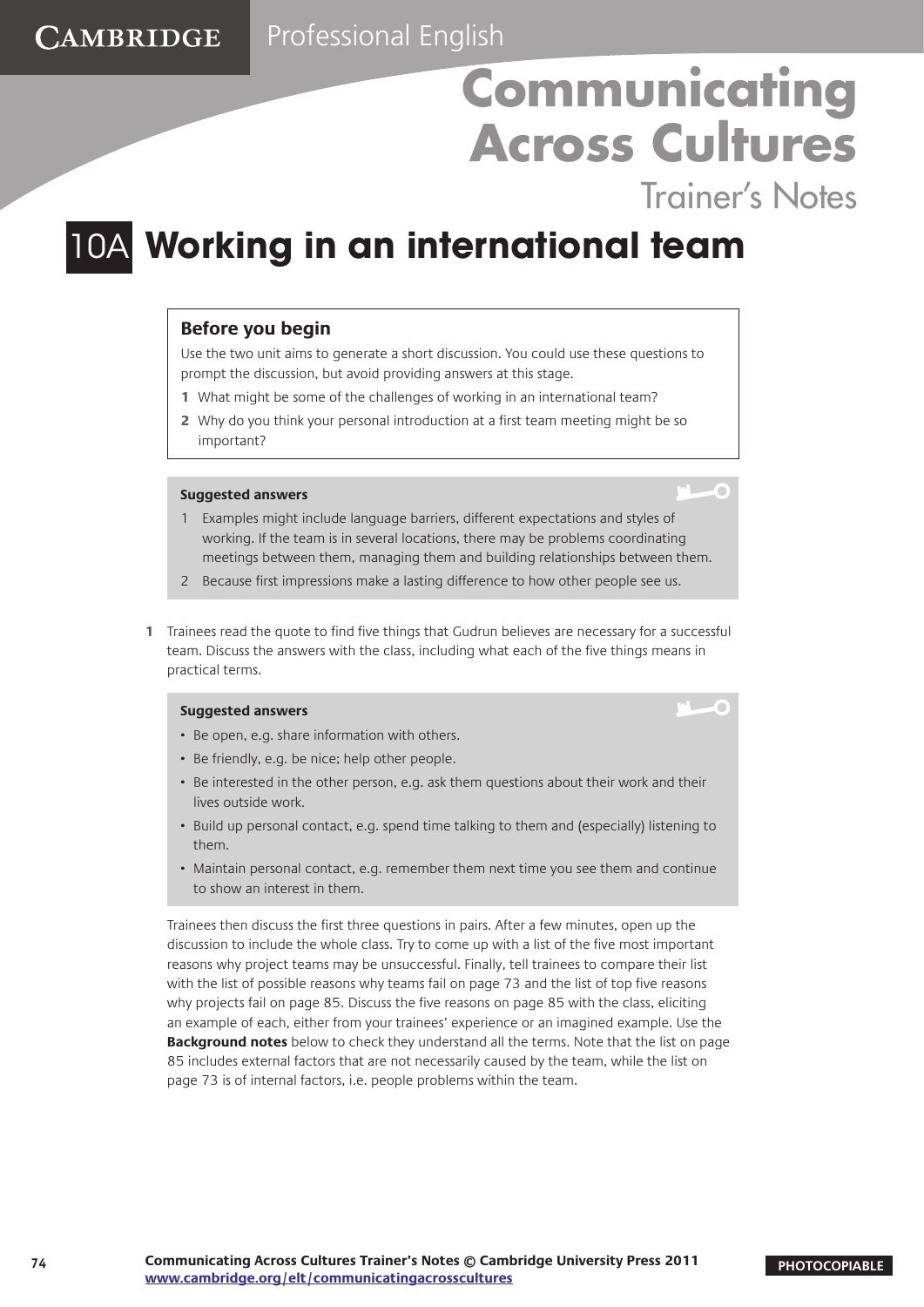# 10A Working in an international team

## Before you begin

Use the two unit aims to generate a short discussion. You could use these questions to prompt the discussion, but avoid providing answers at this stage.

1 What might be some of the challenges of working in an international team?

2 Why do you think your personal introduction at a first team meeting might be so important?

**Suggested answers**

1 Examples might include language barriers, different expectations and styles of working. If the team is in several locations, there may be problems coordinating meetings between them, managing them and building relationships between them.

2 Because first impressions make a lasting difference to how other people see us.

1 Trainees read the quote to find five things that Gudrun believes are necessary for a successful team. Discuss the answers with the class, including what each of the five things means in practical terms.

**Suggested answers**

- Be open, e.g. share information with others.
- Be friendly, e.g. be nice; help other people.
- Be interested in the other person, e.g. ask them questions about their work and their lives outside work.
- Build up personal contact, e.g. spend time talking to them and (especially) listening to them.
- Maintain personal contact, e.g. remember them next time you see them and continue to show an interest in them.

Trainees then discuss the first three questions in pairs. After a few minutes, open up the discussion to include the whole class. Try to come up with a list of the five most important reasons why project teams may be unsuccessful. Finally, tell trainees to compare their list with the list of possible reasons why teams fail on page 73 and the list of top five reasons why projects fail on page 85. Discuss the five reasons on page 85 with the class, eliciting an example of each, either from your trainees' experience or an imagined example. Use the **Background notes** below to check they understand all the terms. Note that the list on page 85 includes external factors that are not necessarily caused by the team, while the list on page 73 is of internal factors, i.e. people problems within the team.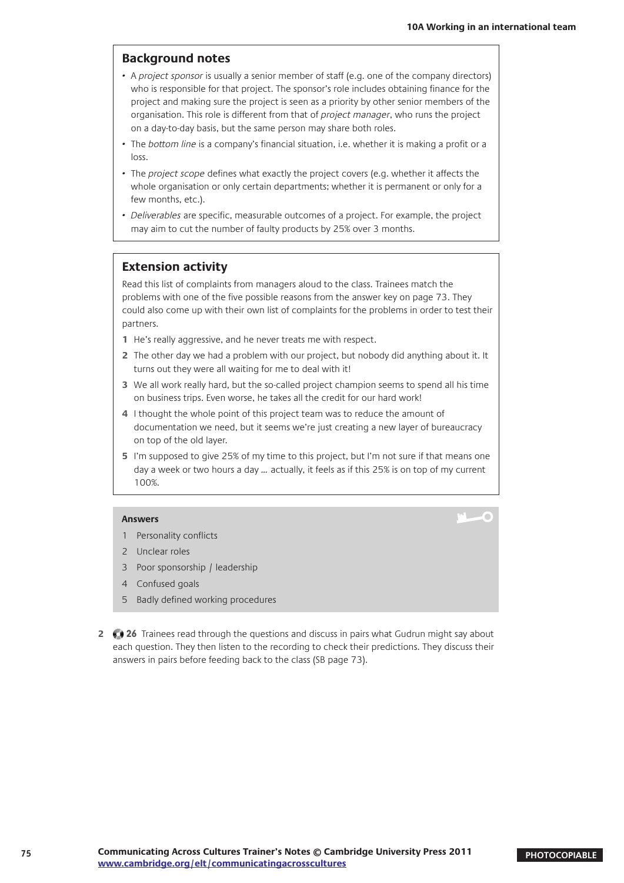## Background notes

- A *project sponsor* is usually a senior member of staff (e.g. one of the company directors) who is responsible for that project. The sponsor's role includes obtaining finance for the project and making sure the project is seen as a priority by other senior members of the organisation. This role is different from that of *project manager*, who runs the project on a day-to-day basis, but the same person may share both roles.
- The *bottom line* is a company's financial situation, i.e. whether it is making a profit or a loss.
- The *project scope* defines what exactly the project covers (e.g. whether it affects the whole organisation or only certain departments; whether it is permanent or only for a few months, etc.).
- *Deliverables* are specific, measurable outcomes of a project. For example, the project may aim to cut the number of faulty products by 25% over 3 months.

## Extension activity

Read this list of complaints from managers aloud to the class. Trainees match the problems with one of the five possible reasons from the answer key on page 73. They could also come up with their own list of complaints for the problems in order to test their partners.

1. He's really aggressive, and he never treats me with respect.
2. The other day we had a problem with our project, but nobody did anything about it. It turns out they were all waiting for me to deal with it!
3. We all work really hard, but the so-called project champion seems to spend all his time on business trips. Even worse, he takes all the credit for our hard work!
4. I thought the whole point of this project team was to reduce the amount of documentation we need, but it seems we're just creating a new layer of bureaucracy on top of the old layer.
5. I'm supposed to give 25% of my time to this project, but I'm not sure if that means one day a week or two hours a day … actually, it feels as if this 25% is on top of my current 100%.

**Answers**

1. Personality conflicts
2. Unclear roles
3. Poor sponsorship / leadership
4. Confused goals
5. Badly defined working procedures

2 **26** Trainees read through the questions and discuss in pairs what Gudrun might say about each question. They then listen to the recording to check their predictions. They discuss their answers in pairs before feeding back to the class (SB page 73).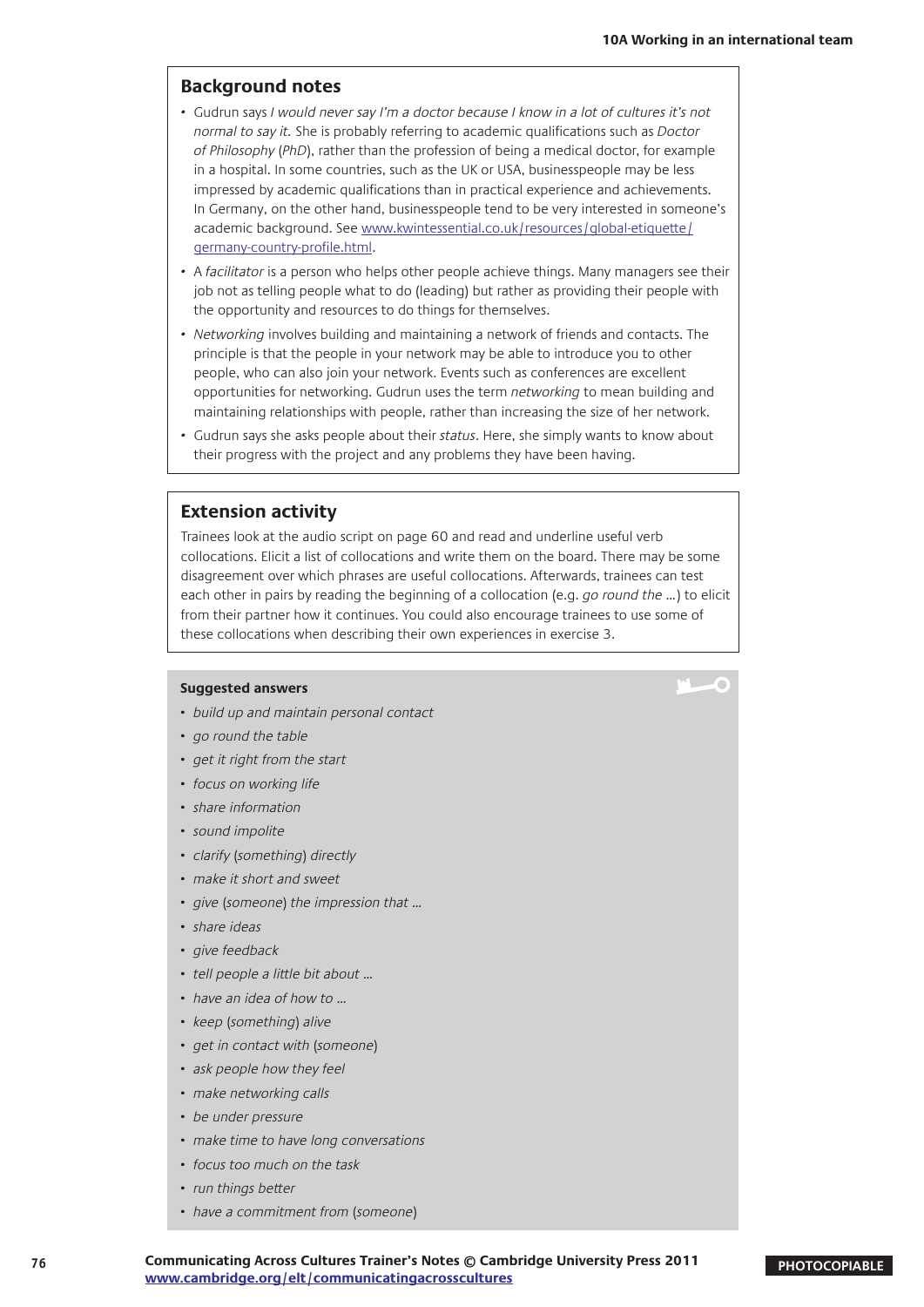## Background notes

- Gudrun says *I would never say I'm a doctor because I know in a lot of cultures it's not normal to say it.* She is probably referring to academic qualifications such as *Doctor of Philosophy* (*PhD*), rather than the profession of being a medical doctor, for example in a hospital. In some countries, such as the UK or USA, businesspeople may be less impressed by academic qualifications than in practical experience and achievements. In Germany, on the other hand, businesspeople tend to be very interested in someone's academic background. See [www.kwintessential.co.uk/resources/global-etiquette/germany-country-profile.html](www.kwintessential.co.uk/resources/global-etiquette/germany-country-profile.html).
- A *facilitator* is a person who helps other people achieve things. Many managers see their job not as telling people what to do (leading) but rather as providing their people with the opportunity and resources to do things for themselves.
- *Networking* involves building and maintaining a network of friends and contacts. The principle is that the people in your network may be able to introduce you to other people, who can also join your network. Events such as conferences are excellent opportunities for networking. Gudrun uses the term *networking* to mean building and maintaining relationships with people, rather than increasing the size of her network.
- Gudrun says she asks people about their *status*. Here, she simply wants to know about their progress with the project and any problems they have been having.

## Extension activity

Trainees look at the audio script on page 60 and read and underline useful verb collocations. Elicit a list of collocations and write them on the board. There may be some disagreement over which phrases are useful collocations. Afterwards, trainees can test each other in pairs by reading the beginning of a collocation (e.g. *go round the ...*) to elicit from their partner how it continues. You could also encourage trainees to use some of these collocations when describing their own experiences in exercise 3.

**Suggested answers**

- *build up and maintain personal contact*
- *go round the table*
- *get it right from the start*
- *focus on working life*
- *share information*
- *sound impolite*
- *clarify* (*something*) *directly*
- *make it short and sweet*
- *give* (*someone*) *the impression that ...*
- *share ideas*
- *give feedback*
- *tell people a little bit about ...*
- *have an idea of how to ...*
- *keep* (*something*) *alive*
- *get in contact with* (*someone*)
- *ask people how they feel*
- *make networking calls*
- *be under pressure*
- *make time to have long conversations*
- *focus too much on the task*
- *run things better*
- *have a commitment from* (*someone*)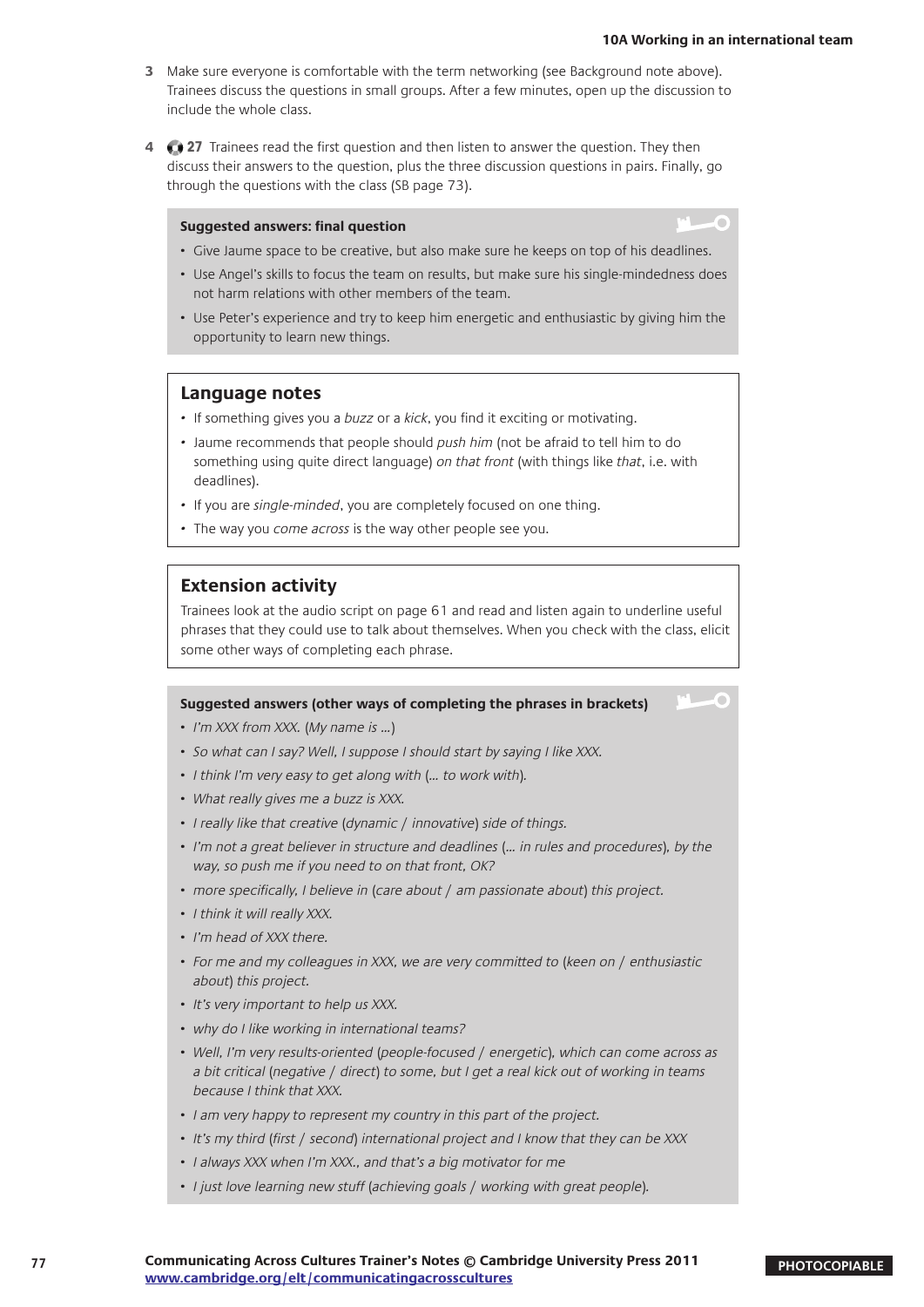3 Make sure everyone is comfortable with the term networking (see Background note above). Trainees discuss the questions in small groups. After a few minutes, open up the discussion to include the whole class.

4 27 Trainees read the first question and then listen to answer the question. They then discuss their answers to the question, plus the three discussion questions in pairs. Finally, go through the questions with the class (SB page 73).

**Suggested answers: final question**

- Give Jaume space to be creative, but also make sure he keeps on top of his deadlines.
- Use Angel's skills to focus the team on results, but make sure his single-mindedness does not harm relations with other members of the team.
- Use Peter's experience and try to keep him energetic and enthusiastic by giving him the opportunity to learn new things.

## Language notes

- If something gives you a *buzz* or a *kick*, you find it exciting or motivating.
- Jaume recommends that people should *push him* (not be afraid to tell him to do something using quite direct language) *on that front* (with things like *that*, i.e. with deadlines).
- If you are *single-minded*, you are completely focused on one thing.
- The way you *come across* is the way other people see you.

## Extension activity

Trainees look at the audio script on page 61 and read and listen again to underline useful phrases that they could use to talk about themselves. When you check with the class, elicit some other ways of completing each phrase.

**Suggested answers (other ways of completing the phrases in brackets)**

- *I'm XXX from XXX.* (*My name is ...*)
- *So what can I say? Well, I suppose I should start by saying I like XXX.*
- *I think I'm very easy to get along with* (*... to work with*).
- *What really gives me a buzz is XXX.*
- *I really like that creative* (*dynamic / innovative*) *side of things.*
- *I'm not a great believer in structure and deadlines* (*... in rules and procedures*), *by the way, so push me if you need to on that front, OK?*
- *more specifically, I believe in* (*care about / am passionate about*) *this project.*
- *I think it will really XXX.*
- *I'm head of XXX there.*
- *For me and my colleagues in XXX, we are very committed to* (*keen on / enthusiastic about*) *this project.*
- *It's very important to help us XXX.*
- *why do I like working in international teams?*
- *Well, I'm very results-oriented* (*people-focused / energetic*), *which can come across as a bit critical* (*negative / direct*) *to some, but I get a real kick out of working in teams because I think that XXX.*
- *I am very happy to represent my country in this part of the project.*
- *It's my third* (*first / second*) *international project and I know that they can be XXX*
- *I always XXX when I'm XXX., and that's a big motivator for me*
- *I just love learning new stuff* (*achieving goals / working with great people*).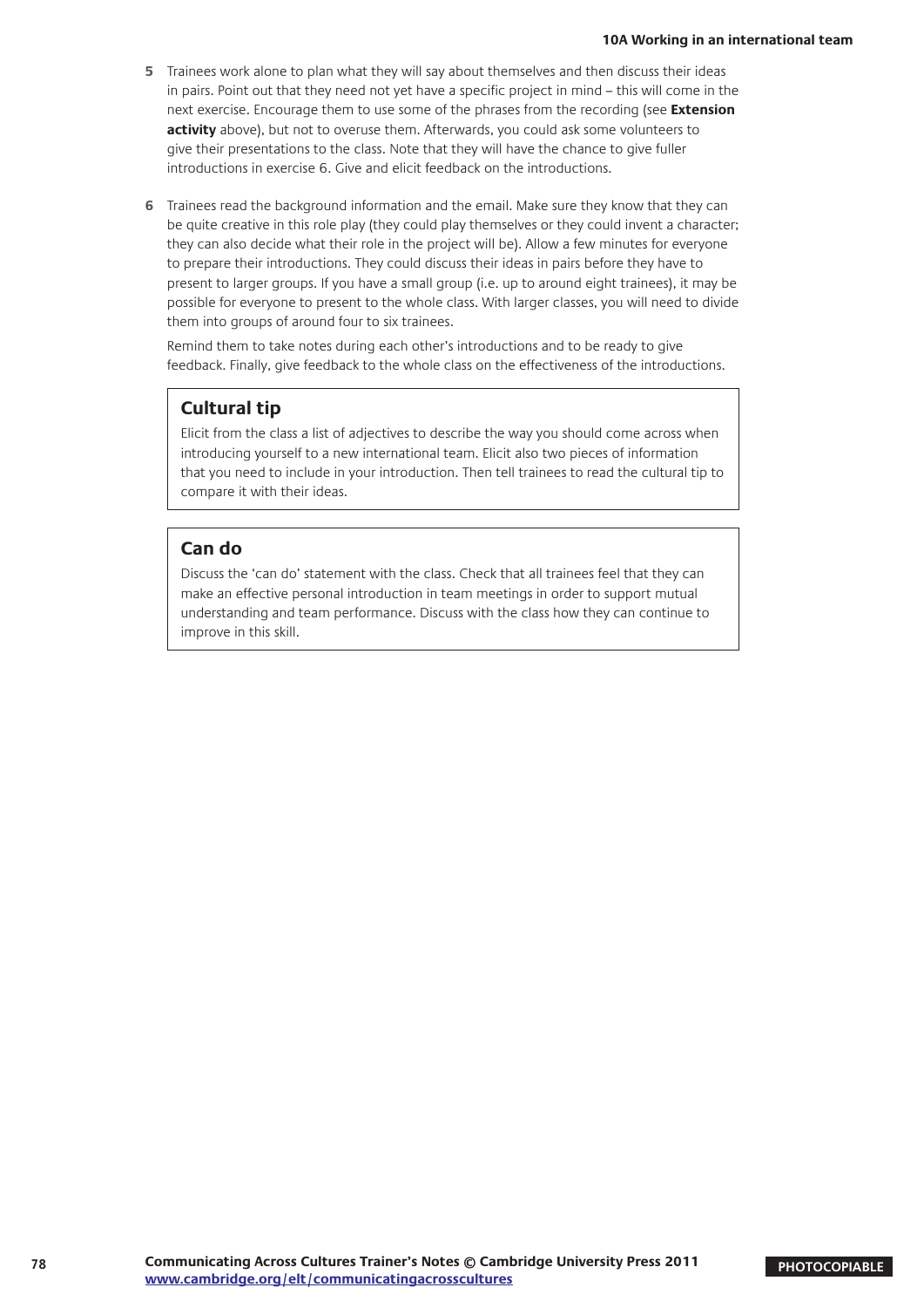5 Trainees work alone to plan what they will say about themselves and then discuss their ideas in pairs. Point out that they need not yet have a specific project in mind – this will come in the next exercise. Encourage them to use some of the phrases from the recording (see **Extension activity** above), but not to overuse them. Afterwards, you could ask some volunteers to give their presentations to the class. Note that they will have the chance to give fuller introductions in exercise 6. Give and elicit feedback on the introductions.

6 Trainees read the background information and the email. Make sure they know that they can be quite creative in this role play (they could play themselves or they could invent a character; they can also decide what their role in the project will be). Allow a few minutes for everyone to prepare their introductions. They could discuss their ideas in pairs before they have to present to larger groups. If you have a small group (i.e. up to around eight trainees), it may be possible for everyone to present to the whole class. With larger classes, you will need to divide them into groups of around four to six trainees.

Remind them to take notes during each other's introductions and to be ready to give feedback. Finally, give feedback to the whole class on the effectiveness of the introductions.

## Cultural tip

Elicit from the class a list of adjectives to describe the way you should come across when introducing yourself to a new international team. Elicit also two pieces of information that you need to include in your introduction. Then tell trainees to read the cultural tip to compare it with their ideas.

## Can do

Discuss the 'can do' statement with the class. Check that all trainees feel that they can make an effective personal introduction in team meetings in order to support mutual understanding and team performance. Discuss with the class how they can continue to improve in this skill.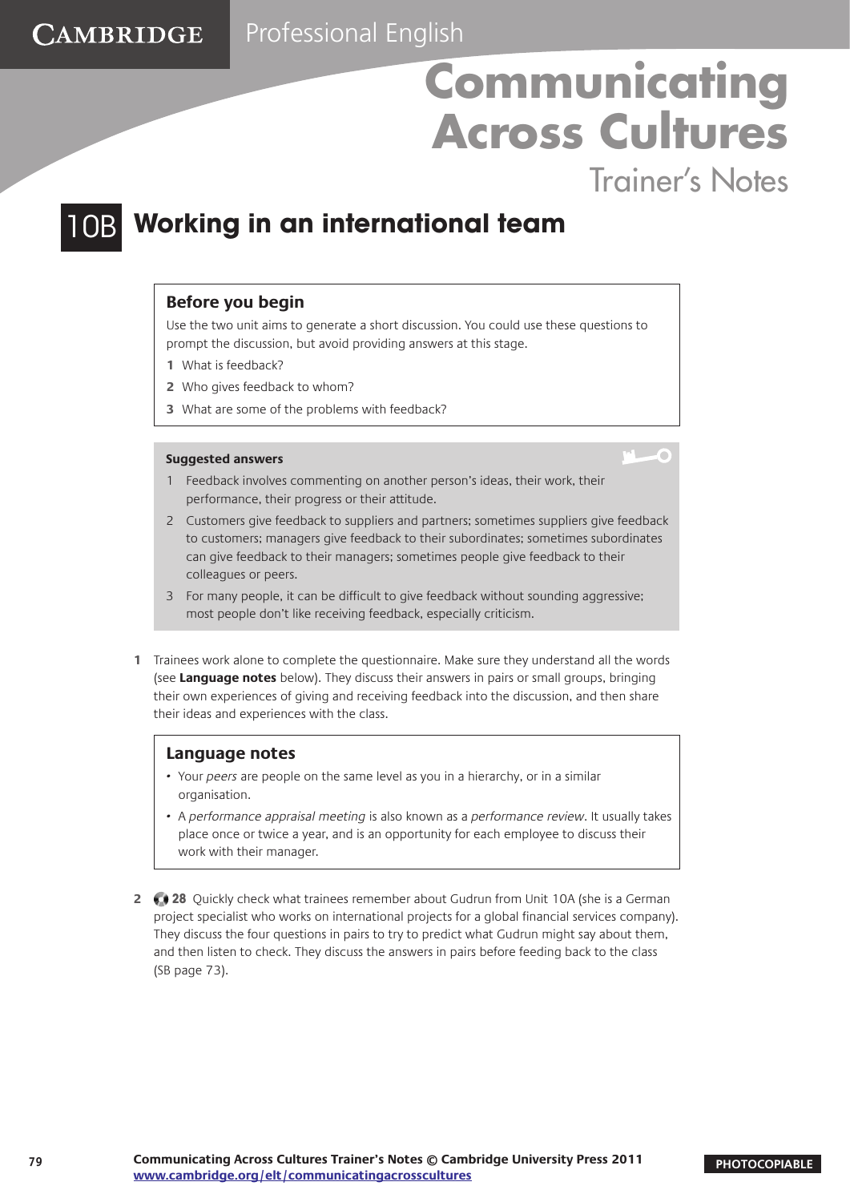# 10B Working in an international team

## Before you begin

Use the two unit aims to generate a short discussion. You could use these questions to prompt the discussion, but avoid providing answers at this stage.

**1** What is feedback?

**2** Who gives feedback to whom?

**3** What are some of the problems with feedback?

**Suggested answers**

1 Feedback involves commenting on another person's ideas, their work, their performance, their progress or their attitude.

2 Customers give feedback to suppliers and partners; sometimes suppliers give feedback to customers; managers give feedback to their subordinates; sometimes subordinates can give feedback to their managers; sometimes people give feedback to their colleagues or peers.

3 For many people, it can be difficult to give feedback without sounding aggressive; most people don't like receiving feedback, especially criticism.

**1** Trainees work alone to complete the questionnaire. Make sure they understand all the words (see **Language notes** below). They discuss their answers in pairs or small groups, bringing their own experiences of giving and receiving feedback into the discussion, and then share their ideas and experiences with the class.

## Language notes

- Your *peers* are people on the same level as you in a hierarchy, or in a similar organisation.
- A *performance appraisal meeting* is also known as a *performance review*. It usually takes place once or twice a year, and is an opportunity for each employee to discuss their work with their manager.

**2** **28** Quickly check what trainees remember about Gudrun from Unit 10A (she is a German project specialist who works on international projects for a global financial services company). They discuss the four questions in pairs to try to predict what Gudrun might say about them, and then listen to check. They discuss the answers in pairs before feeding back to the class (SB page 73).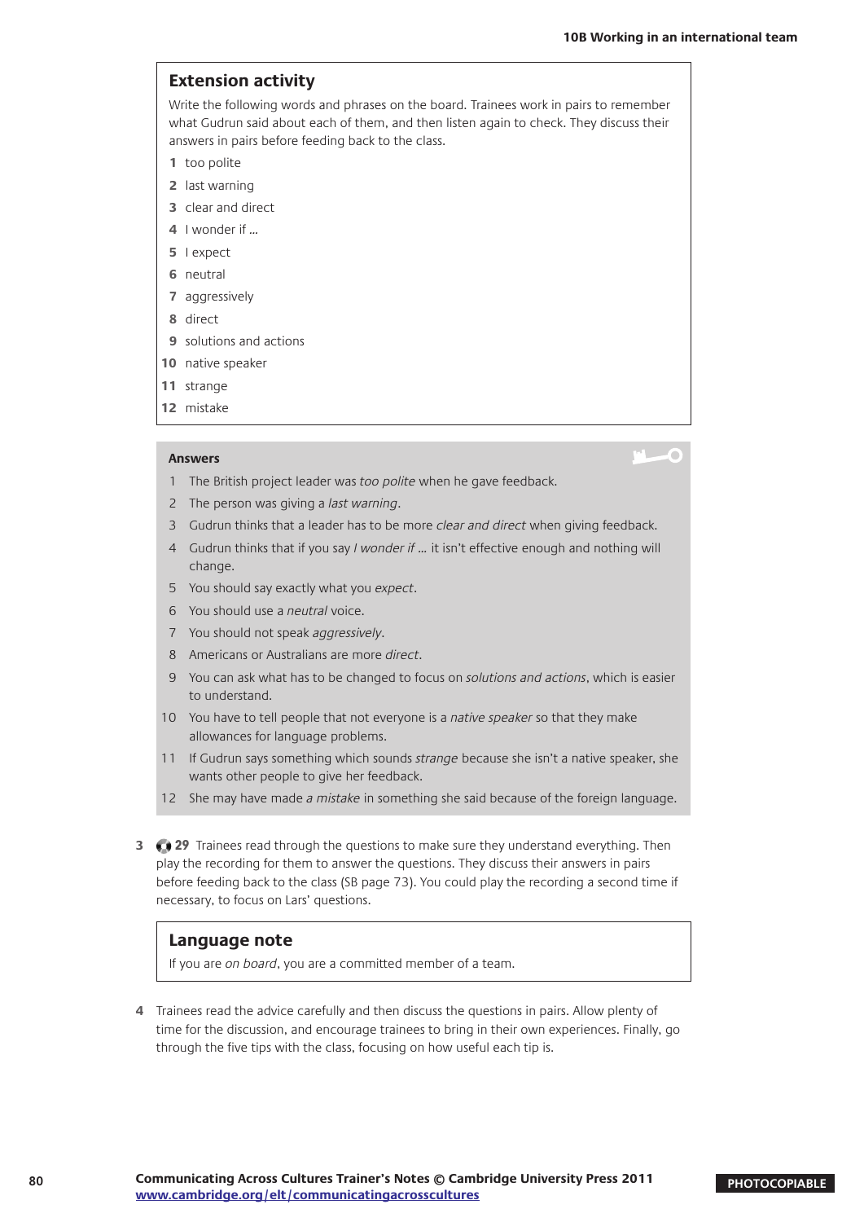## Extension activity

Write the following words and phrases on the board. Trainees work in pairs to remember what Gudrun said about each of them, and then listen again to check. They discuss their answers in pairs before feeding back to the class.

1 too polite
2 last warning
3 clear and direct
4 I wonder if ...
5 I expect
6 neutral
7 aggressively
8 direct
9 solutions and actions
10 native speaker
11 strange
12 mistake

**Answers**

1 The British project leader was *too polite* when he gave feedback.
2 The person was giving a *last warning*.
3 Gudrun thinks that a leader has to be more *clear and direct* when giving feedback.
4 Gudrun thinks that if you say *I wonder if ...* it isn't effective enough and nothing will change.
5 You should say exactly what you *expect*.
6 You should use a *neutral* voice.
7 You should not speak *aggressively*.
8 Americans or Australians are more *direct*.
9 You can ask what has to be changed to focus on *solutions and actions*, which is easier to understand.
10 You have to tell people that not everyone is a *native speaker* so that they make allowances for language problems.
11 If Gudrun says something which sounds *strange* because she isn't a native speaker, she wants other people to give her feedback.
12 She may have made *a mistake* in something she said because of the foreign language.

**3** **29** Trainees read through the questions to make sure they understand everything. Then play the recording for them to answer the questions. They discuss their answers in pairs before feeding back to the class (SB page 73). You could play the recording a second time if necessary, to focus on Lars' questions.

## Language note

If you are *on board*, you are a committed member of a team.

**4** Trainees read the advice carefully and then discuss the questions in pairs. Allow plenty of time for the discussion, and encourage trainees to bring in their own experiences. Finally, go through the five tips with the class, focusing on how useful each tip is.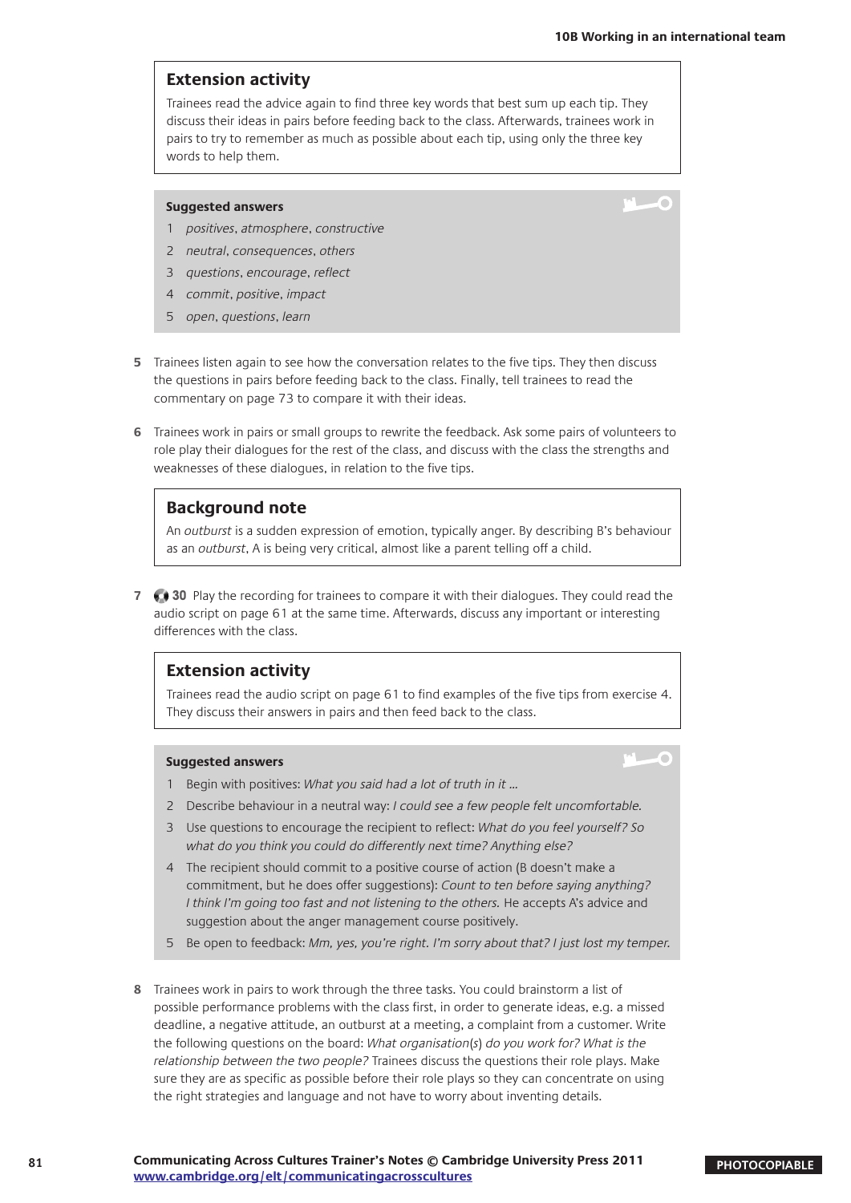### Extension activity

Trainees read the advice again to find three key words that best sum up each tip. They discuss their ideas in pairs before feeding back to the class. Afterwards, trainees work in pairs to try to remember as much as possible about each tip, using only the three key words to help them.

**Suggested answers**

1. *positives*, *atmosphere*, *constructive*
2. *neutral*, *consequences*, *others*
3. *questions*, *encourage*, *reflect*
4. *commit*, *positive*, *impact*
5. *open*, *questions*, *learn*

**5** Trainees listen again to see how the conversation relates to the five tips. They then discuss the questions in pairs before feeding back to the class. Finally, tell trainees to read the commentary on page 73 to compare it with their ideas.

**6** Trainees work in pairs or small groups to rewrite the feedback. Ask some pairs of volunteers to role play their dialogues for the rest of the class, and discuss with the class the strengths and weaknesses of these dialogues, in relation to the five tips.

### Background note

An *outburst* is a sudden expression of emotion, typically anger. By describing B's behaviour as an *outburst*, A is being very critical, almost like a parent telling off a child.

**7** **30** Play the recording for trainees to compare it with their dialogues. They could read the audio script on page 61 at the same time. Afterwards, discuss any important or interesting differences with the class.

### Extension activity

Trainees read the audio script on page 61 to find examples of the five tips from exercise 4. They discuss their answers in pairs and then feed back to the class.

**Suggested answers**

1. Begin with positives: *What you said had a lot of truth in it …*
2. Describe behaviour in a neutral way: *I could see a few people felt uncomfortable.*
3. Use questions to encourage the recipient to reflect: *What do you feel yourself? So what do you think you could do differently next time? Anything else?*
4. The recipient should commit to a positive course of action (B doesn't make a commitment, but he does offer suggestions): *Count to ten before saying anything? I think I'm going too fast and not listening to the others.* He accepts A's advice and suggestion about the anger management course positively.
5. Be open to feedback: *Mm, yes, you're right. I'm sorry about that? I just lost my temper.*

**8** Trainees work in pairs to work through the three tasks. You could brainstorm a list of possible performance problems with the class first, in order to generate ideas, e.g. a missed deadline, a negative attitude, an outburst at a meeting, a complaint from a customer. Write the following questions on the board: *What organisation*(*s*) *do you work for? What is the relationship between the two people?* Trainees discuss the questions their role plays. Make sure they are as specific as possible before their role plays so they can concentrate on using the right strategies and language and not have to worry about inventing details.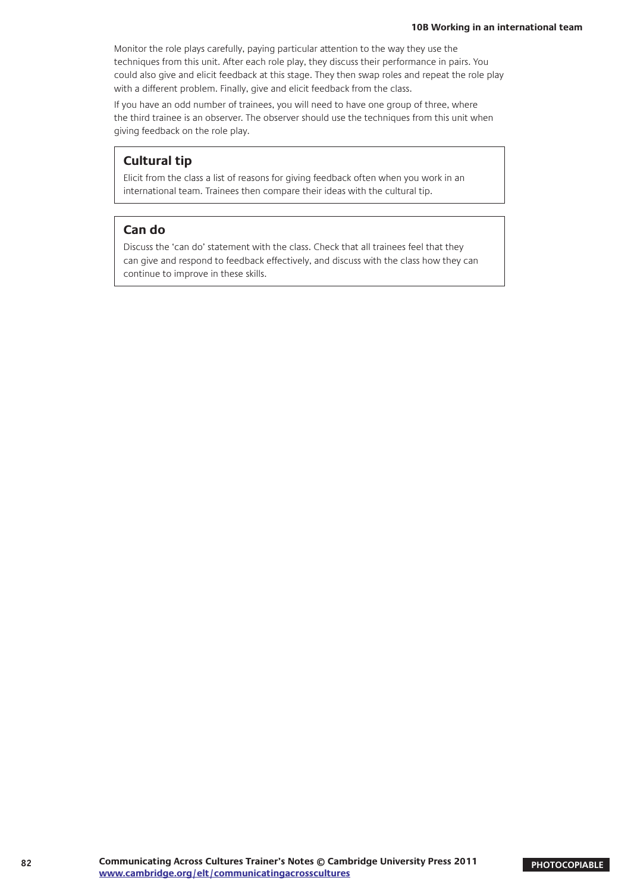Monitor the role plays carefully, paying particular attention to the way they use the techniques from this unit. After each role play, they discuss their performance in pairs. You could also give and elicit feedback at this stage. They then swap roles and repeat the role play with a different problem. Finally, give and elicit feedback from the class.

If you have an odd number of trainees, you will need to have one group of three, where the third trainee is an observer. The observer should use the techniques from this unit when giving feedback on the role play.

## Cultural tip

Elicit from the class a list of reasons for giving feedback often when you work in an international team. Trainees then compare their ideas with the cultural tip.

## Can do

Discuss the 'can do' statement with the class. Check that all trainees feel that they can give and respond to feedback effectively, and discuss with the class how they can continue to improve in these skills.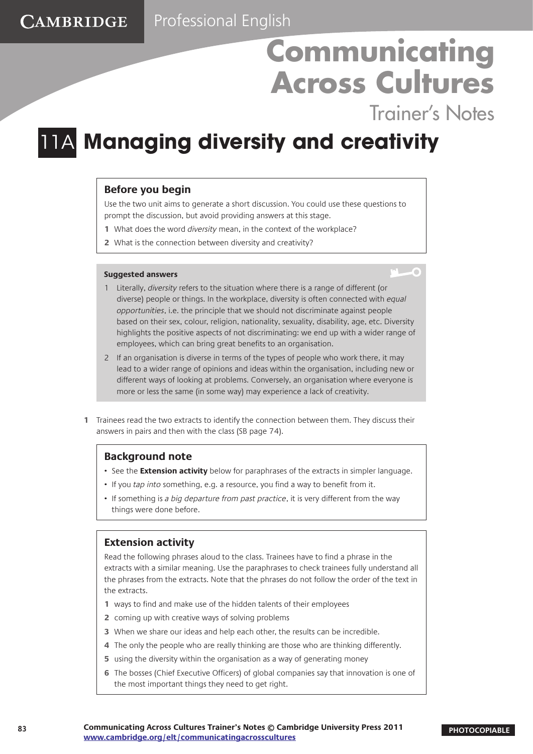# 11A Managing diversity and creativity

### Before you begin

Use the two unit aims to generate a short discussion. You could use these questions to prompt the discussion, but avoid providing answers at this stage.

**1** What does the word *diversity* mean, in the context of the workplace?

**2** What is the connection between diversity and creativity?

#### Suggested answers

1. Literally, *diversity* refers to the situation where there is a range of different (or diverse) people or things. In the workplace, diversity is often connected with *equal opportunities*, i.e. the principle that we should not discriminate against people based on their sex, colour, religion, nationality, sexuality, disability, age, etc. Diversity highlights the positive aspects of not discriminating: we end up with a wider range of employees, which can bring great benefits to an organisation.
2. If an organisation is diverse in terms of the types of people who work there, it may lead to a wider range of opinions and ideas within the organisation, including new or different ways of looking at problems. Conversely, an organisation where everyone is more or less the same (in some way) may experience a lack of creativity.

**1** Trainees read the two extracts to identify the connection between them. They discuss their answers in pairs and then with the class (SB page 74).

### Background note

- See the **Extension activity** below for paraphrases of the extracts in simpler language.
- If you *tap into* something, e.g. a resource, you find a way to benefit from it.
- If something is *a big departure from past practice*, it is very different from the way things were done before.

### Extension activity

Read the following phrases aloud to the class. Trainees have to find a phrase in the extracts with a similar meaning. Use the paraphrases to check trainees fully understand all the phrases from the extracts. Note that the phrases do not follow the order of the text in the extracts.

**1** ways to find and make use of the hidden talents of their employees

**2** coming up with creative ways of solving problems

**3** When we share our ideas and help each other, the results can be incredible.

**4** The only the people who are really thinking are those who are thinking differently.

**5** using the diversity within the organisation as a way of generating money

**6** The bosses (Chief Executive Officers) of global companies say that innovation is one of the most important things they need to get right.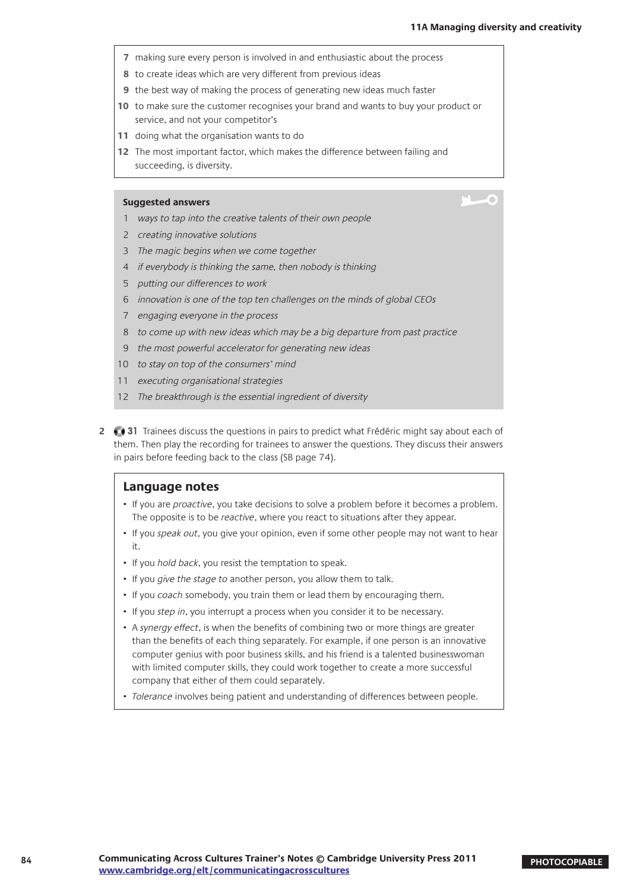7 making sure every person is involved in and enthusiastic about the process
8 to create ideas which are very different from previous ideas
9 the best way of making the process of generating new ideas much faster
10 to make sure the customer recognises your brand and wants to buy your product or service, and not your competitor's
11 doing what the organisation wants to do
12 The most important factor, which makes the difference between failing and succeeding, is diversity.

**Suggested answers**

1. *ways to tap into the creative talents of their own people*
2. *creating innovative solutions*
3. *The magic begins when we come together*
4. *if everybody is thinking the same, then nobody is thinking*
5. *putting our differences to work*
6. *innovation is one of the top ten challenges on the minds of global CEOs*
7. *engaging everyone in the process*
8. *to come up with new ideas which may be a big departure from past practice*
9. *the most powerful accelerator for generating new ideas*
10. *to stay on top of the consumers' mind*
11. *executing organisational strategies*
12. *The breakthrough is the essential ingredient of diversity*

**2** **31** Trainees discuss the questions in pairs to predict what Frédéric might say about each of them. Then play the recording for trainees to answer the questions. They discuss their answers in pairs before feeding back to the class (SB page 74).

## Language notes

- If you are *proactive*, you take decisions to solve a problem before it becomes a problem. The opposite is to be *reactive*, where you react to situations after they appear.
- If you *speak out*, you give your opinion, even if some other people may not want to hear it.
- If you *hold back*, you resist the temptation to speak.
- If you *give the stage to* another person, you allow them to talk.
- If you *coach* somebody, you train them or lead them by encouraging them.
- If you *step in*, you interrupt a process when you consider it to be necessary.
- A *synergy effect*, is when the benefits of combining two or more things are greater than the benefits of each thing separately. For example, if one person is an innovative computer genius with poor business skills, and his friend is a talented businesswoman with limited computer skills, they could work together to create a more successful company that either of them could separately.
- *Tolerance* involves being patient and understanding of differences between people.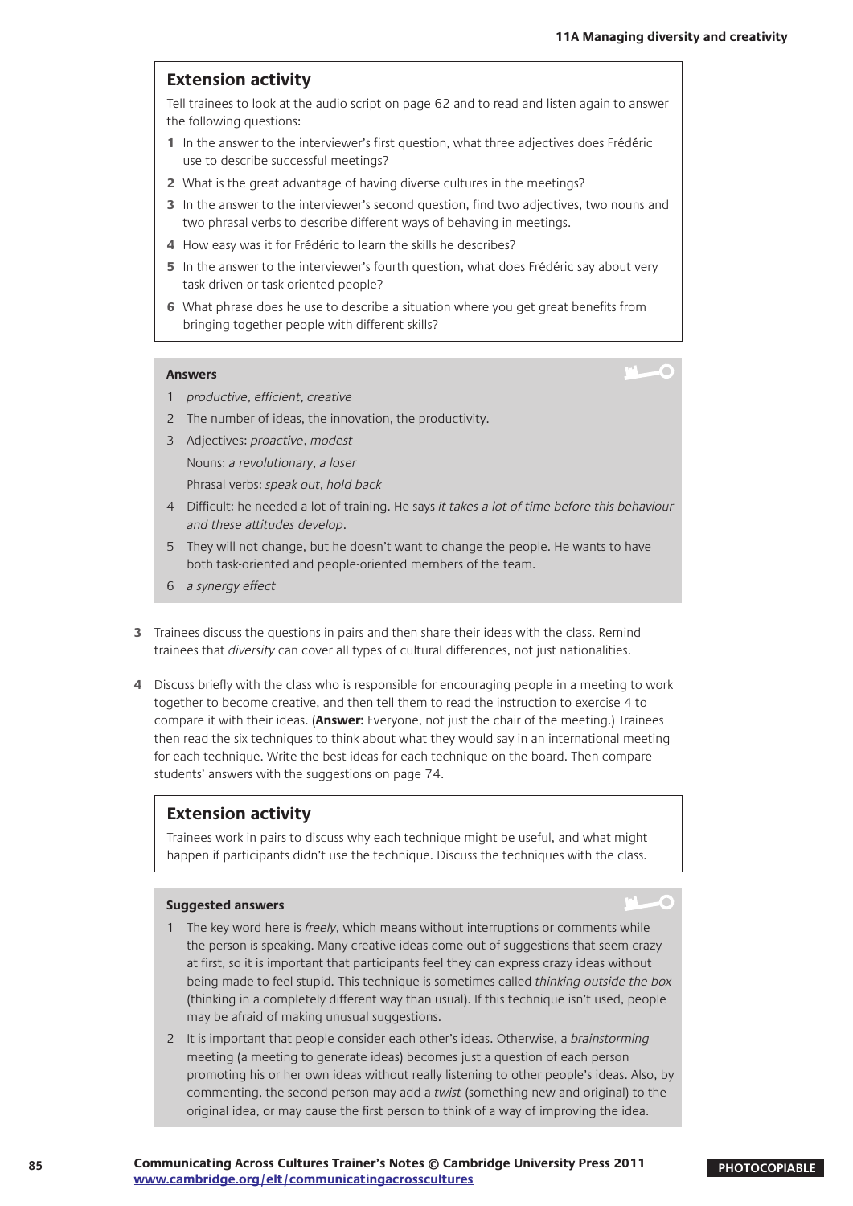## Extension activity

Tell trainees to look at the audio script on page 62 and to read and listen again to answer the following questions:

**1** In the answer to the interviewer's first question, what three adjectives does Frédéric use to describe successful meetings?

**2** What is the great advantage of having diverse cultures in the meetings?

**3** In the answer to the interviewer's second question, find two adjectives, two nouns and two phrasal verbs to describe different ways of behaving in meetings.

**4** How easy was it for Frédéric to learn the skills he describes?

**5** In the answer to the interviewer's fourth question, what does Frédéric say about very task-driven or task-oriented people?

**6** What phrase does he use to describe a situation where you get great benefits from bringing together people with different skills?

#### Answers

1 *productive*, *efficient*, *creative*

2 The number of ideas, the innovation, the productivity.

3 Adjectives: *proactive*, *modest*
Nouns: *a revolutionary*, *a loser*
Phrasal verbs: *speak out*, *hold back*

4 Difficult: he needed a lot of training. He says *it takes a lot of time before this behaviour and these attitudes develop*.

5 They will not change, but he doesn't want to change the people. He wants to have both task-oriented and people-oriented members of the team.

6 *a synergy effect*

**3** Trainees discuss the questions in pairs and then share their ideas with the class. Remind trainees that *diversity* can cover all types of cultural differences, not just nationalities.

**4** Discuss briefly with the class who is responsible for encouraging people in a meeting to work together to become creative, and then tell them to read the instruction to exercise 4 to compare it with their ideas. (**Answer:** Everyone, not just the chair of the meeting.) Trainees then read the six techniques to think about what they would say in an international meeting for each technique. Write the best ideas for each technique on the board. Then compare students' answers with the suggestions on page 74.

## Extension activity

Trainees work in pairs to discuss why each technique might be useful, and what might happen if participants didn't use the technique. Discuss the techniques with the class.

#### Suggested answers

1 The key word here is *freely*, which means without interruptions or comments while the person is speaking. Many creative ideas come out of suggestions that seem crazy at first, so it is important that participants feel they can express crazy ideas without being made to feel stupid. This technique is sometimes called *thinking outside the box* (thinking in a completely different way than usual). If this technique isn't used, people may be afraid of making unusual suggestions.

2 It is important that people consider each other's ideas. Otherwise, a *brainstorming* meeting (a meeting to generate ideas) becomes just a question of each person promoting his or her own ideas without really listening to other people's ideas. Also, by commenting, the second person may add a *twist* (something new and original) to the original idea, or may cause the first person to think of a way of improving the idea.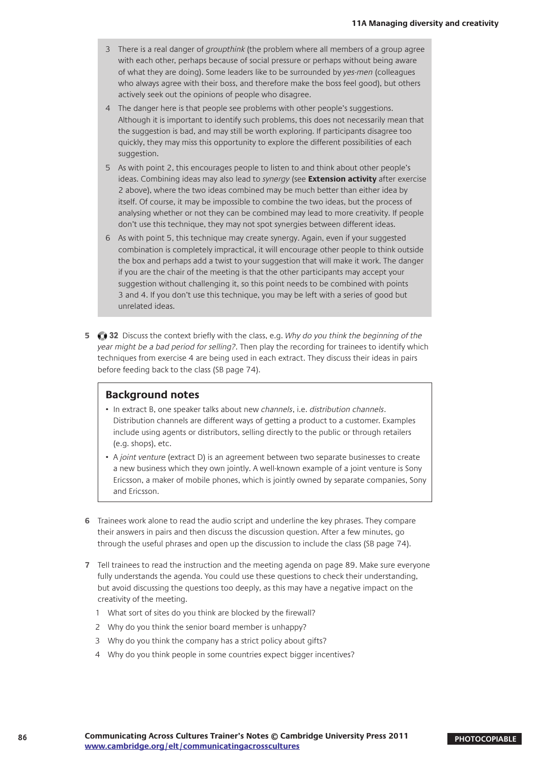3 There is a real danger of *groupthink* (the problem where all members of a group agree with each other, perhaps because of social pressure or perhaps without being aware of what they are doing). Some leaders like to be surrounded by *yes-men* (colleagues who always agree with their boss, and therefore make the boss feel good), but others actively seek out the opinions of people who disagree.

4 The danger here is that people see problems with other people's suggestions. Although it is important to identify such problems, this does not necessarily mean that the suggestion is bad, and may still be worth exploring. If participants disagree too quickly, they may miss this opportunity to explore the different possibilities of each suggestion.

5 As with point 2, this encourages people to listen to and think about other people's ideas. Combining ideas may also lead to *synergy* (see **Extension activity** after exercise 2 above), where the two ideas combined may be much better than either idea by itself. Of course, it may be impossible to combine the two ideas, but the process of analysing whether or not they can be combined may lead to more creativity. If people don't use this technique, they may not spot synergies between different ideas.

6 As with point 5, this technique may create synergy. Again, even if your suggested combination is completely impractical, it will encourage other people to think outside the box and perhaps add a twist to your suggestion that will make it work. The danger if you are the chair of the meeting is that the other participants may accept your suggestion without challenging it, so this point needs to be combined with points 3 and 4. If you don't use this technique, you may be left with a series of good but unrelated ideas.

**5** **32** Discuss the context briefly with the class, e.g. *Why do you think the beginning of the year might be a bad period for selling?*. Then play the recording for trainees to identify which techniques from exercise 4 are being used in each extract. They discuss their ideas in pairs before feeding back to the class (SB page 74).

## Background notes

- In extract B, one speaker talks about new *channels*, i.e. *distribution channels*. Distribution channels are different ways of getting a product to a customer. Examples include using agents or distributors, selling directly to the public or through retailers (e.g. shops), etc.
- A *joint venture* (extract D) is an agreement between two separate businesses to create a new business which they own jointly. A well-known example of a joint venture is Sony Ericsson, a maker of mobile phones, which is jointly owned by separate companies, Sony and Ericsson.

**6** Trainees work alone to read the audio script and underline the key phrases. They compare their answers in pairs and then discuss the discussion question. After a few minutes, go through the useful phrases and open up the discussion to include the class (SB page 74).

**7** Tell trainees to read the instruction and the meeting agenda on page 89. Make sure everyone fully understands the agenda. You could use these questions to check their understanding, but avoid discussing the questions too deeply, as this may have a negative impact on the creativity of the meeting.

1 What sort of sites do you think are blocked by the firewall?
2 Why do you think the senior board member is unhappy?
3 Why do you think the company has a strict policy about gifts?
4 Why do you think people in some countries expect bigger incentives?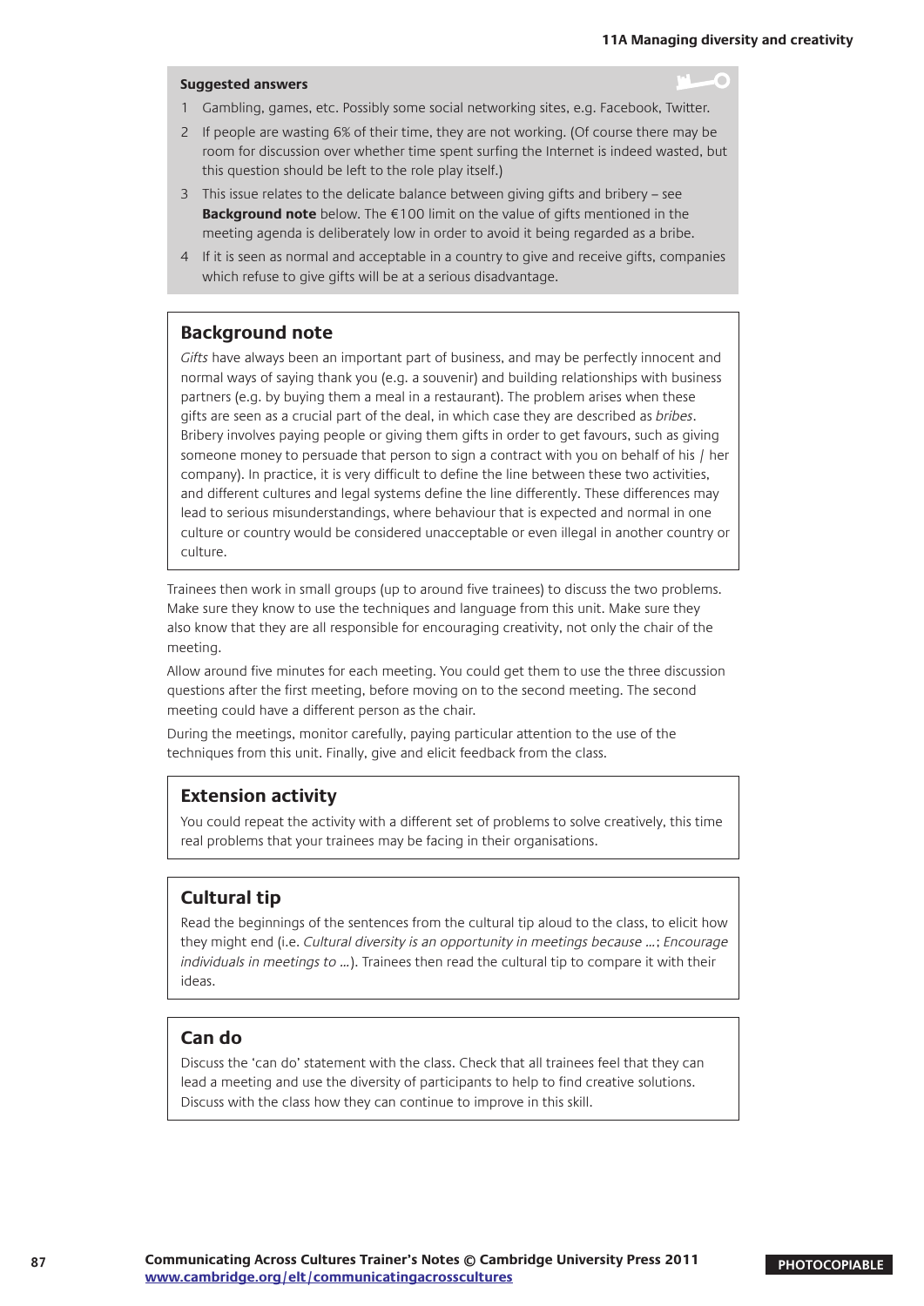**Suggested answers**

1. Gambling, games, etc. Possibly some social networking sites, e.g. Facebook, Twitter.
2. If people are wasting 6% of their time, they are not working. (Of course there may be room for discussion over whether time spent surfing the Internet is indeed wasted, but this question should be left to the role play itself.)
3. This issue relates to the delicate balance between giving gifts and bribery – see **Background note** below. The €100 limit on the value of gifts mentioned in the meeting agenda is deliberately low in order to avoid it being regarded as a bribe.
4. If it is seen as normal and acceptable in a country to give and receive gifts, companies which refuse to give gifts will be at a serious disadvantage.

## Background note

*Gifts* have always been an important part of business, and may be perfectly innocent and normal ways of saying thank you (e.g. a souvenir) and building relationships with business partners (e.g. by buying them a meal in a restaurant). The problem arises when these gifts are seen as a crucial part of the deal, in which case they are described as *bribes*. Bribery involves paying people or giving them gifts in order to get favours, such as giving someone money to persuade that person to sign a contract with you on behalf of his / her company). In practice, it is very difficult to define the line between these two activities, and different cultures and legal systems define the line differently. These differences may lead to serious misunderstandings, where behaviour that is expected and normal in one culture or country would be considered unacceptable or even illegal in another country or culture.

Trainees then work in small groups (up to around five trainees) to discuss the two problems. Make sure they know to use the techniques and language from this unit. Make sure they also know that they are all responsible for encouraging creativity, not only the chair of the meeting.

Allow around five minutes for each meeting. You could get them to use the three discussion questions after the first meeting, before moving on to the second meeting. The second meeting could have a different person as the chair.

During the meetings, monitor carefully, paying particular attention to the use of the techniques from this unit. Finally, give and elicit feedback from the class.

## Extension activity

You could repeat the activity with a different set of problems to solve creatively, this time real problems that your trainees may be facing in their organisations.

## Cultural tip

Read the beginnings of the sentences from the cultural tip aloud to the class, to elicit how they might end (i.e. *Cultural diversity is an opportunity in meetings because …*; *Encourage individuals in meetings to …*). Trainees then read the cultural tip to compare it with their ideas.

## Can do

Discuss the 'can do' statement with the class. Check that all trainees feel that they can lead a meeting and use the diversity of participants to help to find creative solutions. Discuss with the class how they can continue to improve in this skill.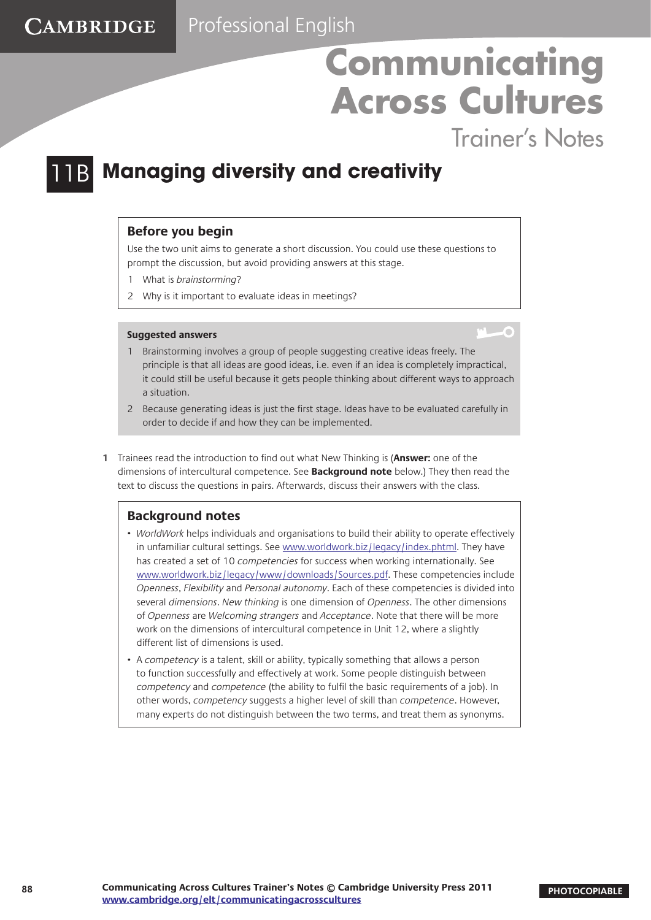# 11B Managing diversity and creativity

## Before you begin

Use the two unit aims to generate a short discussion. You could use these questions to prompt the discussion, but avoid providing answers at this stage.

1. What is *brainstorming*?
2. Why is it important to evaluate ideas in meetings?

**Suggested answers**

1. Brainstorming involves a group of people suggesting creative ideas freely. The principle is that all ideas are good ideas, i.e. even if an idea is completely impractical, it could still be useful because it gets people thinking about different ways to approach a situation.
2. Because generating ideas is just the first stage. Ideas have to be evaluated carefully in order to decide if and how they can be implemented.

**1** Trainees read the introduction to find out what New Thinking is (**Answer:** one of the dimensions of intercultural competence. See **Background note** below.) They then read the text to discuss the questions in pairs. Afterwards, discuss their answers with the class.

## Background notes

- *WorldWork* helps individuals and organisations to build their ability to operate effectively in unfamiliar cultural settings. See www.worldwork.biz/legacy/index.phtml. They have has created a set of 10 *competencies* for success when working internationally. See www.worldwork.biz/legacy/www/downloads/Sources.pdf. These competencies include *Openness*, *Flexibility* and *Personal autonomy*. Each of these competencies is divided into several *dimensions*. *New thinking* is one dimension of *Openness*. The other dimensions of *Openness* are *Welcoming strangers* and *Acceptance*. Note that there will be more work on the dimensions of intercultural competence in Unit 12, where a slightly different list of dimensions is used.
- A *competency* is a talent, skill or ability, typically something that allows a person to function successfully and effectively at work. Some people distinguish between *competency* and *competence* (the ability to fulfil the basic requirements of a job). In other words, *competency* suggests a higher level of skill than *competence*. However, many experts do not distinguish between the two terms, and treat them as synonyms.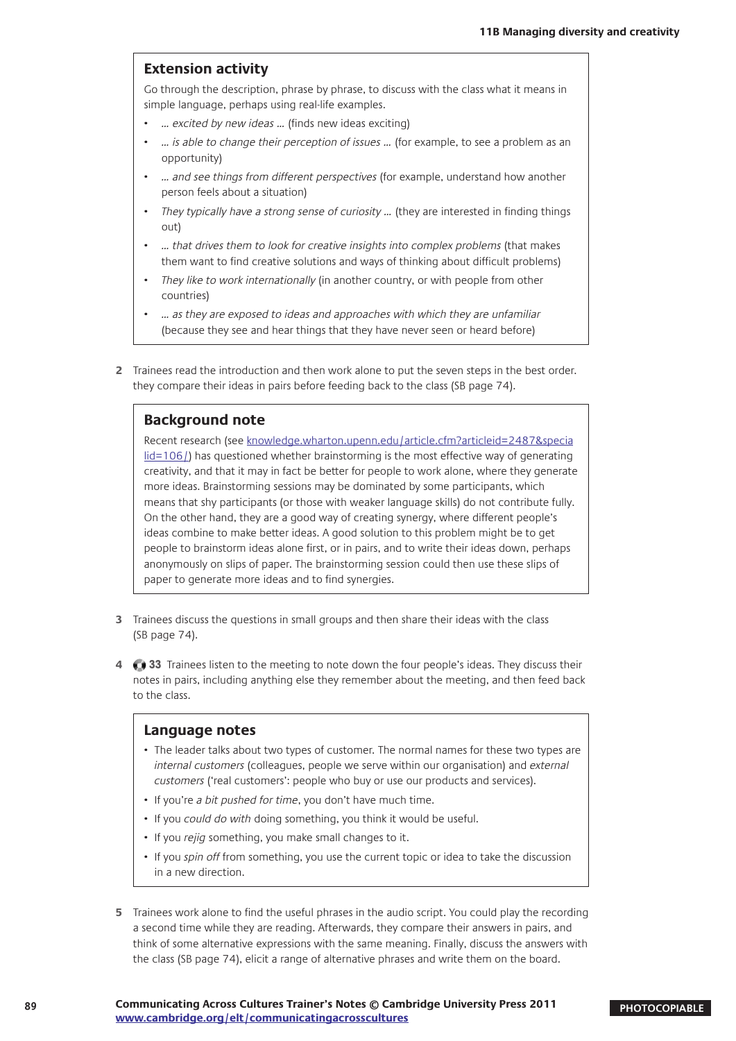## Extension activity

Go through the description, phrase by phrase, to discuss with the class what it means in simple language, perhaps using real-life examples.

- *… excited by new ideas …* (finds new ideas exciting)
- *… is able to change their perception of issues …* (for example, to see a problem as an opportunity)
- *… and see things from different perspectives* (for example, understand how another person feels about a situation)
- *They typically have a strong sense of curiosity …* (they are interested in finding things out)
- *… that drives them to look for creative insights into complex problems* (that makes them want to find creative solutions and ways of thinking about difficult problems)
- *They like to work internationally* (in another country, or with people from other countries)
- *… as they are exposed to ideas and approaches with which they are unfamiliar* (because they see and hear things that they have never seen or heard before)

**2** Trainees read the introduction and then work alone to put the seven steps in the best order. they compare their ideas in pairs before feeding back to the class (SB page 74).

## Background note

Recent research (see knowledge.wharton.upenn.edu/article.cfm?articleid=2487&specialid=106/) has questioned whether brainstorming is the most effective way of generating creativity, and that it may in fact be better for people to work alone, where they generate more ideas. Brainstorming sessions may be dominated by some participants, which means that shy participants (or those with weaker language skills) do not contribute fully. On the other hand, they are a good way of creating synergy, where different people's ideas combine to make better ideas. A good solution to this problem might be to get people to brainstorm ideas alone first, or in pairs, and to write their ideas down, perhaps anonymously on slips of paper. The brainstorming session could then use these slips of paper to generate more ideas and to find synergies.

**3** Trainees discuss the questions in small groups and then share their ideas with the class (SB page 74).

**4** **33** Trainees listen to the meeting to note down the four people's ideas. They discuss their notes in pairs, including anything else they remember about the meeting, and then feed back to the class.

## Language notes

- The leader talks about two types of customer. The normal names for these two types are *internal customers* (colleagues, people we serve within our organisation) and *external customers* ('real customers': people who buy or use our products and services).
- If you're *a bit pushed for time*, you don't have much time.
- If you *could do with* doing something, you think it would be useful.
- If you *rejig* something, you make small changes to it.
- If you *spin off* from something, you use the current topic or idea to take the discussion in a new direction.

**5** Trainees work alone to find the useful phrases in the audio script. You could play the recording a second time while they are reading. Afterwards, they compare their answers in pairs, and think of some alternative expressions with the same meaning. Finally, discuss the answers with the class (SB page 74), elicit a range of alternative phrases and write them on the board.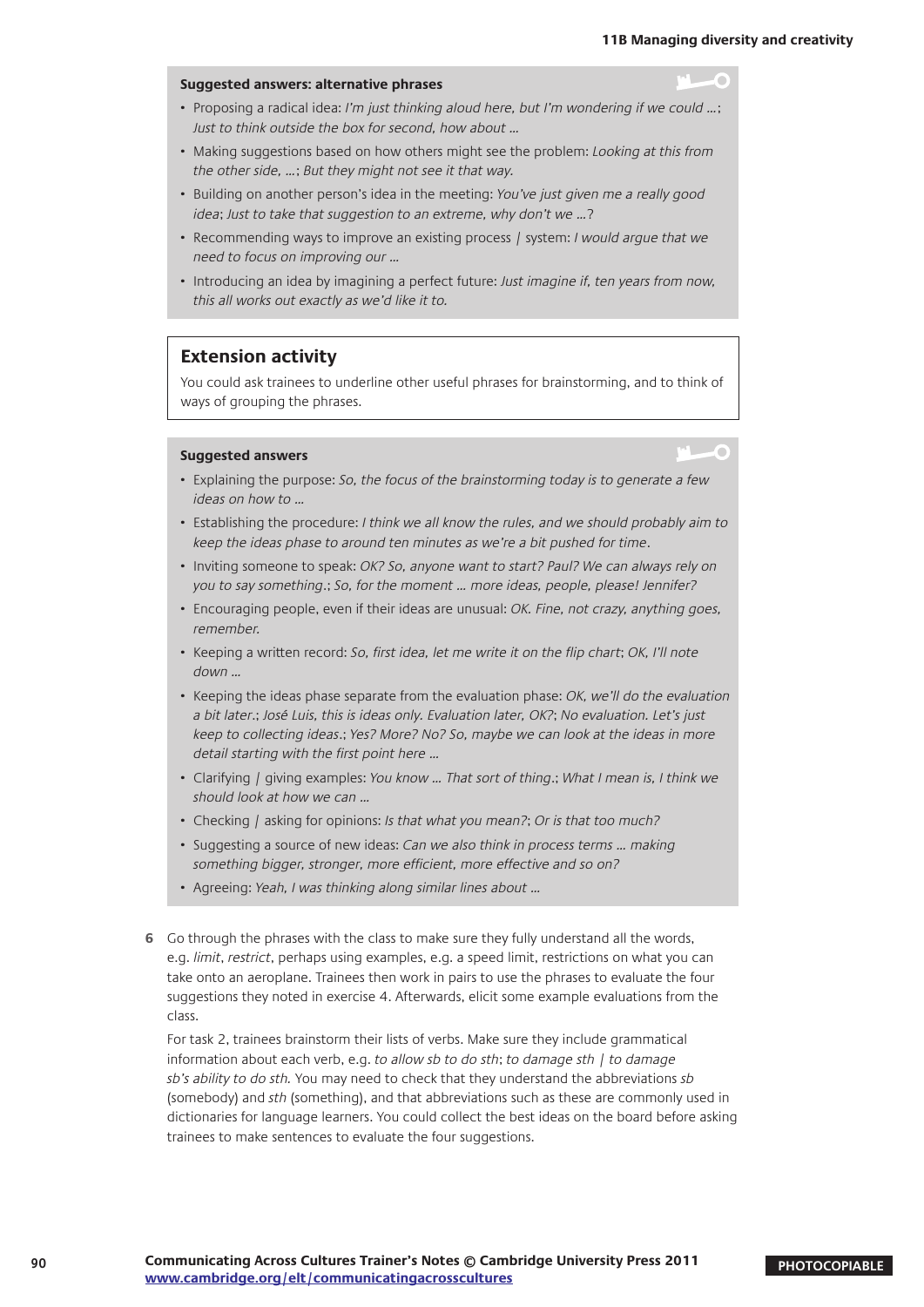**Suggested answers: alternative phrases**

- Proposing a radical idea: *I'm just thinking aloud here, but I'm wondering if we could …*; *Just to think outside the box for second, how about …*
- Making suggestions based on how others might see the problem: *Looking at this from the other side, …*; *But they might not see it that way.*
- Building on another person's idea in the meeting: *You've just given me a really good idea*; *Just to take that suggestion to an extreme, why don't we …?*
- Recommending ways to improve an existing process / system: *I would argue that we need to focus on improving our …*
- Introducing an idea by imagining a perfect future: *Just imagine if, ten years from now, this all works out exactly as we'd like it to.*

## Extension activity

You could ask trainees to underline other useful phrases for brainstorming, and to think of ways of grouping the phrases.

**Suggested answers**

- Explaining the purpose: *So, the focus of the brainstorming today is to generate a few ideas on how to …*
- Establishing the procedure: *I think we all know the rules, and we should probably aim to keep the ideas phase to around ten minutes as we're a bit pushed for time*.
- Inviting someone to speak: *OK? So, anyone want to start? Paul? We can always rely on you to say something*.; *So, for the moment … more ideas, people, please! Jennifer?*
- Encouraging people, even if their ideas are unusual: *OK. Fine, not crazy, anything goes, remember.*
- Keeping a written record: *So, first idea, let me write it on the flip chart*; *OK, I'll note down …*
- Keeping the ideas phase separate from the evaluation phase: *OK, we'll do the evaluation a bit later*.; *José Luis, this is ideas only. Evaluation later, OK?*; *No evaluation. Let's just keep to collecting ideas*.; *Yes? More? No? So, maybe we can look at the ideas in more detail starting with the first point here …*
- Clarifying / giving examples: *You know … That sort of thing*.; *What I mean is, I think we should look at how we can …*
- Checking / asking for opinions: *Is that what you mean?*; *Or is that too much?*
- Suggesting a source of new ideas: *Can we also think in process terms … making something bigger, stronger, more efficient, more effective and so on?*
- Agreeing: *Yeah, I was thinking along similar lines about …*

**6** Go through the phrases with the class to make sure they fully understand all the words, e.g. *limit*, *restrict*, perhaps using examples, e.g. a speed limit, restrictions on what you can take onto an aeroplane. Trainees then work in pairs to use the phrases to evaluate the four suggestions they noted in exercise 4. Afterwards, elicit some example evaluations from the class.

For task 2, trainees brainstorm their lists of verbs. Make sure they include grammatical information about each verb, e.g. *to allow sb to do sth*; *to damage sth / to damage sb's ability to do sth.* You may need to check that they understand the abbreviations *sb* (somebody) and *sth* (something), and that abbreviations such as these are commonly used in dictionaries for language learners. You could collect the best ideas on the board before asking trainees to make sentences to evaluate the four suggestions.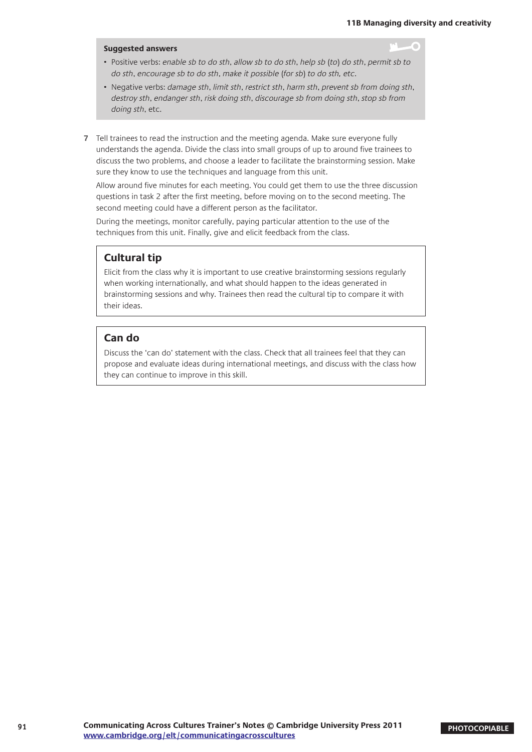**Suggested answers**

- Positive verbs: *enable sb to do sth*, *allow sb to do sth*, *help sb* (*to*) *do sth*, *permit sb to do sth*, *encourage sb to do sth*, *make it possible* (*for sb*) *to do sth, etc*.
- Negative verbs: *damage sth*, *limit sth*, *restrict sth*, *harm sth*, *prevent sb from doing sth*, *destroy sth*, *endanger sth*, *risk doing sth*, *discourage sb from doing sth*, *stop sb from doing sth*, etc.

**7** Tell trainees to read the instruction and the meeting agenda. Make sure everyone fully understands the agenda. Divide the class into small groups of up to around five trainees to discuss the two problems, and choose a leader to facilitate the brainstorming session. Make sure they know to use the techniques and language from this unit.

Allow around five minutes for each meeting. You could get them to use the three discussion questions in task 2 after the first meeting, before moving on to the second meeting. The second meeting could have a different person as the facilitator.

During the meetings, monitor carefully, paying particular attention to the use of the techniques from this unit. Finally, give and elicit feedback from the class.

## Cultural tip

Elicit from the class why it is important to use creative brainstorming sessions regularly when working internationally, and what should happen to the ideas generated in brainstorming sessions and why. Trainees then read the cultural tip to compare it with their ideas.

## Can do

Discuss the 'can do' statement with the class. Check that all trainees feel that they can propose and evaluate ideas during international meetings, and discuss with the class how they can continue to improve in this skill.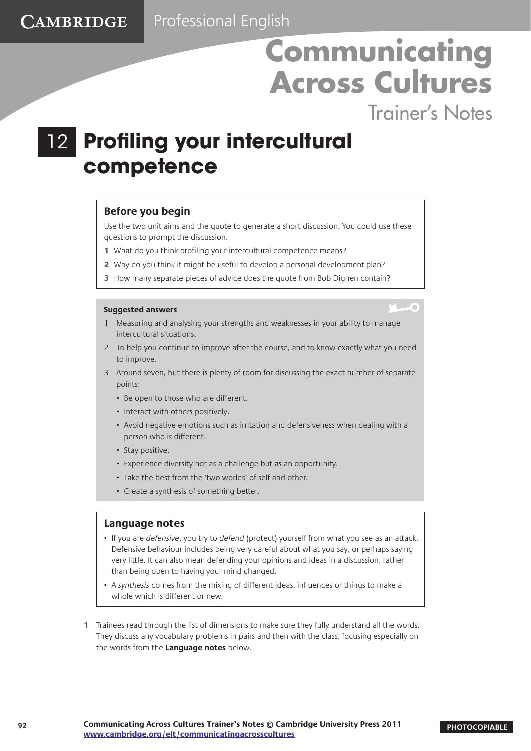# 12 Profiling your intercultural competence

## Before you begin

Use the two unit aims and the quote to generate a short discussion. You could use these questions to prompt the discussion.

1. What do you think profiling your intercultural competence means?
2. Why do you think it might be useful to develop a personal development plan?
3. How many separate pieces of advice does the quote from Bob Dignen contain?

**Suggested answers**

1. Measuring and analysing your strengths and weaknesses in your ability to manage intercultural situations.
2. To help you continue to improve after the course, and to know exactly what you need to improve.
3. Around seven, but there is plenty of room for discussing the exact number of separate points:
   - Be open to those who are different.
   - Interact with others positively.
   - Avoid negative emotions such as irritation and defensiveness when dealing with a person who is different.
   - Stay positive.
   - Experience diversity not as a challenge but as an opportunity.
   - Take the best from the 'two worlds' of self and other.
   - Create a synthesis of something better.

## Language notes

- If you are *defensive*, you try to *defend* (protect) yourself from what you see as an attack. Defensive behaviour includes being very careful about what you say, or perhaps saying very little. It can also mean defending your opinions and ideas in a discussion, rather than being open to having your mind changed.
- A *synthesis* comes from the mixing of different ideas, influences or things to make a whole which is different or new.

1. Trainees read through the list of dimensions to make sure they fully understand all the words. They discuss any vocabulary problems in pairs and then with the class, focusing especially on the words from the **Language notes** below.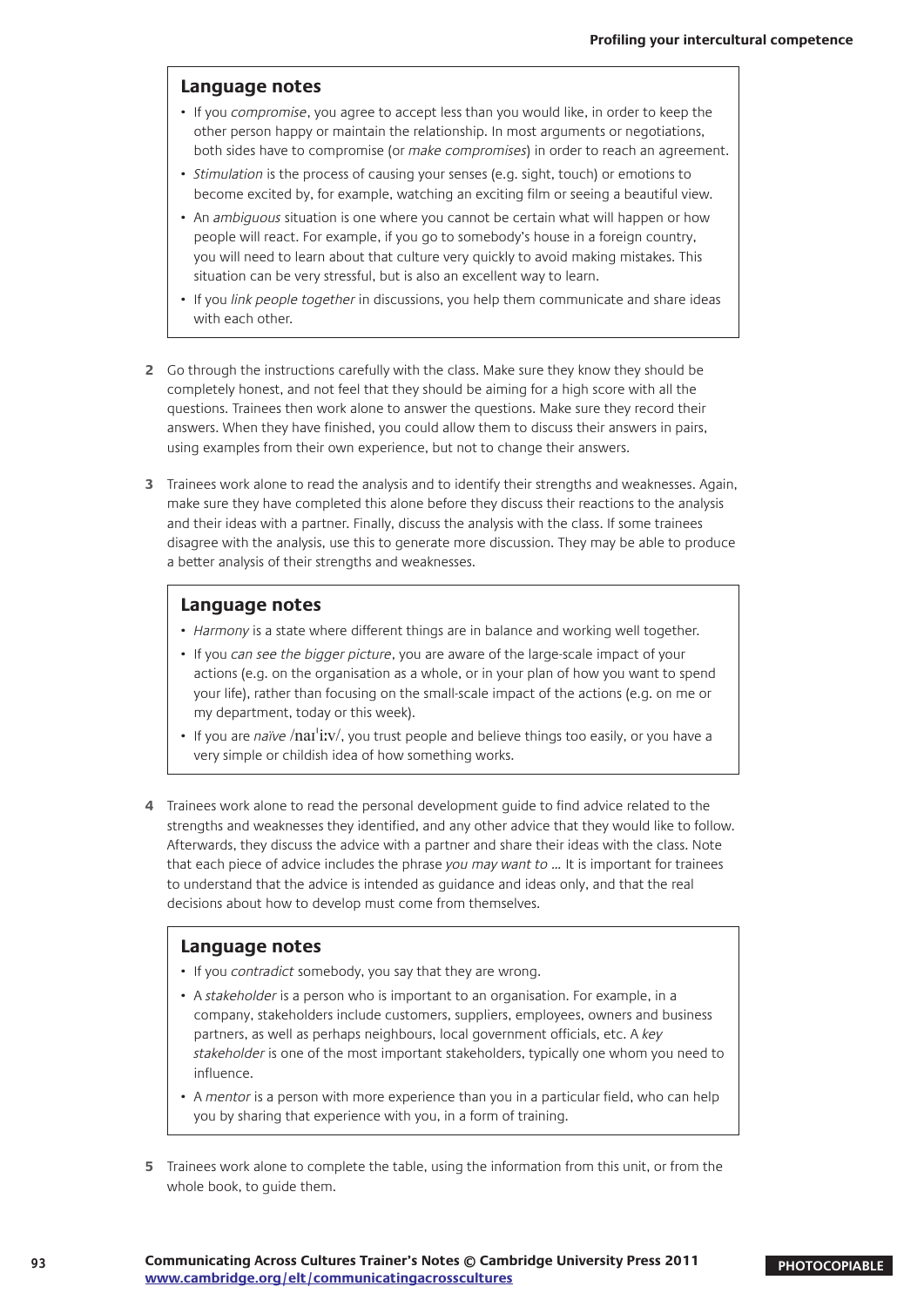### Language notes

- If you *compromise*, you agree to accept less than you would like, in order to keep the other person happy or maintain the relationship. In most arguments or negotiations, both sides have to compromise (or *make compromises*) in order to reach an agreement.
- *Stimulation* is the process of causing your senses (e.g. sight, touch) or emotions to become excited by, for example, watching an exciting film or seeing a beautiful view.
- An *ambiguous* situation is one where you cannot be certain what will happen or how people will react. For example, if you go to somebody's house in a foreign country, you will need to learn about that culture very quickly to avoid making mistakes. This situation can be very stressful, but is also an excellent way to learn.
- If you *link people together* in discussions, you help them communicate and share ideas with each other.

**2** Go through the instructions carefully with the class. Make sure they know they should be completely honest, and not feel that they should be aiming for a high score with all the questions. Trainees then work alone to answer the questions. Make sure they record their answers. When they have finished, you could allow them to discuss their answers in pairs, using examples from their own experience, but not to change their answers.

**3** Trainees work alone to read the analysis and to identify their strengths and weaknesses. Again, make sure they have completed this alone before they discuss their reactions to the analysis and their ideas with a partner. Finally, discuss the analysis with the class. If some trainees disagree with the analysis, use this to generate more discussion. They may be able to produce a better analysis of their strengths and weaknesses.

### Language notes

- *Harmony* is a state where different things are in balance and working well together.
- If you *can see the bigger picture*, you are aware of the large-scale impact of your actions (e.g. on the organisation as a whole, or in your plan of how you want to spend your life), rather than focusing on the small-scale impact of the actions (e.g. on me or my department, today or this week).
- If you are *naïve* /naɪˈiːv/, you trust people and believe things too easily, or you have a very simple or childish idea of how something works.

**4** Trainees work alone to read the personal development guide to find advice related to the strengths and weaknesses they identified, and any other advice that they would like to follow. Afterwards, they discuss the advice with a partner and share their ideas with the class. Note that each piece of advice includes the phrase *you may want to* ... It is important for trainees to understand that the advice is intended as guidance and ideas only, and that the real decisions about how to develop must come from themselves.

### Language notes

- If you *contradict* somebody, you say that they are wrong.
- A *stakeholder* is a person who is important to an organisation. For example, in a company, stakeholders include customers, suppliers, employees, owners and business partners, as well as perhaps neighbours, local government officials, etc. A *key stakeholder* is one of the most important stakeholders, typically one whom you need to influence.
- A *mentor* is a person with more experience than you in a particular field, who can help you by sharing that experience with you, in a form of training.

**5** Trainees work alone to complete the table, using the information from this unit, or from the whole book, to guide them.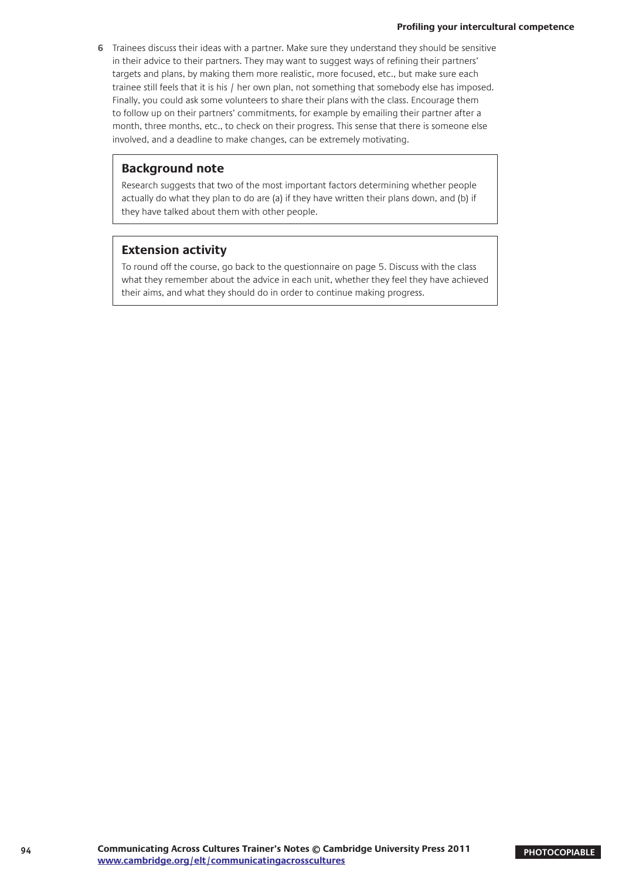**6** Trainees discuss their ideas with a partner. Make sure they understand they should be sensitive in their advice to their partners. They may want to suggest ways of refining their partners' targets and plans, by making them more realistic, more focused, etc., but make sure each trainee still feels that it is his / her own plan, not something that somebody else has imposed. Finally, you could ask some volunteers to share their plans with the class. Encourage them to follow up on their partners' commitments, for example by emailing their partner after a month, three months, etc., to check on their progress. This sense that there is someone else involved, and a deadline to make changes, can be extremely motivating.

## Background note

Research suggests that two of the most important factors determining whether people actually do what they plan to do are (a) if they have written their plans down, and (b) if they have talked about them with other people.

## Extension activity

To round off the course, go back to the questionnaire on page 5. Discuss with the class what they remember about the advice in each unit, whether they feel they have achieved their aims, and what they should do in order to continue making progress.